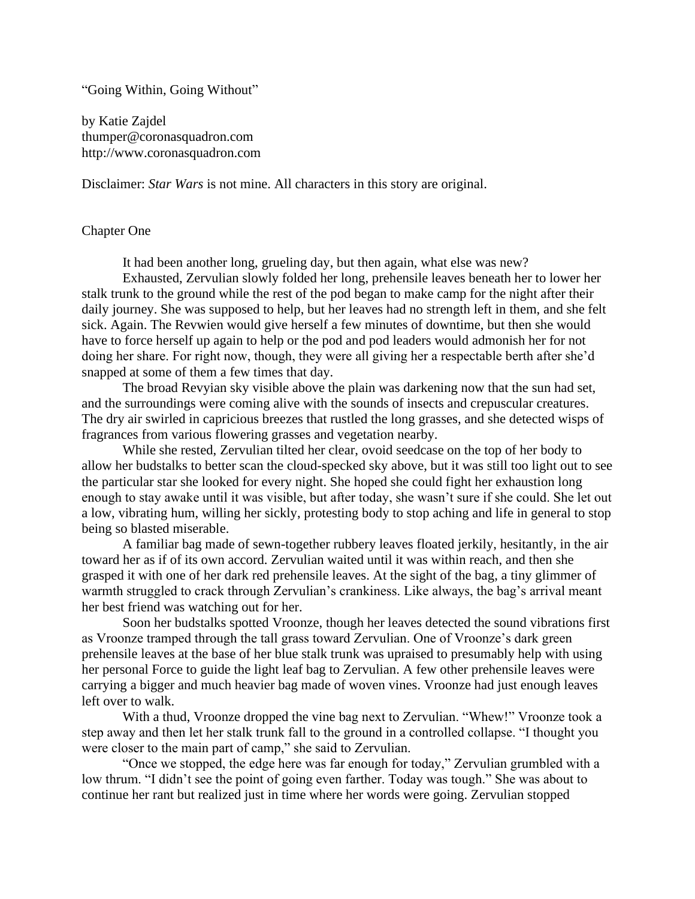"Going Within, Going Without"

by Katie Zajdel
thumper@coronasquadron.com
http://www.coronasquadron.com

Disclaimer: *Star Wars* is not mine. All characters in this story are original.

## Chapter One

It had been another long, grueling day, but then again, what else was new?

Exhausted, Zervulian slowly folded her long, prehensile leaves beneath her to lower her stalk trunk to the ground while the rest of the pod began to make camp for the night after their daily journey. She was supposed to help, but her leaves had no strength left in them, and she felt sick. Again. The Revwien would give herself a few minutes of downtime, but then she would have to force herself up again to help or the pod and pod leaders would admonish her for not doing her share. For right now, though, they were all giving her a respectable berth after she'd snapped at some of them a few times that day.

The broad Revyian sky visible above the plain was darkening now that the sun had set, and the surroundings were coming alive with the sounds of insects and crepuscular creatures. The dry air swirled in capricious breezes that rustled the long grasses, and she detected wisps of fragrances from various flowering grasses and vegetation nearby.

While she rested, Zervulian tilted her clear, ovoid seedcase on the top of her body to allow her budstalks to better scan the cloud-specked sky above, but it was still too light out to see the particular star she looked for every night. She hoped she could fight her exhaustion long enough to stay awake until it was visible, but after today, she wasn't sure if she could. She let out a low, vibrating hum, willing her sickly, protesting body to stop aching and life in general to stop being so blasted miserable.

A familiar bag made of sewn-together rubbery leaves floated jerkily, hesitantly, in the air toward her as if of its own accord. Zervulian waited until it was within reach, and then she grasped it with one of her dark red prehensile leaves. At the sight of the bag, a tiny glimmer of warmth struggled to crack through Zervulian's crankiness. Like always, the bag's arrival meant her best friend was watching out for her.

Soon her budstalks spotted Vroonze, though her leaves detected the sound vibrations first as Vroonze tramped through the tall grass toward Zervulian. One of Vroonze's dark green prehensile leaves at the base of her blue stalk trunk was upraised to presumably help with using her personal Force to guide the light leaf bag to Zervulian. A few other prehensile leaves were carrying a bigger and much heavier bag made of woven vines. Vroonze had just enough leaves left over to walk.

With a thud, Vroonze dropped the vine bag next to Zervulian. "Whew!" Vroonze took a step away and then let her stalk trunk fall to the ground in a controlled collapse. "I thought you were closer to the main part of camp," she said to Zervulian.

"Once we stopped, the edge here was far enough for today," Zervulian grumbled with a low thrum. "I didn't see the point of going even farther. Today was tough." She was about to continue her rant but realized just in time where her words were going. Zervulian stopped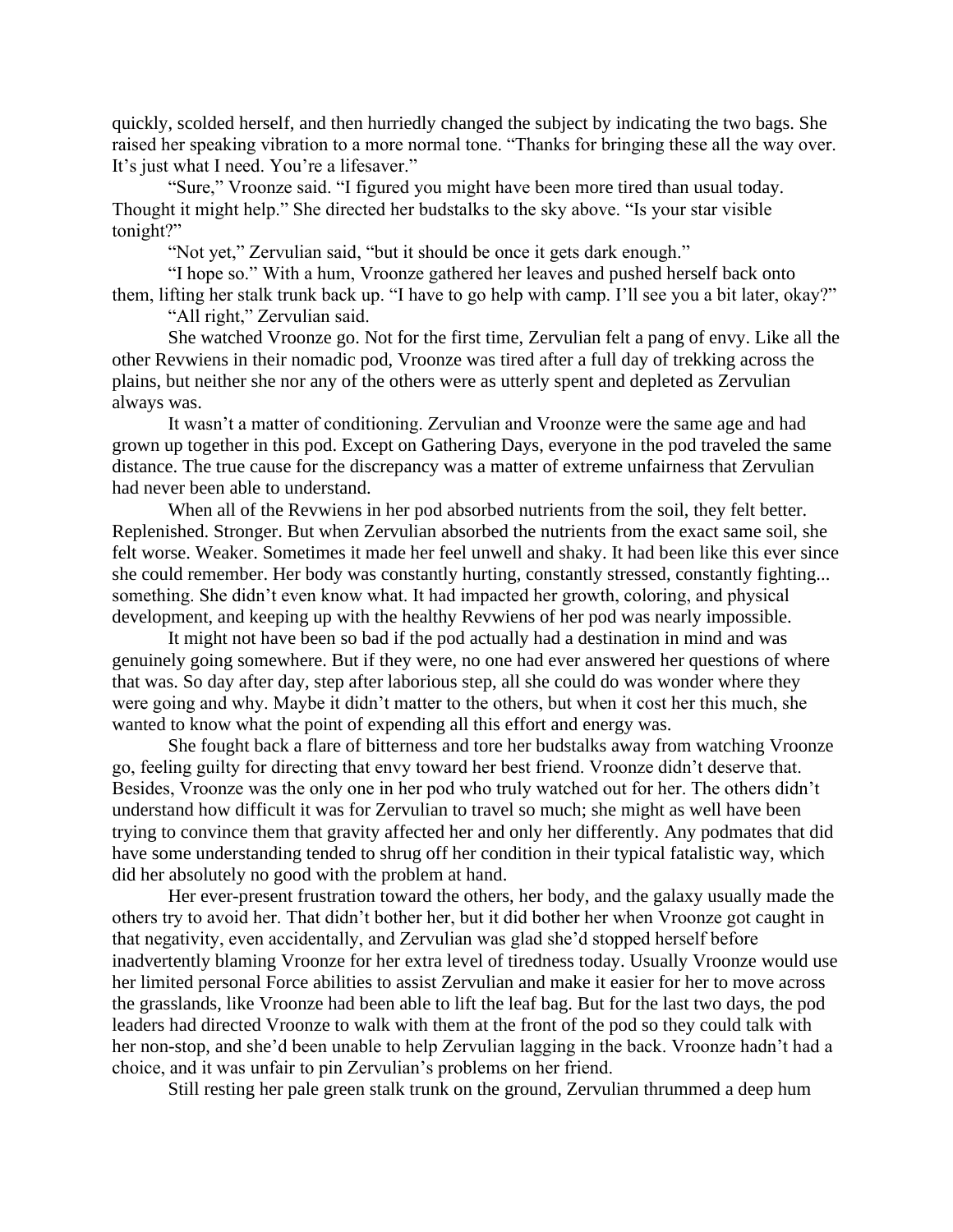quickly, scolded herself, and then hurriedly changed the subject by indicating the two bags. She raised her speaking vibration to a more normal tone. "Thanks for bringing these all the way over. It's just what I need. You're a lifesaver."

"Sure," Vroonze said. "I figured you might have been more tired than usual today. Thought it might help." She directed her budstalks to the sky above. "Is your star visible tonight?"

"Not yet," Zervulian said, "but it should be once it gets dark enough."

"I hope so." With a hum, Vroonze gathered her leaves and pushed herself back onto them, lifting her stalk trunk back up. "I have to go help with camp. I'll see you a bit later, okay?"

"All right," Zervulian said.

She watched Vroonze go. Not for the first time, Zervulian felt a pang of envy. Like all the other Revwiens in their nomadic pod, Vroonze was tired after a full day of trekking across the plains, but neither she nor any of the others were as utterly spent and depleted as Zervulian always was.

It wasn't a matter of conditioning. Zervulian and Vroonze were the same age and had grown up together in this pod. Except on Gathering Days, everyone in the pod traveled the same distance. The true cause for the discrepancy was a matter of extreme unfairness that Zervulian had never been able to understand.

When all of the Revwiens in her pod absorbed nutrients from the soil, they felt better. Replenished. Stronger. But when Zervulian absorbed the nutrients from the exact same soil, she felt worse. Weaker. Sometimes it made her feel unwell and shaky. It had been like this ever since she could remember. Her body was constantly hurting, constantly stressed, constantly fighting... something. She didn't even know what. It had impacted her growth, coloring, and physical development, and keeping up with the healthy Revwiens of her pod was nearly impossible.

It might not have been so bad if the pod actually had a destination in mind and was genuinely going somewhere. But if they were, no one had ever answered her questions of where that was. So day after day, step after laborious step, all she could do was wonder where they were going and why. Maybe it didn't matter to the others, but when it cost her this much, she wanted to know what the point of expending all this effort and energy was.

She fought back a flare of bitterness and tore her budstalks away from watching Vroonze go, feeling guilty for directing that envy toward her best friend. Vroonze didn't deserve that. Besides, Vroonze was the only one in her pod who truly watched out for her. The others didn't understand how difficult it was for Zervulian to travel so much; she might as well have been trying to convince them that gravity affected her and only her differently. Any podmates that did have some understanding tended to shrug off her condition in their typical fatalistic way, which did her absolutely no good with the problem at hand.

Her ever-present frustration toward the others, her body, and the galaxy usually made the others try to avoid her. That didn't bother her, but it did bother her when Vroonze got caught in that negativity, even accidentally, and Zervulian was glad she'd stopped herself before inadvertently blaming Vroonze for her extra level of tiredness today. Usually Vroonze would use her limited personal Force abilities to assist Zervulian and make it easier for her to move across the grasslands, like Vroonze had been able to lift the leaf bag. But for the last two days, the pod leaders had directed Vroonze to walk with them at the front of the pod so they could talk with her non-stop, and she'd been unable to help Zervulian lagging in the back. Vroonze hadn't had a choice, and it was unfair to pin Zervulian's problems on her friend.

Still resting her pale green stalk trunk on the ground, Zervulian thrummed a deep hum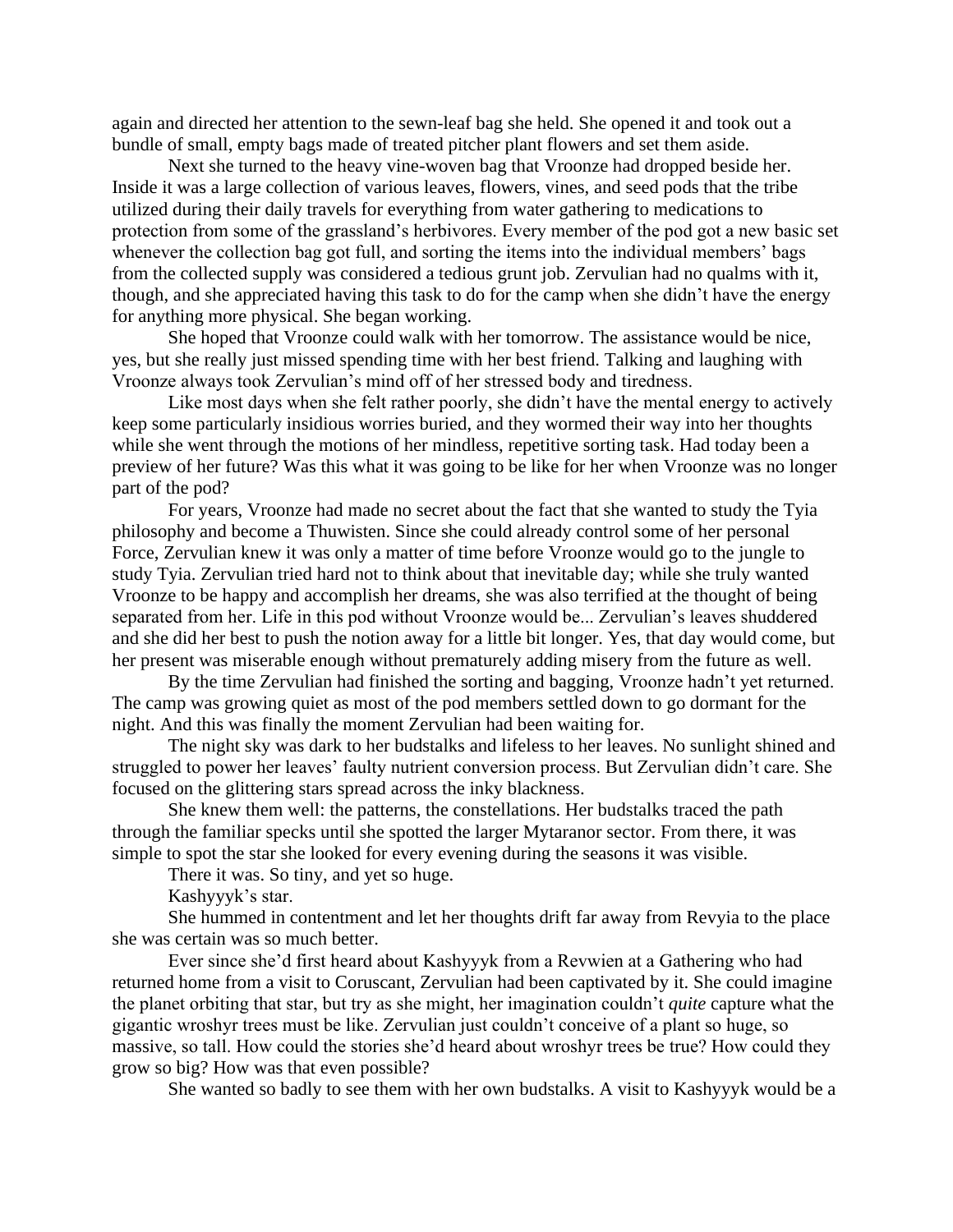again and directed her attention to the sewn-leaf bag she held. She opened it and took out a bundle of small, empty bags made of treated pitcher plant flowers and set them aside.

Next she turned to the heavy vine-woven bag that Vroonze had dropped beside her. Inside it was a large collection of various leaves, flowers, vines, and seed pods that the tribe utilized during their daily travels for everything from water gathering to medications to protection from some of the grassland's herbivores. Every member of the pod got a new basic set whenever the collection bag got full, and sorting the items into the individual members' bags from the collected supply was considered a tedious grunt job. Zervulian had no qualms with it, though, and she appreciated having this task to do for the camp when she didn't have the energy for anything more physical. She began working.

She hoped that Vroonze could walk with her tomorrow. The assistance would be nice, yes, but she really just missed spending time with her best friend. Talking and laughing with Vroonze always took Zervulian's mind off of her stressed body and tiredness.

Like most days when she felt rather poorly, she didn't have the mental energy to actively keep some particularly insidious worries buried, and they wormed their way into her thoughts while she went through the motions of her mindless, repetitive sorting task. Had today been a preview of her future? Was this what it was going to be like for her when Vroonze was no longer part of the pod?

For years, Vroonze had made no secret about the fact that she wanted to study the Tyia philosophy and become a Thuwisten. Since she could already control some of her personal Force, Zervulian knew it was only a matter of time before Vroonze would go to the jungle to study Tyia. Zervulian tried hard not to think about that inevitable day; while she truly wanted Vroonze to be happy and accomplish her dreams, she was also terrified at the thought of being separated from her. Life in this pod without Vroonze would be... Zervulian's leaves shuddered and she did her best to push the notion away for a little bit longer. Yes, that day would come, but her present was miserable enough without prematurely adding misery from the future as well.

By the time Zervulian had finished the sorting and bagging, Vroonze hadn't yet returned. The camp was growing quiet as most of the pod members settled down to go dormant for the night. And this was finally the moment Zervulian had been waiting for.

The night sky was dark to her budstalks and lifeless to her leaves. No sunlight shined and struggled to power her leaves' faulty nutrient conversion process. But Zervulian didn't care. She focused on the glittering stars spread across the inky blackness.

She knew them well: the patterns, the constellations. Her budstalks traced the path through the familiar specks until she spotted the larger Mytaranor sector. From there, it was simple to spot the star she looked for every evening during the seasons it was visible.

There it was. So tiny, and yet so huge.

Kashyyyk's star.

She hummed in contentment and let her thoughts drift far away from Revyia to the place she was certain was so much better.

Ever since she'd first heard about Kashyyyk from a Revwien at a Gathering who had returned home from a visit to Coruscant, Zervulian had been captivated by it. She could imagine the planet orbiting that star, but try as she might, her imagination couldn't *quite* capture what the gigantic wroshyr trees must be like. Zervulian just couldn't conceive of a plant so huge, so massive, so tall. How could the stories she'd heard about wroshyr trees be true? How could they grow so big? How was that even possible?

She wanted so badly to see them with her own budstalks. A visit to Kashyyyk would be a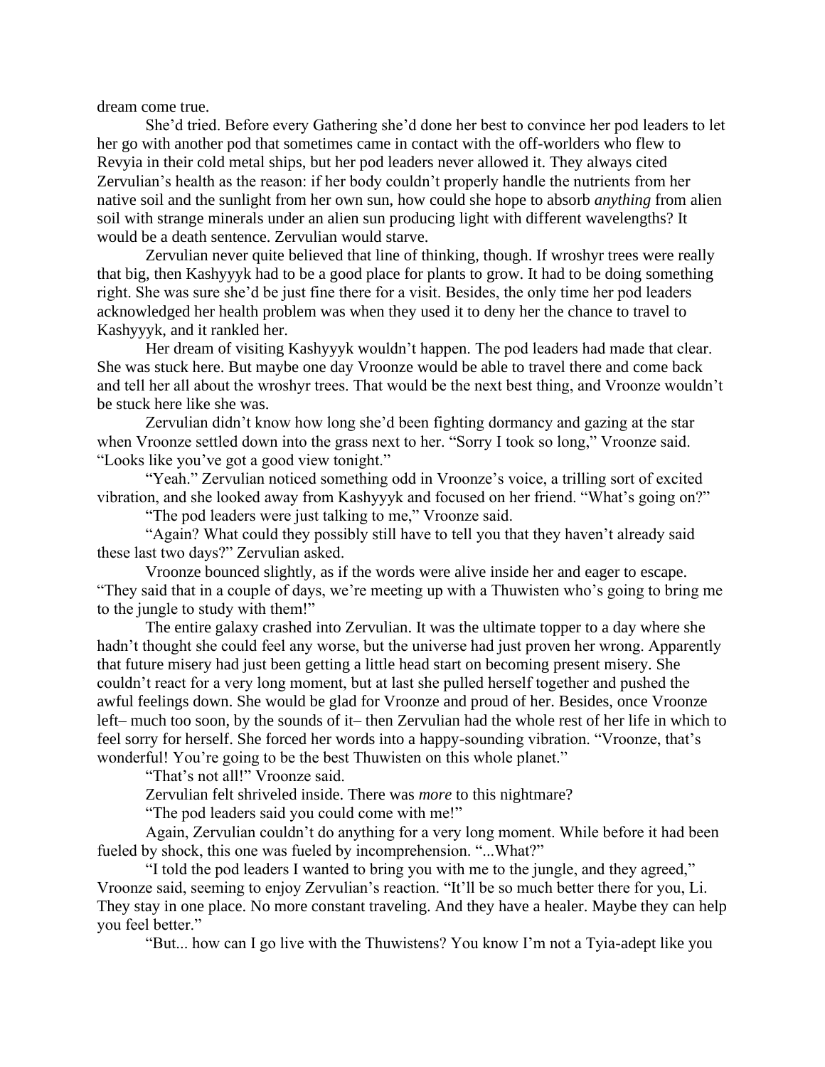dream come true.

She'd tried. Before every Gathering she'd done her best to convince her pod leaders to let her go with another pod that sometimes came in contact with the off-worlders who flew to Revyia in their cold metal ships, but her pod leaders never allowed it. They always cited Zervulian's health as the reason: if her body couldn't properly handle the nutrients from her native soil and the sunlight from her own sun, how could she hope to absorb *anything* from alien soil with strange minerals under an alien sun producing light with different wavelengths? It would be a death sentence. Zervulian would starve.

Zervulian never quite believed that line of thinking, though. If wroshyr trees were really that big, then Kashyyyk had to be a good place for plants to grow. It had to be doing something right. She was sure she'd be just fine there for a visit. Besides, the only time her pod leaders acknowledged her health problem was when they used it to deny her the chance to travel to Kashyyyk, and it rankled her.

Her dream of visiting Kashyyyk wouldn't happen. The pod leaders had made that clear. She was stuck here. But maybe one day Vroonze would be able to travel there and come back and tell her all about the wroshyr trees. That would be the next best thing, and Vroonze wouldn't be stuck here like she was.

Zervulian didn't know how long she'd been fighting dormancy and gazing at the star when Vroonze settled down into the grass next to her. "Sorry I took so long," Vroonze said. "Looks like you've got a good view tonight."

"Yeah." Zervulian noticed something odd in Vroonze's voice, a trilling sort of excited vibration, and she looked away from Kashyyyk and focused on her friend. "What's going on?"

"The pod leaders were just talking to me," Vroonze said.

"Again? What could they possibly still have to tell you that they haven't already said these last two days?" Zervulian asked.

Vroonze bounced slightly, as if the words were alive inside her and eager to escape. "They said that in a couple of days, we're meeting up with a Thuwisten who's going to bring me to the jungle to study with them!"

The entire galaxy crashed into Zervulian. It was the ultimate topper to a day where she hadn't thought she could feel any worse, but the universe had just proven her wrong. Apparently that future misery had just been getting a little head start on becoming present misery. She couldn't react for a very long moment, but at last she pulled herself together and pushed the awful feelings down. She would be glad for Vroonze and proud of her. Besides, once Vroonze left– much too soon, by the sounds of it– then Zervulian had the whole rest of her life in which to feel sorry for herself. She forced her words into a happy-sounding vibration. "Vroonze, that's wonderful! You're going to be the best Thuwisten on this whole planet."

"That's not all!" Vroonze said.

Zervulian felt shriveled inside. There was *more* to this nightmare?

"The pod leaders said you could come with me!"

Again, Zervulian couldn't do anything for a very long moment. While before it had been fueled by shock, this one was fueled by incomprehension. "...What?"

"I told the pod leaders I wanted to bring you with me to the jungle, and they agreed," Vroonze said, seeming to enjoy Zervulian's reaction. "It'll be so much better there for you, Li. They stay in one place. No more constant traveling. And they have a healer. Maybe they can help you feel better."

"But... how can I go live with the Thuwistens? You know I'm not a Tyia-adept like you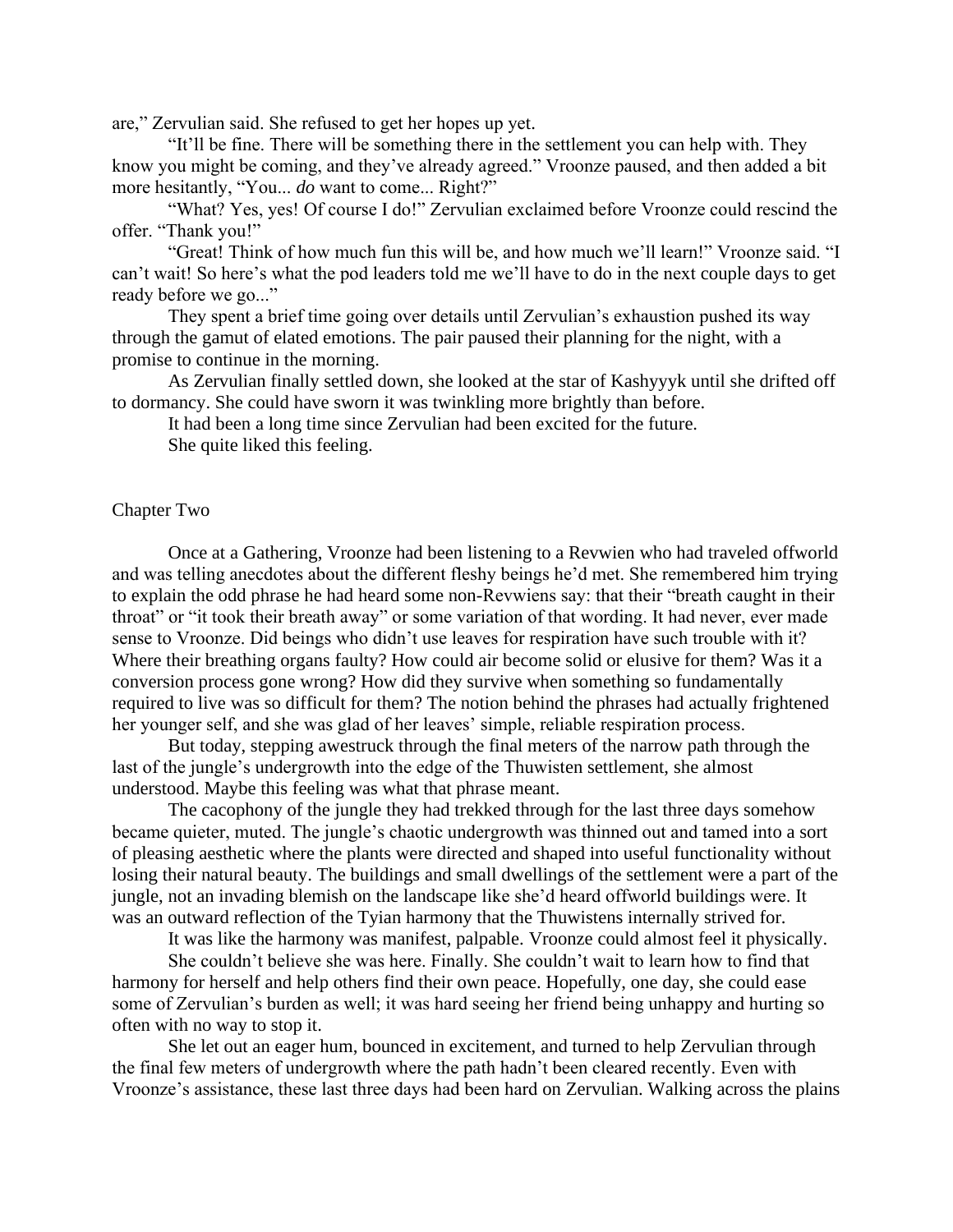are," Zervulian said. She refused to get her hopes up yet.

"It'll be fine. There will be something there in the settlement you can help with. They know you might be coming, and they've already agreed." Vroonze paused, and then added a bit more hesitantly, "You... *do* want to come... Right?"

"What? Yes, yes! Of course I do!" Zervulian exclaimed before Vroonze could rescind the offer. "Thank you!"

"Great! Think of how much fun this will be, and how much we'll learn!" Vroonze said. "I can't wait! So here's what the pod leaders told me we'll have to do in the next couple days to get ready before we go..."

They spent a brief time going over details until Zervulian's exhaustion pushed its way through the gamut of elated emotions. The pair paused their planning for the night, with a promise to continue in the morning.

As Zervulian finally settled down, she looked at the star of Kashyyyk until she drifted off to dormancy. She could have sworn it was twinkling more brightly than before.

It had been a long time since Zervulian had been excited for the future.

She quite liked this feeling.

## Chapter Two

Once at a Gathering, Vroonze had been listening to a Revwien who had traveled offworld and was telling anecdotes about the different fleshy beings he'd met. She remembered him trying to explain the odd phrase he had heard some non-Revwiens say: that their "breath caught in their throat" or "it took their breath away" or some variation of that wording. It had never, ever made sense to Vroonze. Did beings who didn't use leaves for respiration have such trouble with it? Where their breathing organs faulty? How could air become solid or elusive for them? Was it a conversion process gone wrong? How did they survive when something so fundamentally required to live was so difficult for them? The notion behind the phrases had actually frightened her younger self, and she was glad of her leaves' simple, reliable respiration process.

But today, stepping awestruck through the final meters of the narrow path through the last of the jungle's undergrowth into the edge of the Thuwisten settlement, she almost understood. Maybe this feeling was what that phrase meant.

The cacophony of the jungle they had trekked through for the last three days somehow became quieter, muted. The jungle's chaotic undergrowth was thinned out and tamed into a sort of pleasing aesthetic where the plants were directed and shaped into useful functionality without losing their natural beauty. The buildings and small dwellings of the settlement were a part of the jungle, not an invading blemish on the landscape like she'd heard offworld buildings were. It was an outward reflection of the Tyian harmony that the Thuwistens internally strived for.

It was like the harmony was manifest, palpable. Vroonze could almost feel it physically.

She couldn't believe she was here. Finally. She couldn't wait to learn how to find that harmony for herself and help others find their own peace. Hopefully, one day, she could ease some of Zervulian's burden as well; it was hard seeing her friend being unhappy and hurting so often with no way to stop it.

She let out an eager hum, bounced in excitement, and turned to help Zervulian through the final few meters of undergrowth where the path hadn't been cleared recently. Even with Vroonze's assistance, these last three days had been hard on Zervulian. Walking across the plains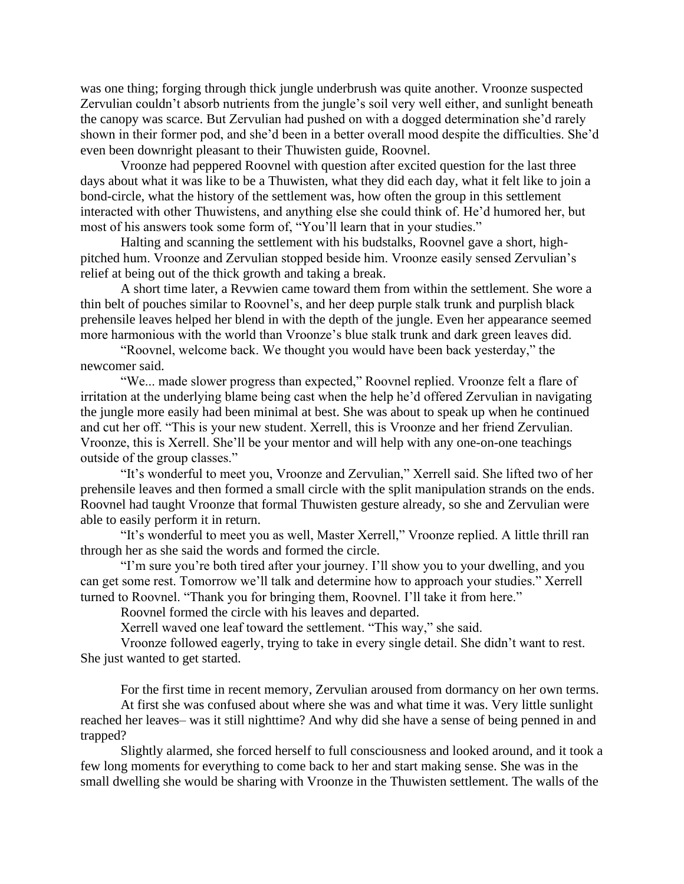was one thing; forging through thick jungle underbrush was quite another. Vroonze suspected Zervulian couldn't absorb nutrients from the jungle's soil very well either, and sunlight beneath the canopy was scarce. But Zervulian had pushed on with a dogged determination she'd rarely shown in their former pod, and she'd been in a better overall mood despite the difficulties. She'd even been downright pleasant to their Thuwisten guide, Roovnel.

Vroonze had peppered Roovnel with question after excited question for the last three days about what it was like to be a Thuwisten, what they did each day, what it felt like to join a bond-circle, what the history of the settlement was, how often the group in this settlement interacted with other Thuwistens, and anything else she could think of. He'd humored her, but most of his answers took some form of, "You'll learn that in your studies."

Halting and scanning the settlement with his budstalks, Roovnel gave a short, high-pitched hum. Vroonze and Zervulian stopped beside him. Vroonze easily sensed Zervulian's relief at being out of the thick growth and taking a break.

A short time later, a Revwien came toward them from within the settlement. She wore a thin belt of pouches similar to Roovnel's, and her deep purple stalk trunk and purplish black prehensile leaves helped her blend in with the depth of the jungle. Even her appearance seemed more harmonious with the world than Vroonze's blue stalk trunk and dark green leaves did.

"Roovnel, welcome back. We thought you would have been back yesterday," the newcomer said.

"We... made slower progress than expected," Roovnel replied. Vroonze felt a flare of irritation at the underlying blame being cast when the help he'd offered Zervulian in navigating the jungle more easily had been minimal at best. She was about to speak up when he continued and cut her off. "This is your new student. Xerrell, this is Vroonze and her friend Zervulian. Vroonze, this is Xerrell. She'll be your mentor and will help with any one-on-one teachings outside of the group classes."

"It's wonderful to meet you, Vroonze and Zervulian," Xerrell said. She lifted two of her prehensile leaves and then formed a small circle with the split manipulation strands on the ends. Roovnel had taught Vroonze that formal Thuwisten gesture already, so she and Zervulian were able to easily perform it in return.

"It's wonderful to meet you as well, Master Xerrell," Vroonze replied. A little thrill ran through her as she said the words and formed the circle.

"I'm sure you're both tired after your journey. I'll show you to your dwelling, and you can get some rest. Tomorrow we'll talk and determine how to approach your studies." Xerrell turned to Roovnel. "Thank you for bringing them, Roovnel. I'll take it from here."

Roovnel formed the circle with his leaves and departed.

Xerrell waved one leaf toward the settlement. "This way," she said.

Vroonze followed eagerly, trying to take in every single detail. She didn't want to rest. She just wanted to get started.

For the first time in recent memory, Zervulian aroused from dormancy on her own terms.

At first she was confused about where she was and what time it was. Very little sunlight reached her leaves– was it still nighttime? And why did she have a sense of being penned in and trapped?

Slightly alarmed, she forced herself to full consciousness and looked around, and it took a few long moments for everything to come back to her and start making sense. She was in the small dwelling she would be sharing with Vroonze in the Thuwisten settlement. The walls of the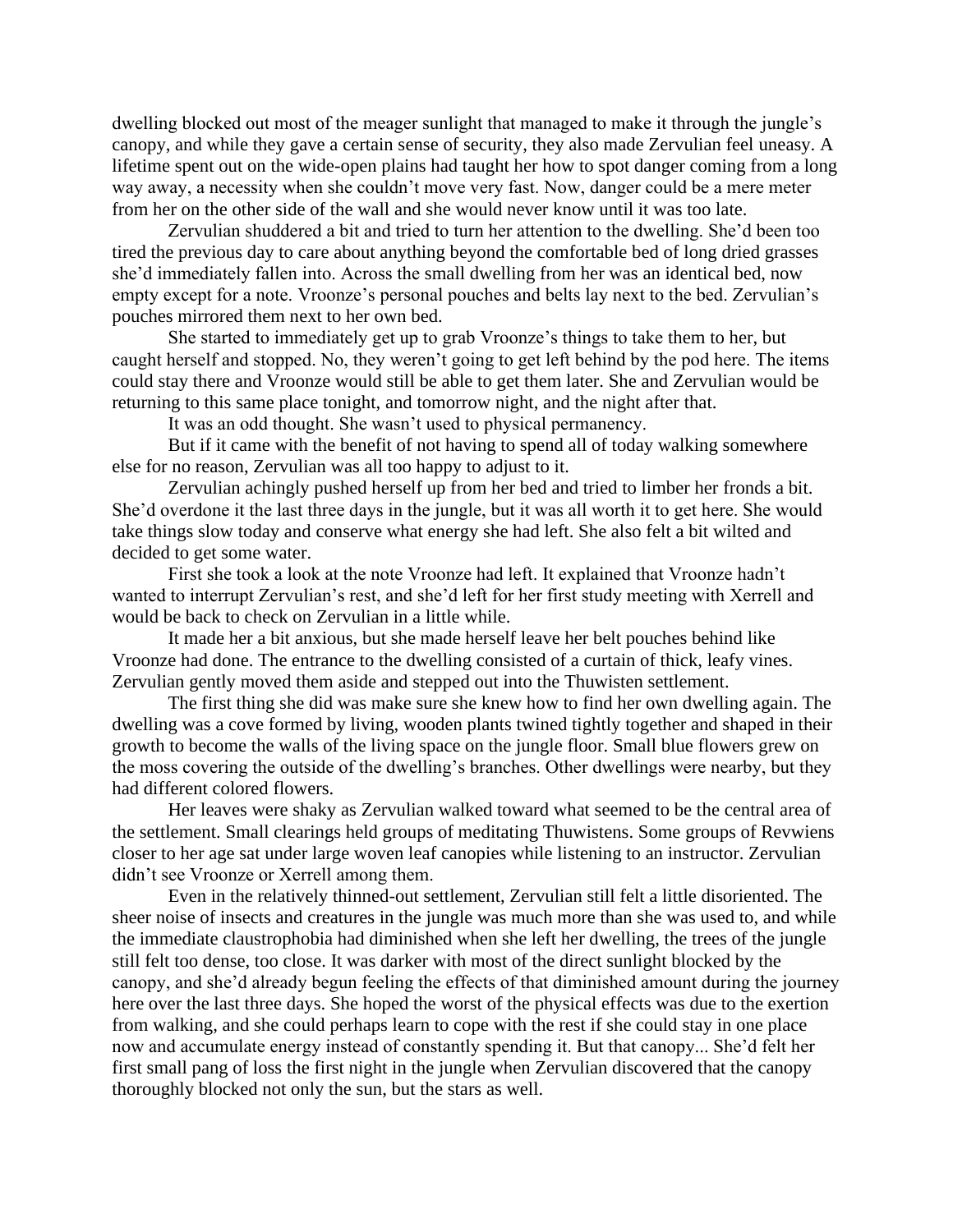dwelling blocked out most of the meager sunlight that managed to make it through the jungle's canopy, and while they gave a certain sense of security, they also made Zervulian feel uneasy. A lifetime spent out on the wide-open plains had taught her how to spot danger coming from a long way away, a necessity when she couldn't move very fast. Now, danger could be a mere meter from her on the other side of the wall and she would never know until it was too late.

Zervulian shuddered a bit and tried to turn her attention to the dwelling. She'd been too tired the previous day to care about anything beyond the comfortable bed of long dried grasses she'd immediately fallen into. Across the small dwelling from her was an identical bed, now empty except for a note. Vroonze's personal pouches and belts lay next to the bed. Zervulian's pouches mirrored them next to her own bed.

She started to immediately get up to grab Vroonze's things to take them to her, but caught herself and stopped. No, they weren't going to get left behind by the pod here. The items could stay there and Vroonze would still be able to get them later. She and Zervulian would be returning to this same place tonight, and tomorrow night, and the night after that.

It was an odd thought. She wasn't used to physical permanency.

But if it came with the benefit of not having to spend all of today walking somewhere else for no reason, Zervulian was all too happy to adjust to it.

Zervulian achingly pushed herself up from her bed and tried to limber her fronds a bit. She'd overdone it the last three days in the jungle, but it was all worth it to get here. She would take things slow today and conserve what energy she had left. She also felt a bit wilted and decided to get some water.

First she took a look at the note Vroonze had left. It explained that Vroonze hadn't wanted to interrupt Zervulian's rest, and she'd left for her first study meeting with Xerrell and would be back to check on Zervulian in a little while.

It made her a bit anxious, but she made herself leave her belt pouches behind like Vroonze had done. The entrance to the dwelling consisted of a curtain of thick, leafy vines. Zervulian gently moved them aside and stepped out into the Thuwisten settlement.

The first thing she did was make sure she knew how to find her own dwelling again. The dwelling was a cove formed by living, wooden plants twined tightly together and shaped in their growth to become the walls of the living space on the jungle floor. Small blue flowers grew on the moss covering the outside of the dwelling's branches. Other dwellings were nearby, but they had different colored flowers.

Her leaves were shaky as Zervulian walked toward what seemed to be the central area of the settlement. Small clearings held groups of meditating Thuwistens. Some groups of Revwiens closer to her age sat under large woven leaf canopies while listening to an instructor. Zervulian didn't see Vroonze or Xerrell among them.

Even in the relatively thinned-out settlement, Zervulian still felt a little disoriented. The sheer noise of insects and creatures in the jungle was much more than she was used to, and while the immediate claustrophobia had diminished when she left her dwelling, the trees of the jungle still felt too dense, too close. It was darker with most of the direct sunlight blocked by the canopy, and she'd already begun feeling the effects of that diminished amount during the journey here over the last three days. She hoped the worst of the physical effects was due to the exertion from walking, and she could perhaps learn to cope with the rest if she could stay in one place now and accumulate energy instead of constantly spending it. But that canopy... She'd felt her first small pang of loss the first night in the jungle when Zervulian discovered that the canopy thoroughly blocked not only the sun, but the stars as well.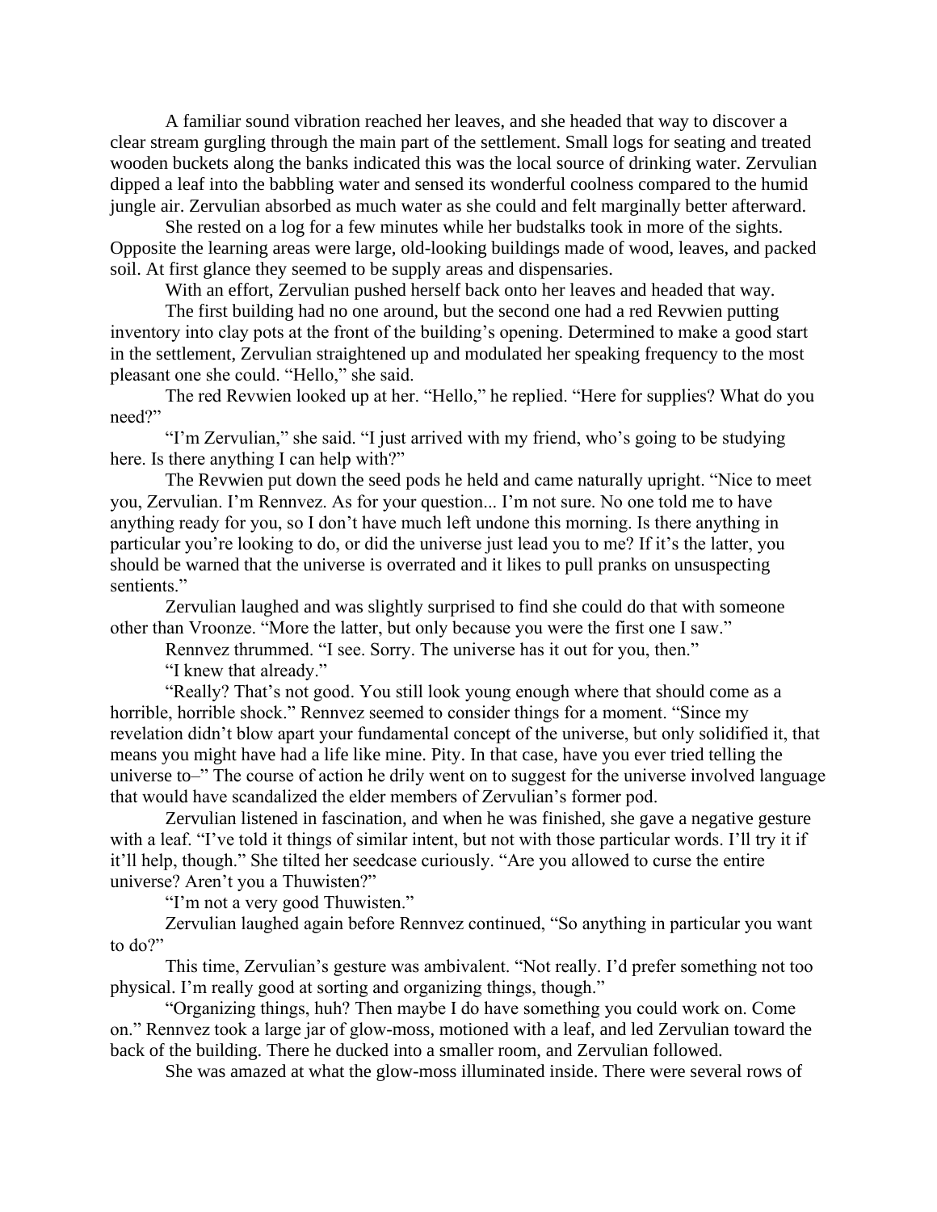A familiar sound vibration reached her leaves, and she headed that way to discover a clear stream gurgling through the main part of the settlement. Small logs for seating and treated wooden buckets along the banks indicated this was the local source of drinking water. Zervulian dipped a leaf into the babbling water and sensed its wonderful coolness compared to the humid jungle air. Zervulian absorbed as much water as she could and felt marginally better afterward.

She rested on a log for a few minutes while her budstalks took in more of the sights. Opposite the learning areas were large, old-looking buildings made of wood, leaves, and packed soil. At first glance they seemed to be supply areas and dispensaries.

With an effort, Zervulian pushed herself back onto her leaves and headed that way.

The first building had no one around, but the second one had a red Revwien putting inventory into clay pots at the front of the building's opening. Determined to make a good start in the settlement, Zervulian straightened up and modulated her speaking frequency to the most pleasant one she could. "Hello," she said.

The red Revwien looked up at her. "Hello," he replied. "Here for supplies? What do you need?"

"I'm Zervulian," she said. "I just arrived with my friend, who's going to be studying here. Is there anything I can help with?"

The Revwien put down the seed pods he held and came naturally upright. "Nice to meet you, Zervulian. I'm Rennvez. As for your question... I'm not sure. No one told me to have anything ready for you, so I don't have much left undone this morning. Is there anything in particular you're looking to do, or did the universe just lead you to me? If it's the latter, you should be warned that the universe is overrated and it likes to pull pranks on unsuspecting sentients."

Zervulian laughed and was slightly surprised to find she could do that with someone other than Vroonze. "More the latter, but only because you were the first one I saw."

Rennvez thrummed. "I see. Sorry. The universe has it out for you, then."

"I knew that already."

"Really? That's not good. You still look young enough where that should come as a horrible, horrible shock." Rennvez seemed to consider things for a moment. "Since my revelation didn't blow apart your fundamental concept of the universe, but only solidified it, that means you might have had a life like mine. Pity. In that case, have you ever tried telling the universe to–" The course of action he drily went on to suggest for the universe involved language that would have scandalized the elder members of Zervulian's former pod.

Zervulian listened in fascination, and when he was finished, she gave a negative gesture with a leaf. "I've told it things of similar intent, but not with those particular words. I'll try it if it'll help, though." She tilted her seedcase curiously. "Are you allowed to curse the entire universe? Aren't you a Thuwisten?"

"I'm not a very good Thuwisten."

Zervulian laughed again before Rennvez continued, "So anything in particular you want to do?"

This time, Zervulian's gesture was ambivalent. "Not really. I'd prefer something not too physical. I'm really good at sorting and organizing things, though."

"Organizing things, huh? Then maybe I do have something you could work on. Come on." Rennvez took a large jar of glow-moss, motioned with a leaf, and led Zervulian toward the back of the building. There he ducked into a smaller room, and Zervulian followed.

She was amazed at what the glow-moss illuminated inside. There were several rows of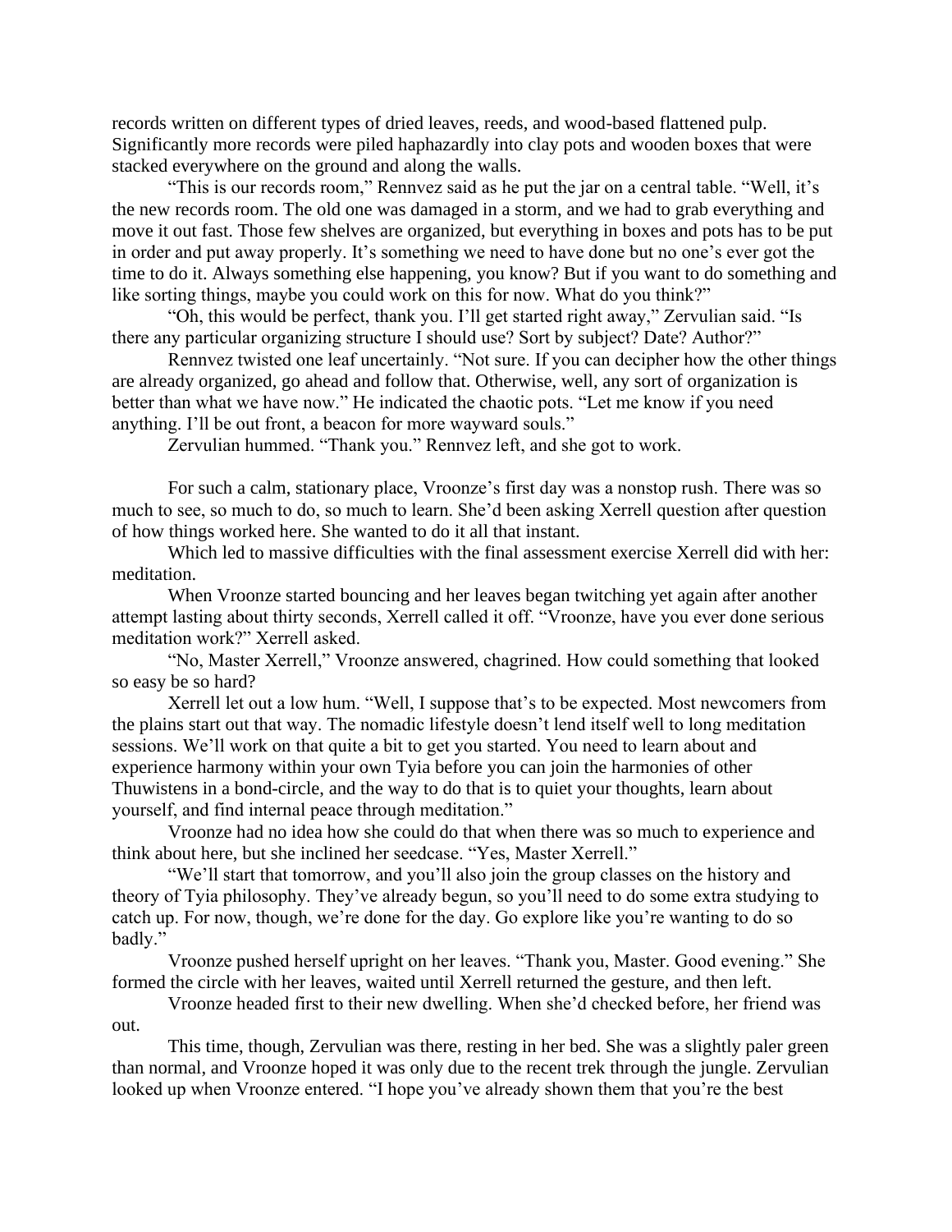records written on different types of dried leaves, reeds, and wood-based flattened pulp. Significantly more records were piled haphazardly into clay pots and wooden boxes that were stacked everywhere on the ground and along the walls.

"This is our records room," Rennvez said as he put the jar on a central table. "Well, it's the new records room. The old one was damaged in a storm, and we had to grab everything and move it out fast. Those few shelves are organized, but everything in boxes and pots has to be put in order and put away properly. It's something we need to have done but no one's ever got the time to do it. Always something else happening, you know? But if you want to do something and like sorting things, maybe you could work on this for now. What do you think?"

"Oh, this would be perfect, thank you. I'll get started right away," Zervulian said. "Is there any particular organizing structure I should use? Sort by subject? Date? Author?"

Rennvez twisted one leaf uncertainly. "Not sure. If you can decipher how the other things are already organized, go ahead and follow that. Otherwise, well, any sort of organization is better than what we have now." He indicated the chaotic pots. "Let me know if you need anything. I'll be out front, a beacon for more wayward souls."

Zervulian hummed. "Thank you." Rennvez left, and she got to work.

For such a calm, stationary place, Vroonze's first day was a nonstop rush. There was so much to see, so much to do, so much to learn. She'd been asking Xerrell question after question of how things worked here. She wanted to do it all that instant.

Which led to massive difficulties with the final assessment exercise Xerrell did with her: meditation.

When Vroonze started bouncing and her leaves began twitching yet again after another attempt lasting about thirty seconds, Xerrell called it off. "Vroonze, have you ever done serious meditation work?" Xerrell asked.

"No, Master Xerrell," Vroonze answered, chagrined. How could something that looked so easy be so hard?

Xerrell let out a low hum. "Well, I suppose that's to be expected. Most newcomers from the plains start out that way. The nomadic lifestyle doesn't lend itself well to long meditation sessions. We'll work on that quite a bit to get you started. You need to learn about and experience harmony within your own Tyia before you can join the harmonies of other Thuwistens in a bond-circle, and the way to do that is to quiet your thoughts, learn about yourself, and find internal peace through meditation."

Vroonze had no idea how she could do that when there was so much to experience and think about here, but she inclined her seedcase. "Yes, Master Xerrell."

"We'll start that tomorrow, and you'll also join the group classes on the history and theory of Tyia philosophy. They've already begun, so you'll need to do some extra studying to catch up. For now, though, we're done for the day. Go explore like you're wanting to do so badly."

Vroonze pushed herself upright on her leaves. "Thank you, Master. Good evening." She formed the circle with her leaves, waited until Xerrell returned the gesture, and then left.

Vroonze headed first to their new dwelling. When she'd checked before, her friend was out.

This time, though, Zervulian was there, resting in her bed. She was a slightly paler green than normal, and Vroonze hoped it was only due to the recent trek through the jungle. Zervulian looked up when Vroonze entered. "I hope you've already shown them that you're the best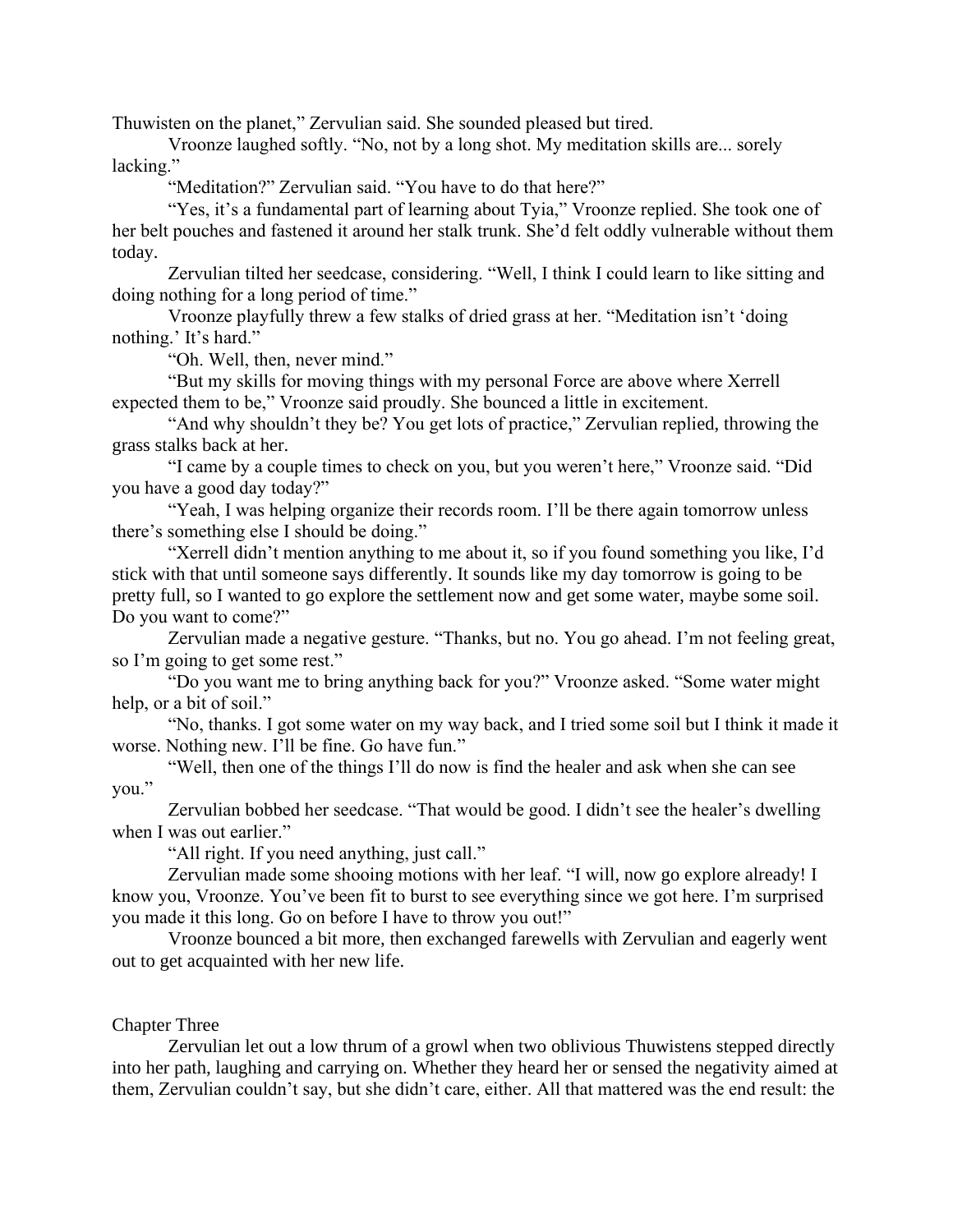Thuwisten on the planet," Zervulian said. She sounded pleased but tired.

Vroonze laughed softly. "No, not by a long shot. My meditation skills are... sorely lacking."

"Meditation?" Zervulian said. "You have to do that here?"

"Yes, it's a fundamental part of learning about Tyia," Vroonze replied. She took one of her belt pouches and fastened it around her stalk trunk. She'd felt oddly vulnerable without them today.

Zervulian tilted her seedcase, considering. "Well, I think I could learn to like sitting and doing nothing for a long period of time."

Vroonze playfully threw a few stalks of dried grass at her. "Meditation isn't 'doing nothing.' It's hard."

"Oh. Well, then, never mind."

"But my skills for moving things with my personal Force are above where Xerrell expected them to be," Vroonze said proudly. She bounced a little in excitement.

"And why shouldn't they be? You get lots of practice," Zervulian replied, throwing the grass stalks back at her.

"I came by a couple times to check on you, but you weren't here," Vroonze said. "Did you have a good day today?"

"Yeah, I was helping organize their records room. I'll be there again tomorrow unless there's something else I should be doing."

"Xerrell didn't mention anything to me about it, so if you found something you like, I'd stick with that until someone says differently. It sounds like my day tomorrow is going to be pretty full, so I wanted to go explore the settlement now and get some water, maybe some soil. Do you want to come?"

Zervulian made a negative gesture. "Thanks, but no. You go ahead. I'm not feeling great, so I'm going to get some rest."

"Do you want me to bring anything back for you?" Vroonze asked. "Some water might help, or a bit of soil."

"No, thanks. I got some water on my way back, and I tried some soil but I think it made it worse. Nothing new. I'll be fine. Go have fun."

"Well, then one of the things I'll do now is find the healer and ask when she can see you."

Zervulian bobbed her seedcase. "That would be good. I didn't see the healer's dwelling when I was out earlier."

"All right. If you need anything, just call."

Zervulian made some shooing motions with her leaf. "I will, now go explore already! I know you, Vroonze. You've been fit to burst to see everything since we got here. I'm surprised you made it this long. Go on before I have to throw you out!"

Vroonze bounced a bit more, then exchanged farewells with Zervulian and eagerly went out to get acquainted with her new life.

## Chapter Three

Zervulian let out a low thrum of a growl when two oblivious Thuwistens stepped directly into her path, laughing and carrying on. Whether they heard her or sensed the negativity aimed at them, Zervulian couldn't say, but she didn't care, either. All that mattered was the end result: the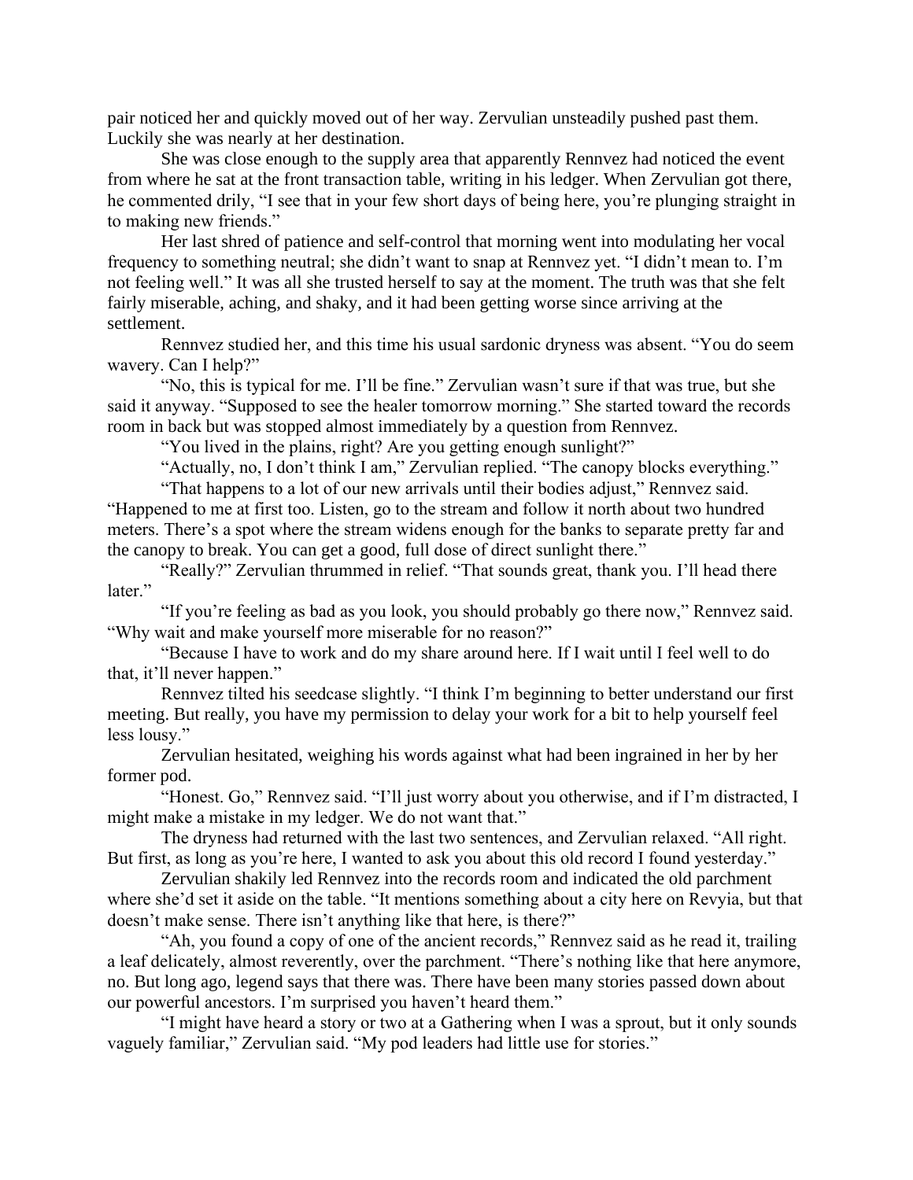pair noticed her and quickly moved out of her way. Zervulian unsteadily pushed past them. Luckily she was nearly at her destination.

She was close enough to the supply area that apparently Rennvez had noticed the event from where he sat at the front transaction table, writing in his ledger. When Zervulian got there, he commented drily, "I see that in your few short days of being here, you're plunging straight in to making new friends."

Her last shred of patience and self-control that morning went into modulating her vocal frequency to something neutral; she didn't want to snap at Rennvez yet. "I didn't mean to. I'm not feeling well." It was all she trusted herself to say at the moment. The truth was that she felt fairly miserable, aching, and shaky, and it had been getting worse since arriving at the settlement.

Rennvez studied her, and this time his usual sardonic dryness was absent. "You do seem wavery. Can I help?"

"No, this is typical for me. I'll be fine." Zervulian wasn't sure if that was true, but she said it anyway. "Supposed to see the healer tomorrow morning." She started toward the records room in back but was stopped almost immediately by a question from Rennvez.

"You lived in the plains, right? Are you getting enough sunlight?"

"Actually, no, I don't think I am," Zervulian replied. "The canopy blocks everything."

"That happens to a lot of our new arrivals until their bodies adjust," Rennvez said. "Happened to me at first too. Listen, go to the stream and follow it north about two hundred meters. There's a spot where the stream widens enough for the banks to separate pretty far and the canopy to break. You can get a good, full dose of direct sunlight there."

"Really?" Zervulian thrummed in relief. "That sounds great, thank you. I'll head there later."

"If you're feeling as bad as you look, you should probably go there now," Rennvez said. "Why wait and make yourself more miserable for no reason?"

"Because I have to work and do my share around here. If I wait until I feel well to do that, it'll never happen."

Rennvez tilted his seedcase slightly. "I think I'm beginning to better understand our first meeting. But really, you have my permission to delay your work for a bit to help yourself feel less lousy."

Zervulian hesitated, weighing his words against what had been ingrained in her by her former pod.

"Honest. Go," Rennvez said. "I'll just worry about you otherwise, and if I'm distracted, I might make a mistake in my ledger. We do not want that."

The dryness had returned with the last two sentences, and Zervulian relaxed. "All right. But first, as long as you're here, I wanted to ask you about this old record I found yesterday."

Zervulian shakily led Rennvez into the records room and indicated the old parchment where she'd set it aside on the table. "It mentions something about a city here on Revyia, but that doesn't make sense. There isn't anything like that here, is there?"

"Ah, you found a copy of one of the ancient records," Rennvez said as he read it, trailing a leaf delicately, almost reverently, over the parchment. "There's nothing like that here anymore, no. But long ago, legend says that there was. There have been many stories passed down about our powerful ancestors. I'm surprised you haven't heard them."

"I might have heard a story or two at a Gathering when I was a sprout, but it only sounds vaguely familiar," Zervulian said. "My pod leaders had little use for stories."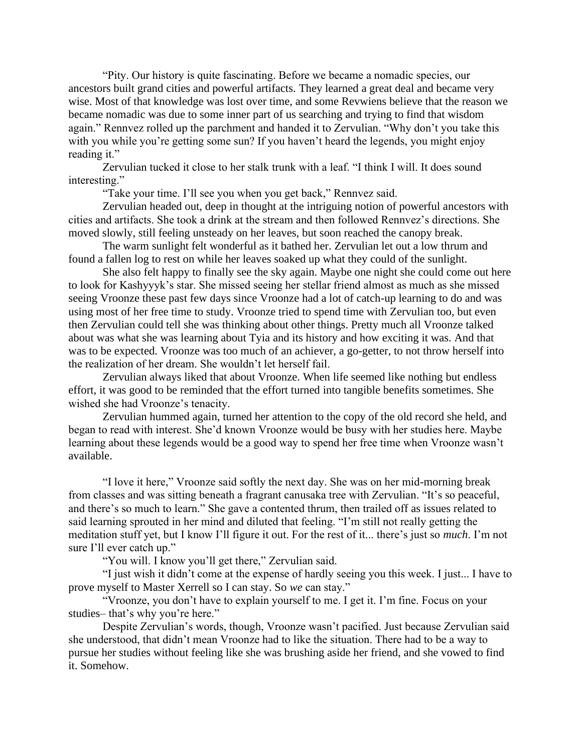"Pity. Our history is quite fascinating. Before we became a nomadic species, our ancestors built grand cities and powerful artifacts. They learned a great deal and became very wise. Most of that knowledge was lost over time, and some Revwiens believe that the reason we became nomadic was due to some inner part of us searching and trying to find that wisdom again." Rennvez rolled up the parchment and handed it to Zervulian. "Why don't you take this with you while you're getting some sun? If you haven't heard the legends, you might enjoy reading it."

Zervulian tucked it close to her stalk trunk with a leaf. "I think I will. It does sound interesting."

"Take your time. I'll see you when you get back," Rennvez said.

Zervulian headed out, deep in thought at the intriguing notion of powerful ancestors with cities and artifacts. She took a drink at the stream and then followed Rennvez's directions. She moved slowly, still feeling unsteady on her leaves, but soon reached the canopy break.

The warm sunlight felt wonderful as it bathed her. Zervulian let out a low thrum and found a fallen log to rest on while her leaves soaked up what they could of the sunlight.

She also felt happy to finally see the sky again. Maybe one night she could come out here to look for Kashyyyk's star. She missed seeing her stellar friend almost as much as she missed seeing Vroonze these past few days since Vroonze had a lot of catch-up learning to do and was using most of her free time to study. Vroonze tried to spend time with Zervulian too, but even then Zervulian could tell she was thinking about other things. Pretty much all Vroonze talked about was what she was learning about Tyia and its history and how exciting it was. And that was to be expected. Vroonze was too much of an achiever, a go-getter, to not throw herself into the realization of her dream. She wouldn't let herself fail.

Zervulian always liked that about Vroonze. When life seemed like nothing but endless effort, it was good to be reminded that the effort turned into tangible benefits sometimes. She wished she had Vroonze's tenacity.

Zervulian hummed again, turned her attention to the copy of the old record she held, and began to read with interest. She'd known Vroonze would be busy with her studies here. Maybe learning about these legends would be a good way to spend her free time when Vroonze wasn't available.

"I love it here," Vroonze said softly the next day. She was on her mid-morning break from classes and was sitting beneath a fragrant canusaka tree with Zervulian. "It's so peaceful, and there's so much to learn." She gave a contented thrum, then trailed off as issues related to said learning sprouted in her mind and diluted that feeling. "I'm still not really getting the meditation stuff yet, but I know I'll figure it out. For the rest of it... there's just so *much*. I'm not sure I'll ever catch up."

"You will. I know you'll get there," Zervulian said.

"I just wish it didn't come at the expense of hardly seeing you this week. I just... I have to prove myself to Master Xerrell so I can stay. So *we* can stay."

"Vroonze, you don't have to explain yourself to me. I get it. I'm fine. Focus on your studies– that's why you're here."

Despite Zervulian's words, though, Vroonze wasn't pacified. Just because Zervulian said she understood, that didn't mean Vroonze had to like the situation. There had to be a way to pursue her studies without feeling like she was brushing aside her friend, and she vowed to find it. Somehow.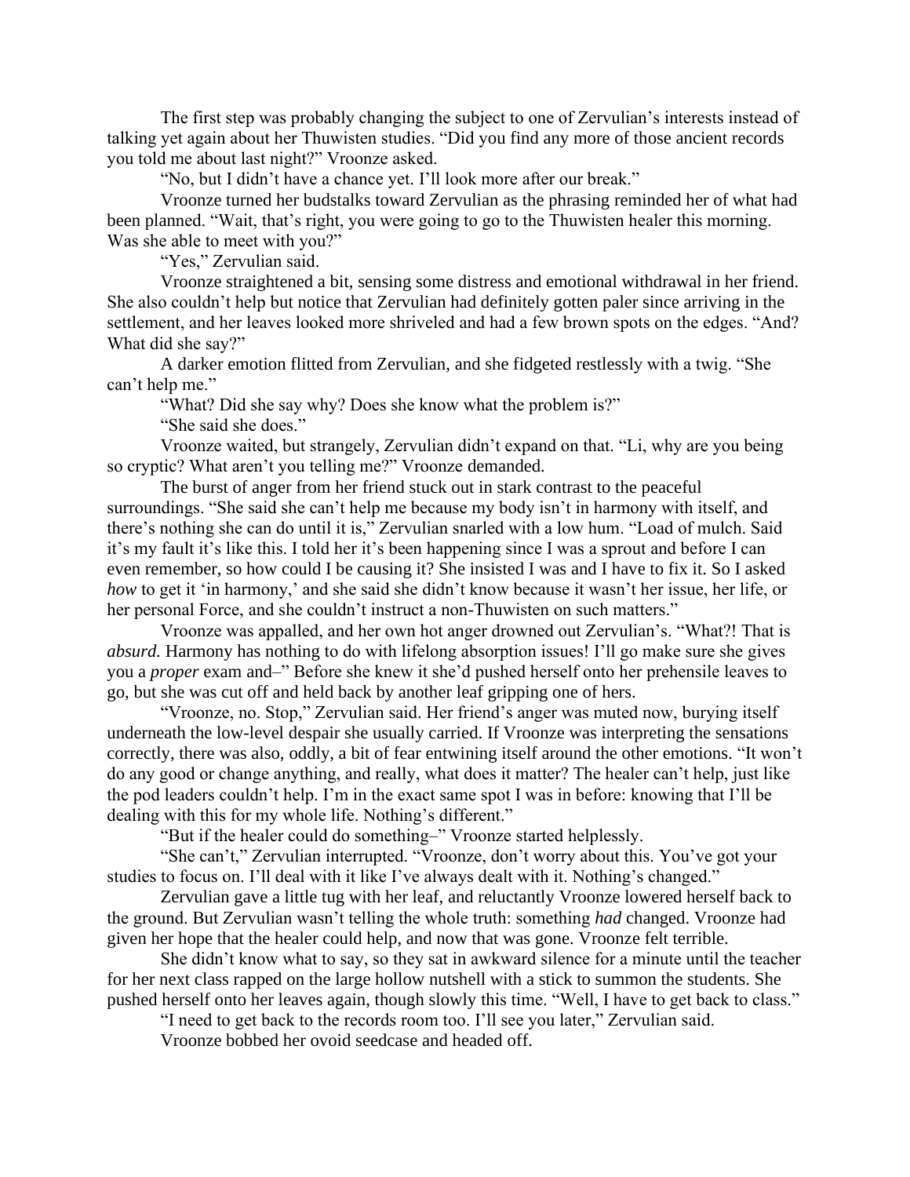The first step was probably changing the subject to one of Zervulian's interests instead of talking yet again about her Thuwisten studies. "Did you find any more of those ancient records you told me about last night?" Vroonze asked.

"No, but I didn't have a chance yet. I'll look more after our break."

Vroonze turned her budstalks toward Zervulian as the phrasing reminded her of what had been planned. "Wait, that's right, you were going to go to the Thuwisten healer this morning. Was she able to meet with you?"

"Yes," Zervulian said.

Vroonze straightened a bit, sensing some distress and emotional withdrawal in her friend. She also couldn't help but notice that Zervulian had definitely gotten paler since arriving in the settlement, and her leaves looked more shriveled and had a few brown spots on the edges. "And? What did she say?"

A darker emotion flitted from Zervulian, and she fidgeted restlessly with a twig. "She can't help me."

"What? Did she say why? Does she know what the problem is?"

"She said she does."

Vroonze waited, but strangely, Zervulian didn't expand on that. "Li, why are you being so cryptic? What aren't you telling me?" Vroonze demanded.

The burst of anger from her friend stuck out in stark contrast to the peaceful surroundings. "She said she can't help me because my body isn't in harmony with itself, and there's nothing she can do until it is," Zervulian snarled with a low hum. "Load of mulch. Said it's my fault it's like this. I told her it's been happening since I was a sprout and before I can even remember, so how could I be causing it? She insisted I was and I have to fix it. So I asked *how* to get it 'in harmony,' and she said she didn't know because it wasn't her issue, her life, or her personal Force, and she couldn't instruct a non-Thuwisten on such matters."

Vroonze was appalled, and her own hot anger drowned out Zervulian's. "What?! That is *absurd*. Harmony has nothing to do with lifelong absorption issues! I'll go make sure she gives you a *proper* exam and–" Before she knew it she'd pushed herself onto her prehensile leaves to go, but she was cut off and held back by another leaf gripping one of hers.

"Vroonze, no. Stop," Zervulian said. Her friend's anger was muted now, burying itself underneath the low-level despair she usually carried. If Vroonze was interpreting the sensations correctly, there was also, oddly, a bit of fear entwining itself around the other emotions. "It won't do any good or change anything, and really, what does it matter? The healer can't help, just like the pod leaders couldn't help. I'm in the exact same spot I was in before: knowing that I'll be dealing with this for my whole life. Nothing's different."

"But if the healer could do something–" Vroonze started helplessly.

"She can't," Zervulian interrupted. "Vroonze, don't worry about this. You've got your studies to focus on. I'll deal with it like I've always dealt with it. Nothing's changed."

Zervulian gave a little tug with her leaf, and reluctantly Vroonze lowered herself back to the ground. But Zervulian wasn't telling the whole truth: something *had* changed. Vroonze had given her hope that the healer could help, and now that was gone. Vroonze felt terrible.

She didn't know what to say, so they sat in awkward silence for a minute until the teacher for her next class rapped on the large hollow nutshell with a stick to summon the students. She pushed herself onto her leaves again, though slowly this time. "Well, I have to get back to class."

"I need to get back to the records room too. I'll see you later," Zervulian said.

Vroonze bobbed her ovoid seedcase and headed off.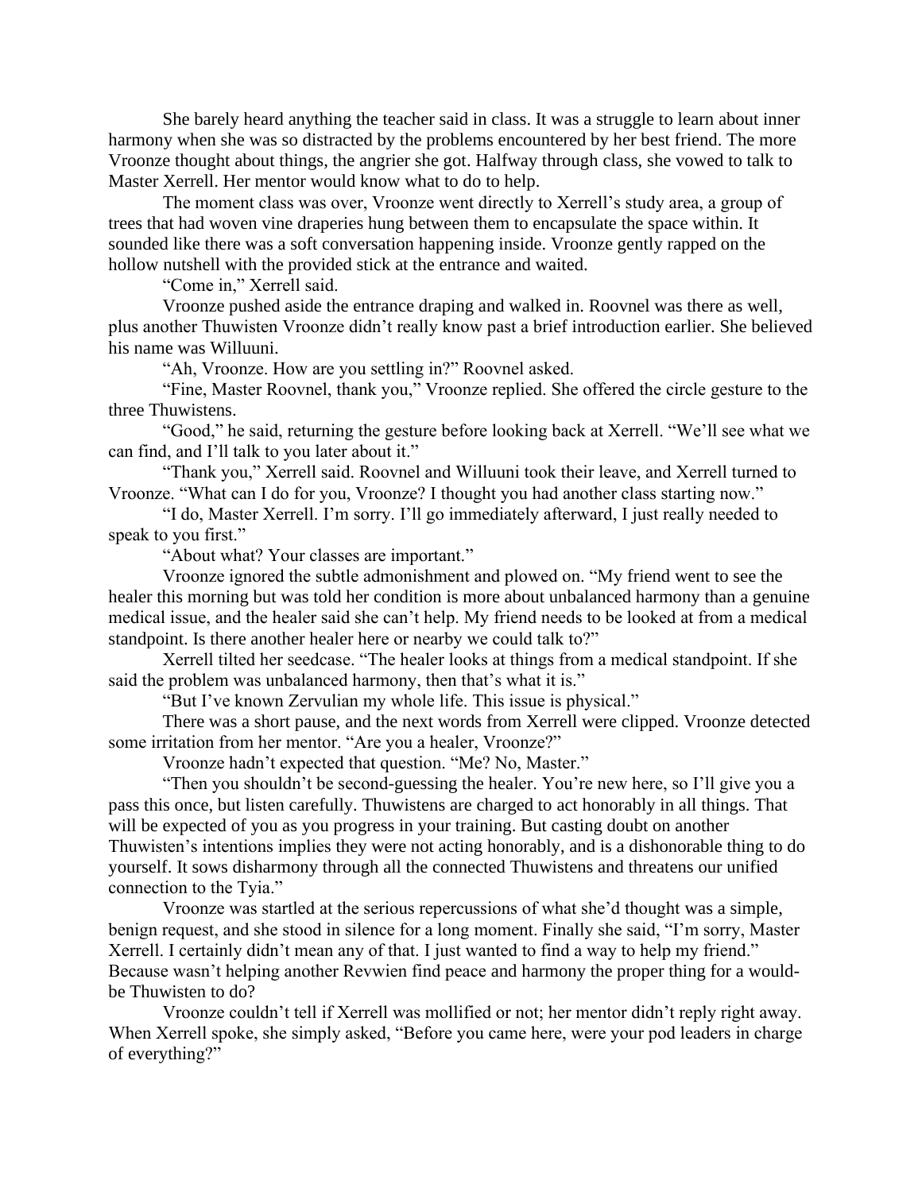She barely heard anything the teacher said in class. It was a struggle to learn about inner harmony when she was so distracted by the problems encountered by her best friend. The more Vroonze thought about things, the angrier she got. Halfway through class, she vowed to talk to Master Xerrell. Her mentor would know what to do to help.

The moment class was over, Vroonze went directly to Xerrell's study area, a group of trees that had woven vine draperies hung between them to encapsulate the space within. It sounded like there was a soft conversation happening inside. Vroonze gently rapped on the hollow nutshell with the provided stick at the entrance and waited.

"Come in," Xerrell said.

Vroonze pushed aside the entrance draping and walked in. Roovnel was there as well, plus another Thuwisten Vroonze didn't really know past a brief introduction earlier. She believed his name was Willuuni.

"Ah, Vroonze. How are you settling in?" Roovnel asked.

"Fine, Master Roovnel, thank you," Vroonze replied. She offered the circle gesture to the three Thuwistens.

"Good," he said, returning the gesture before looking back at Xerrell. "We'll see what we can find, and I'll talk to you later about it."

"Thank you," Xerrell said. Roovnel and Willuuni took their leave, and Xerrell turned to Vroonze. "What can I do for you, Vroonze? I thought you had another class starting now."

"I do, Master Xerrell. I'm sorry. I'll go immediately afterward, I just really needed to speak to you first."

"About what? Your classes are important."

Vroonze ignored the subtle admonishment and plowed on. "My friend went to see the healer this morning but was told her condition is more about unbalanced harmony than a genuine medical issue, and the healer said she can't help. My friend needs to be looked at from a medical standpoint. Is there another healer here or nearby we could talk to?"

Xerrell tilted her seedcase. "The healer looks at things from a medical standpoint. If she said the problem was unbalanced harmony, then that's what it is."

"But I've known Zervulian my whole life. This issue is physical."

There was a short pause, and the next words from Xerrell were clipped. Vroonze detected some irritation from her mentor. "Are you a healer, Vroonze?"

Vroonze hadn't expected that question. "Me? No, Master."

"Then you shouldn't be second-guessing the healer. You're new here, so I'll give you a pass this once, but listen carefully. Thuwistens are charged to act honorably in all things. That will be expected of you as you progress in your training. But casting doubt on another Thuwisten's intentions implies they were not acting honorably, and is a dishonorable thing to do yourself. It sows disharmony through all the connected Thuwistens and threatens our unified connection to the Tyia."

Vroonze was startled at the serious repercussions of what she'd thought was a simple, benign request, and she stood in silence for a long moment. Finally she said, "I'm sorry, Master Xerrell. I certainly didn't mean any of that. I just wanted to find a way to help my friend." Because wasn't helping another Revwien find peace and harmony the proper thing for a would-be Thuwisten to do?

Vroonze couldn't tell if Xerrell was mollified or not; her mentor didn't reply right away. When Xerrell spoke, she simply asked, "Before you came here, were your pod leaders in charge of everything?"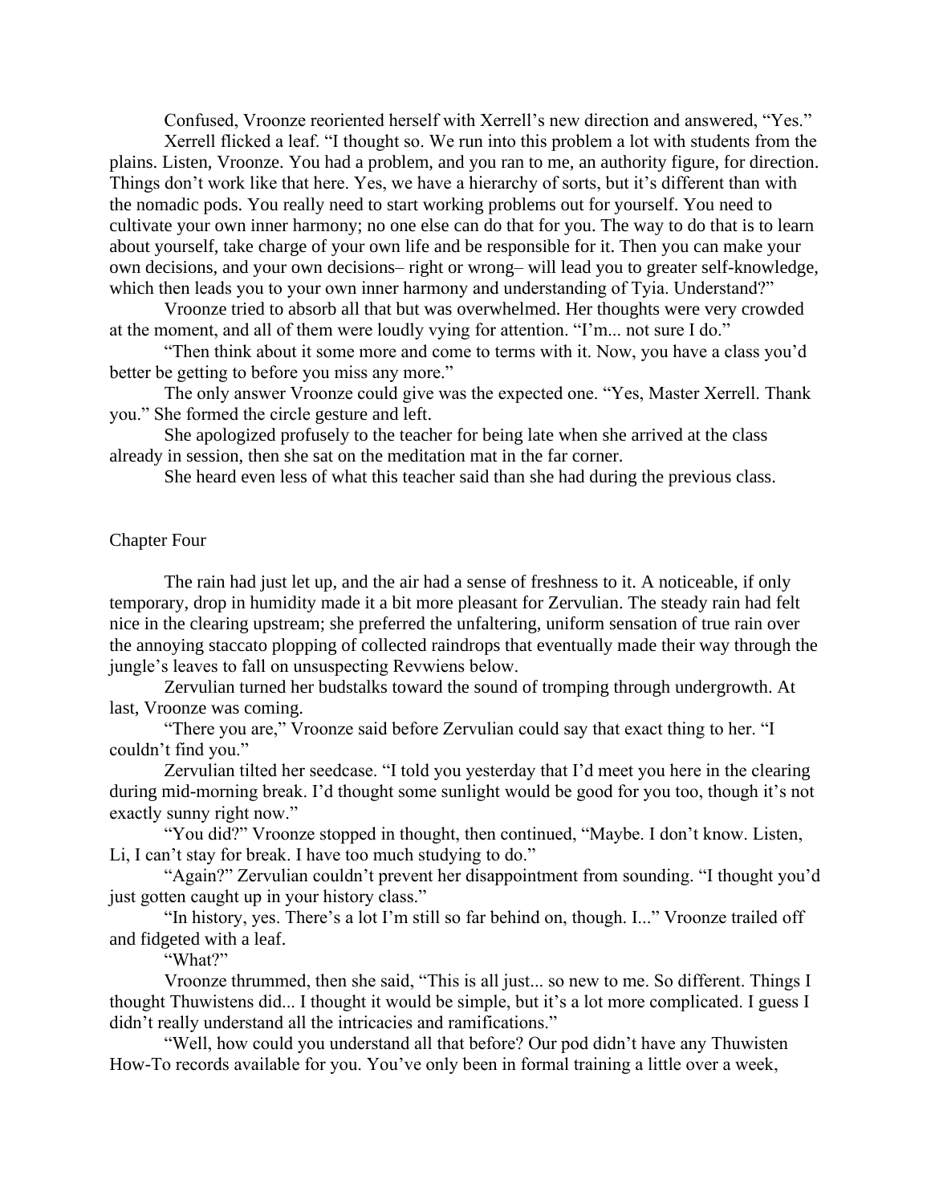Confused, Vroonze reoriented herself with Xerrell's new direction and answered, "Yes."

Xerrell flicked a leaf. "I thought so. We run into this problem a lot with students from the plains. Listen, Vroonze. You had a problem, and you ran to me, an authority figure, for direction. Things don't work like that here. Yes, we have a hierarchy of sorts, but it's different than with the nomadic pods. You really need to start working problems out for yourself. You need to cultivate your own inner harmony; no one else can do that for you. The way to do that is to learn about yourself, take charge of your own life and be responsible for it. Then you can make your own decisions, and your own decisions– right or wrong– will lead you to greater self-knowledge, which then leads you to your own inner harmony and understanding of Tyia. Understand?"

Vroonze tried to absorb all that but was overwhelmed. Her thoughts were very crowded at the moment, and all of them were loudly vying for attention. "I'm... not sure I do."

"Then think about it some more and come to terms with it. Now, you have a class you'd better be getting to before you miss any more."

The only answer Vroonze could give was the expected one. "Yes, Master Xerrell. Thank you." She formed the circle gesture and left.

She apologized profusely to the teacher for being late when she arrived at the class already in session, then she sat on the meditation mat in the far corner.

She heard even less of what this teacher said than she had during the previous class.

## Chapter Four

The rain had just let up, and the air had a sense of freshness to it. A noticeable, if only temporary, drop in humidity made it a bit more pleasant for Zervulian. The steady rain had felt nice in the clearing upstream; she preferred the unfaltering, uniform sensation of true rain over the annoying staccato plopping of collected raindrops that eventually made their way through the jungle's leaves to fall on unsuspecting Revwiens below.

Zervulian turned her budstalks toward the sound of tromping through undergrowth. At last, Vroonze was coming.

"There you are," Vroonze said before Zervulian could say that exact thing to her. "I couldn't find you."

Zervulian tilted her seedcase. "I told you yesterday that I'd meet you here in the clearing during mid-morning break. I'd thought some sunlight would be good for you too, though it's not exactly sunny right now."

"You did?" Vroonze stopped in thought, then continued, "Maybe. I don't know. Listen, Li, I can't stay for break. I have too much studying to do."

"Again?" Zervulian couldn't prevent her disappointment from sounding. "I thought you'd just gotten caught up in your history class."

"In history, yes. There's a lot I'm still so far behind on, though. I..." Vroonze trailed off and fidgeted with a leaf.

"What?"

Vroonze thrummed, then she said, "This is all just... so new to me. So different. Things I thought Thuwistens did... I thought it would be simple, but it's a lot more complicated. I guess I didn't really understand all the intricacies and ramifications."

"Well, how could you understand all that before? Our pod didn't have any Thuwisten How-To records available for you. You've only been in formal training a little over a week,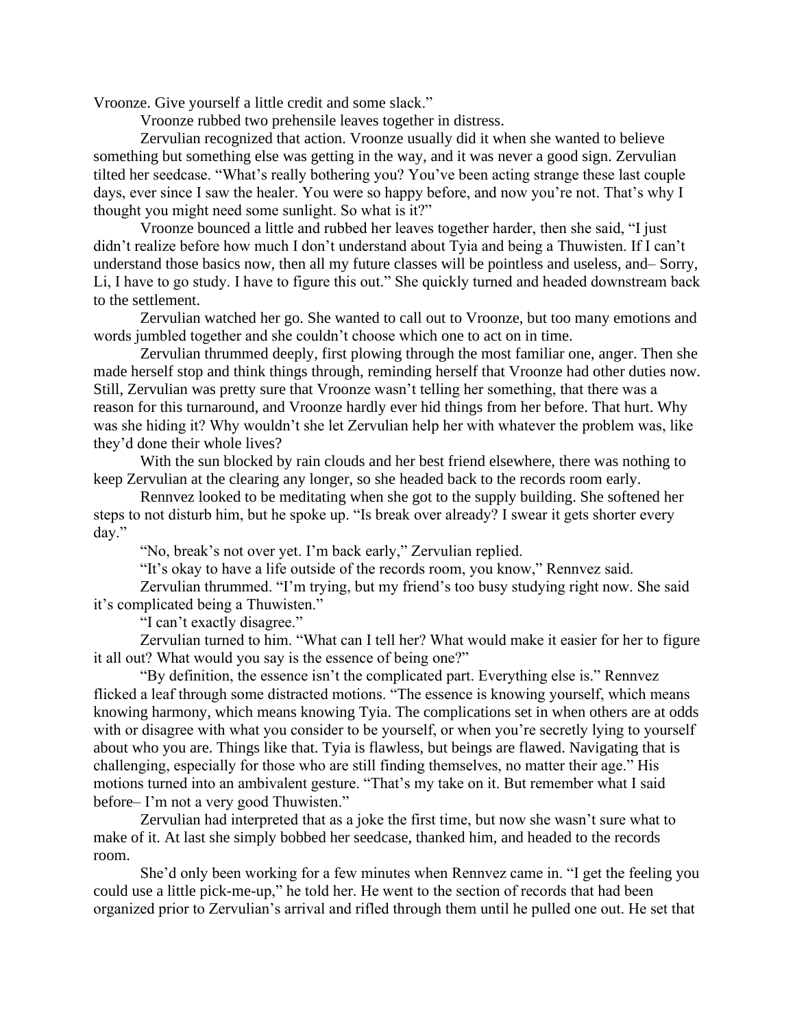Vroonze. Give yourself a little credit and some slack."

Vroonze rubbed two prehensile leaves together in distress.

Zervulian recognized that action. Vroonze usually did it when she wanted to believe something but something else was getting in the way, and it was never a good sign. Zervulian tilted her seedcase. "What's really bothering you? You've been acting strange these last couple days, ever since I saw the healer. You were so happy before, and now you're not. That's why I thought you might need some sunlight. So what is it?"

Vroonze bounced a little and rubbed her leaves together harder, then she said, "I just didn't realize before how much I don't understand about Tyia and being a Thuwisten. If I can't understand those basics now, then all my future classes will be pointless and useless, and– Sorry, Li, I have to go study. I have to figure this out." She quickly turned and headed downstream back to the settlement.

Zervulian watched her go. She wanted to call out to Vroonze, but too many emotions and words jumbled together and she couldn't choose which one to act on in time.

Zervulian thrummed deeply, first plowing through the most familiar one, anger. Then she made herself stop and think things through, reminding herself that Vroonze had other duties now. Still, Zervulian was pretty sure that Vroonze wasn't telling her something, that there was a reason for this turnaround, and Vroonze hardly ever hid things from her before. That hurt. Why was she hiding it? Why wouldn't she let Zervulian help her with whatever the problem was, like they'd done their whole lives?

With the sun blocked by rain clouds and her best friend elsewhere, there was nothing to keep Zervulian at the clearing any longer, so she headed back to the records room early.

Rennvez looked to be meditating when she got to the supply building. She softened her steps to not disturb him, but he spoke up. "Is break over already? I swear it gets shorter every day."

"No, break's not over yet. I'm back early," Zervulian replied.

"It's okay to have a life outside of the records room, you know," Rennvez said.

Zervulian thrummed. "I'm trying, but my friend's too busy studying right now. She said it's complicated being a Thuwisten."

"I can't exactly disagree."

Zervulian turned to him. "What can I tell her? What would make it easier for her to figure it all out? What would you say is the essence of being one?"

"By definition, the essence isn't the complicated part. Everything else is." Rennvez flicked a leaf through some distracted motions. "The essence is knowing yourself, which means knowing harmony, which means knowing Tyia. The complications set in when others are at odds with or disagree with what you consider to be yourself, or when you're secretly lying to yourself about who you are. Things like that. Tyia is flawless, but beings are flawed. Navigating that is challenging, especially for those who are still finding themselves, no matter their age." His motions turned into an ambivalent gesture. "That's my take on it. But remember what I said before– I'm not a very good Thuwisten."

Zervulian had interpreted that as a joke the first time, but now she wasn't sure what to make of it. At last she simply bobbed her seedcase, thanked him, and headed to the records room.

She'd only been working for a few minutes when Rennvez came in. "I get the feeling you could use a little pick-me-up," he told her. He went to the section of records that had been organized prior to Zervulian's arrival and rifled through them until he pulled one out. He set that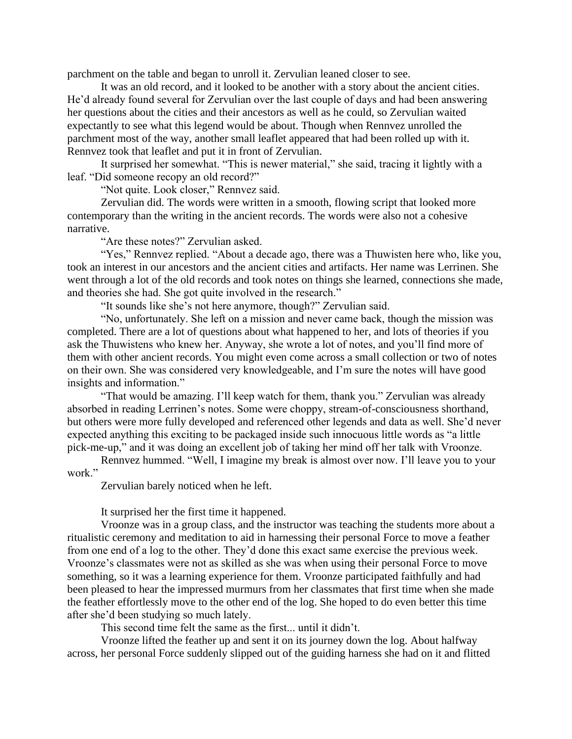parchment on the table and began to unroll it. Zervulian leaned closer to see.

It was an old record, and it looked to be another with a story about the ancient cities. He'd already found several for Zervulian over the last couple of days and had been answering her questions about the cities and their ancestors as well as he could, so Zervulian waited expectantly to see what this legend would be about. Though when Rennvez unrolled the parchment most of the way, another small leaflet appeared that had been rolled up with it. Rennvez took that leaflet and put it in front of Zervulian.

It surprised her somewhat. "This is newer material," she said, tracing it lightly with a leaf. "Did someone recopy an old record?"

"Not quite. Look closer," Rennvez said.

Zervulian did. The words were written in a smooth, flowing script that looked more contemporary than the writing in the ancient records. The words were also not a cohesive narrative.

"Are these notes?" Zervulian asked.

"Yes," Rennvez replied. "About a decade ago, there was a Thuwisten here who, like you, took an interest in our ancestors and the ancient cities and artifacts. Her name was Lerrinen. She went through a lot of the old records and took notes on things she learned, connections she made, and theories she had. She got quite involved in the research."

"It sounds like she's not here anymore, though?" Zervulian said.

"No, unfortunately. She left on a mission and never came back, though the mission was completed. There are a lot of questions about what happened to her, and lots of theories if you ask the Thuwistens who knew her. Anyway, she wrote a lot of notes, and you'll find more of them with other ancient records. You might even come across a small collection or two of notes on their own. She was considered very knowledgeable, and I'm sure the notes will have good insights and information."

"That would be amazing. I'll keep watch for them, thank you." Zervulian was already absorbed in reading Lerrinen's notes. Some were choppy, stream-of-consciousness shorthand, but others were more fully developed and referenced other legends and data as well. She'd never expected anything this exciting to be packaged inside such innocuous little words as "a little pick-me-up," and it was doing an excellent job of taking her mind off her talk with Vroonze.

Rennvez hummed. "Well, I imagine my break is almost over now. I'll leave you to your work."

Zervulian barely noticed when he left.

It surprised her the first time it happened.

Vroonze was in a group class, and the instructor was teaching the students more about a ritualistic ceremony and meditation to aid in harnessing their personal Force to move a feather from one end of a log to the other. They'd done this exact same exercise the previous week. Vroonze's classmates were not as skilled as she was when using their personal Force to move something, so it was a learning experience for them. Vroonze participated faithfully and had been pleased to hear the impressed murmurs from her classmates that first time when she made the feather effortlessly move to the other end of the log. She hoped to do even better this time after she'd been studying so much lately.

This second time felt the same as the first... until it didn't.

Vroonze lifted the feather up and sent it on its journey down the log. About halfway across, her personal Force suddenly slipped out of the guiding harness she had on it and flitted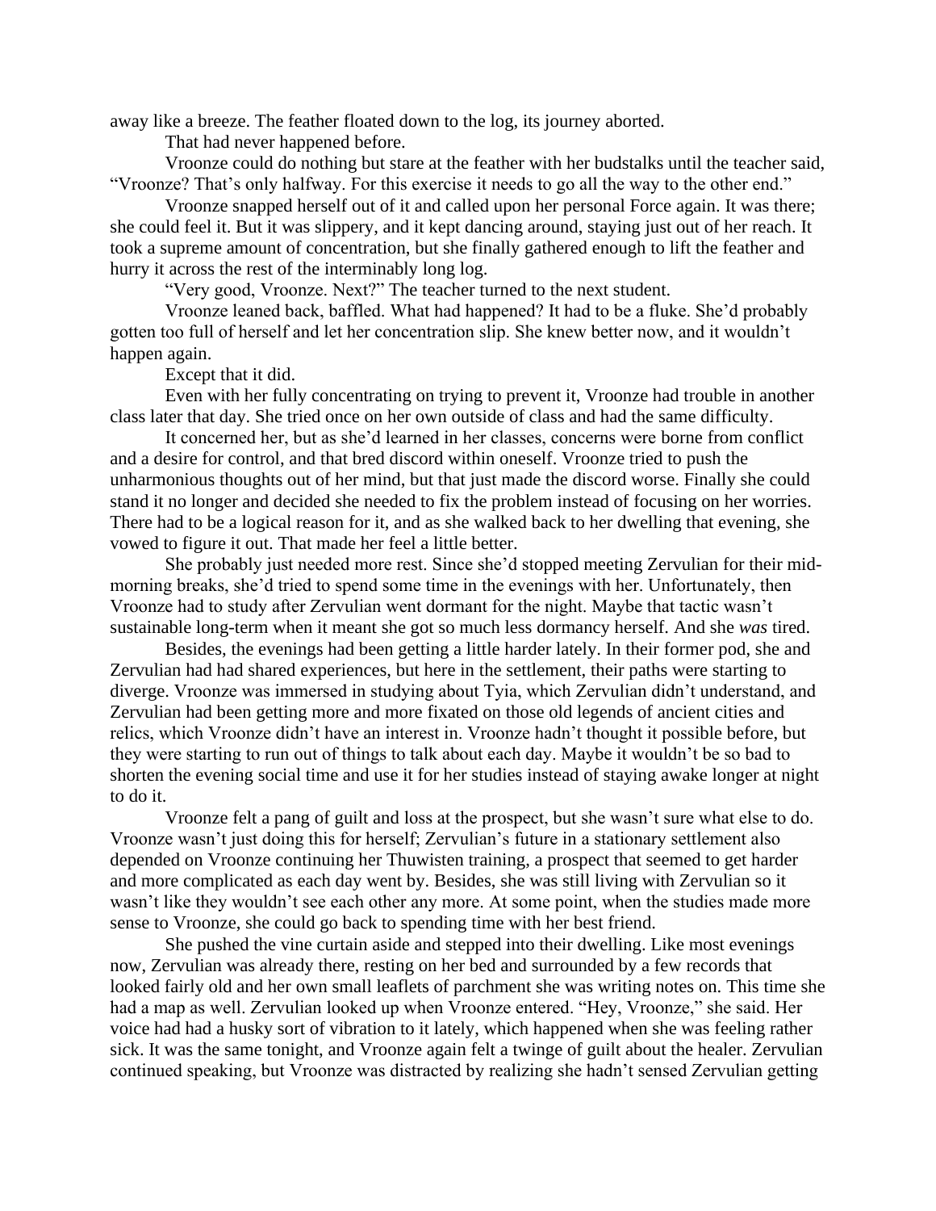away like a breeze. The feather floated down to the log, its journey aborted.

That had never happened before.

Vroonze could do nothing but stare at the feather with her budstalks until the teacher said, "Vroonze? That's only halfway. For this exercise it needs to go all the way to the other end."

Vroonze snapped herself out of it and called upon her personal Force again. It was there; she could feel it. But it was slippery, and it kept dancing around, staying just out of her reach. It took a supreme amount of concentration, but she finally gathered enough to lift the feather and hurry it across the rest of the interminably long log.

"Very good, Vroonze. Next?" The teacher turned to the next student.

Vroonze leaned back, baffled. What had happened? It had to be a fluke. She'd probably gotten too full of herself and let her concentration slip. She knew better now, and it wouldn't happen again.

Except that it did.

Even with her fully concentrating on trying to prevent it, Vroonze had trouble in another class later that day. She tried once on her own outside of class and had the same difficulty.

It concerned her, but as she'd learned in her classes, concerns were borne from conflict and a desire for control, and that bred discord within oneself. Vroonze tried to push the unharmonious thoughts out of her mind, but that just made the discord worse. Finally she could stand it no longer and decided she needed to fix the problem instead of focusing on her worries. There had to be a logical reason for it, and as she walked back to her dwelling that evening, she vowed to figure it out. That made her feel a little better.

She probably just needed more rest. Since she'd stopped meeting Zervulian for their mid-morning breaks, she'd tried to spend some time in the evenings with her. Unfortunately, then Vroonze had to study after Zervulian went dormant for the night. Maybe that tactic wasn't sustainable long-term when it meant she got so much less dormancy herself. And she *was* tired.

Besides, the evenings had been getting a little harder lately. In their former pod, she and Zervulian had had shared experiences, but here in the settlement, their paths were starting to diverge. Vroonze was immersed in studying about Tyia, which Zervulian didn't understand, and Zervulian had been getting more and more fixated on those old legends of ancient cities and relics, which Vroonze didn't have an interest in. Vroonze hadn't thought it possible before, but they were starting to run out of things to talk about each day. Maybe it wouldn't be so bad to shorten the evening social time and use it for her studies instead of staying awake longer at night to do it.

Vroonze felt a pang of guilt and loss at the prospect, but she wasn't sure what else to do. Vroonze wasn't just doing this for herself; Zervulian's future in a stationary settlement also depended on Vroonze continuing her Thuwisten training, a prospect that seemed to get harder and more complicated as each day went by. Besides, she was still living with Zervulian so it wasn't like they wouldn't see each other any more. At some point, when the studies made more sense to Vroonze, she could go back to spending time with her best friend.

She pushed the vine curtain aside and stepped into their dwelling. Like most evenings now, Zervulian was already there, resting on her bed and surrounded by a few records that looked fairly old and her own small leaflets of parchment she was writing notes on. This time she had a map as well. Zervulian looked up when Vroonze entered. "Hey, Vroonze," she said. Her voice had had a husky sort of vibration to it lately, which happened when she was feeling rather sick. It was the same tonight, and Vroonze again felt a twinge of guilt about the healer. Zervulian continued speaking, but Vroonze was distracted by realizing she hadn't sensed Zervulian getting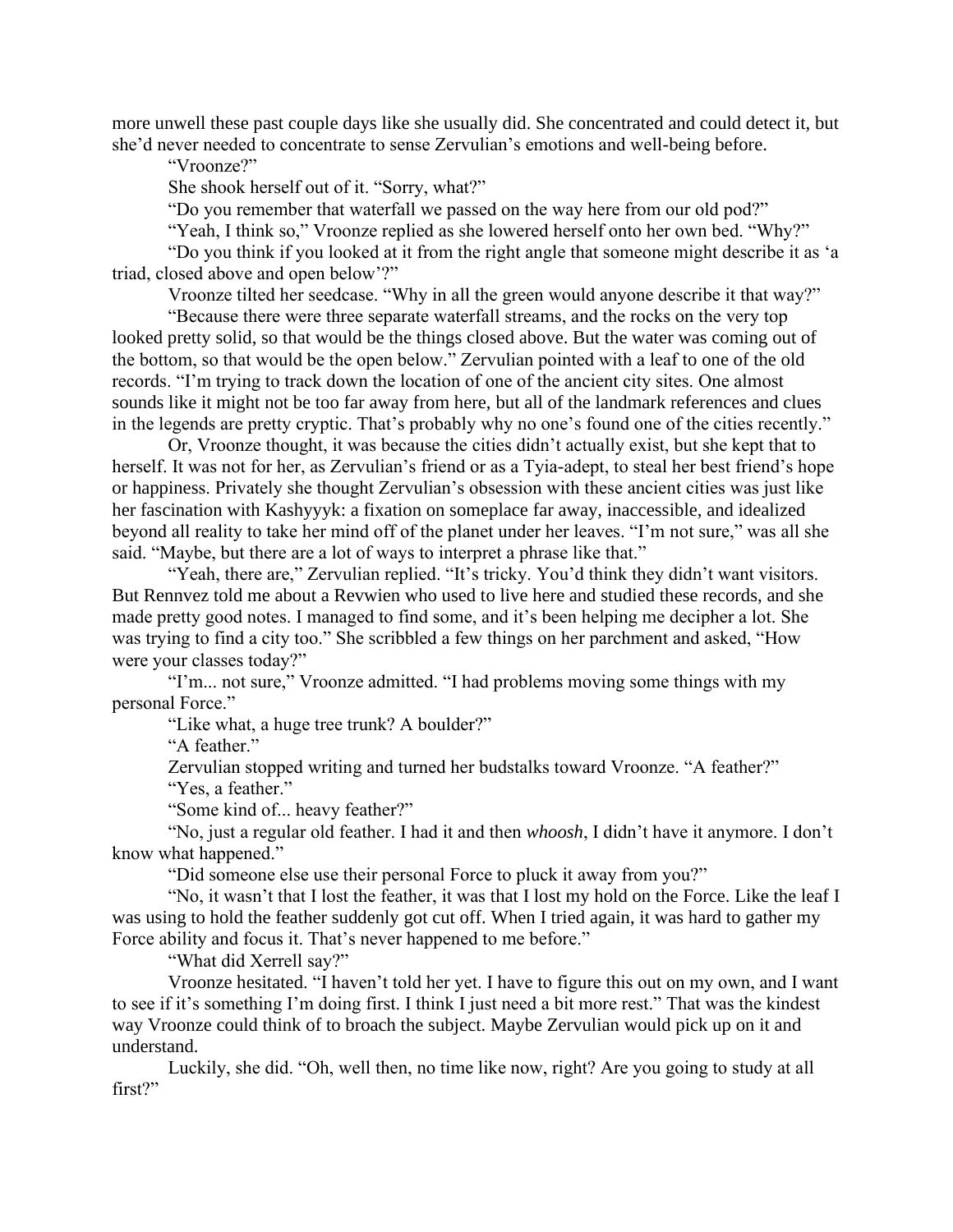more unwell these past couple days like she usually did. She concentrated and could detect it, but she'd never needed to concentrate to sense Zervulian's emotions and well-being before.

"Vroonze?"

She shook herself out of it. "Sorry, what?"

"Do you remember that waterfall we passed on the way here from our old pod?"

"Yeah, I think so," Vroonze replied as she lowered herself onto her own bed. "Why?"

"Do you think if you looked at it from the right angle that someone might describe it as 'a triad, closed above and open below'?"

Vroonze tilted her seedcase. "Why in all the green would anyone describe it that way?"

"Because there were three separate waterfall streams, and the rocks on the very top looked pretty solid, so that would be the things closed above. But the water was coming out of the bottom, so that would be the open below." Zervulian pointed with a leaf to one of the old records. "I'm trying to track down the location of one of the ancient city sites. One almost sounds like it might not be too far away from here, but all of the landmark references and clues in the legends are pretty cryptic. That's probably why no one's found one of the cities recently."

Or, Vroonze thought, it was because the cities didn't actually exist, but she kept that to herself. It was not for her, as Zervulian's friend or as a Tyia-adept, to steal her best friend's hope or happiness. Privately she thought Zervulian's obsession with these ancient cities was just like her fascination with Kashyyyk: a fixation on someplace far away, inaccessible, and idealized beyond all reality to take her mind off of the planet under her leaves. "I'm not sure," was all she said. "Maybe, but there are a lot of ways to interpret a phrase like that."

"Yeah, there are," Zervulian replied. "It's tricky. You'd think they didn't want visitors. But Rennvez told me about a Revwien who used to live here and studied these records, and she made pretty good notes. I managed to find some, and it's been helping me decipher a lot. She was trying to find a city too." She scribbled a few things on her parchment and asked, "How were your classes today?"

"I'm... not sure," Vroonze admitted. "I had problems moving some things with my personal Force."

"Like what, a huge tree trunk? A boulder?"

"A feather."

Zervulian stopped writing and turned her budstalks toward Vroonze. "A feather?"

"Yes, a feather."

"Some kind of... heavy feather?"

"No, just a regular old feather. I had it and then *whoosh*, I didn't have it anymore. I don't know what happened."

"Did someone else use their personal Force to pluck it away from you?"

"No, it wasn't that I lost the feather, it was that I lost my hold on the Force. Like the leaf I was using to hold the feather suddenly got cut off. When I tried again, it was hard to gather my Force ability and focus it. That's never happened to me before."

"What did Xerrell say?"

Vroonze hesitated. "I haven't told her yet. I have to figure this out on my own, and I want to see if it's something I'm doing first. I think I just need a bit more rest." That was the kindest way Vroonze could think of to broach the subject. Maybe Zervulian would pick up on it and understand.

Luckily, she did. "Oh, well then, no time like now, right? Are you going to study at all first?"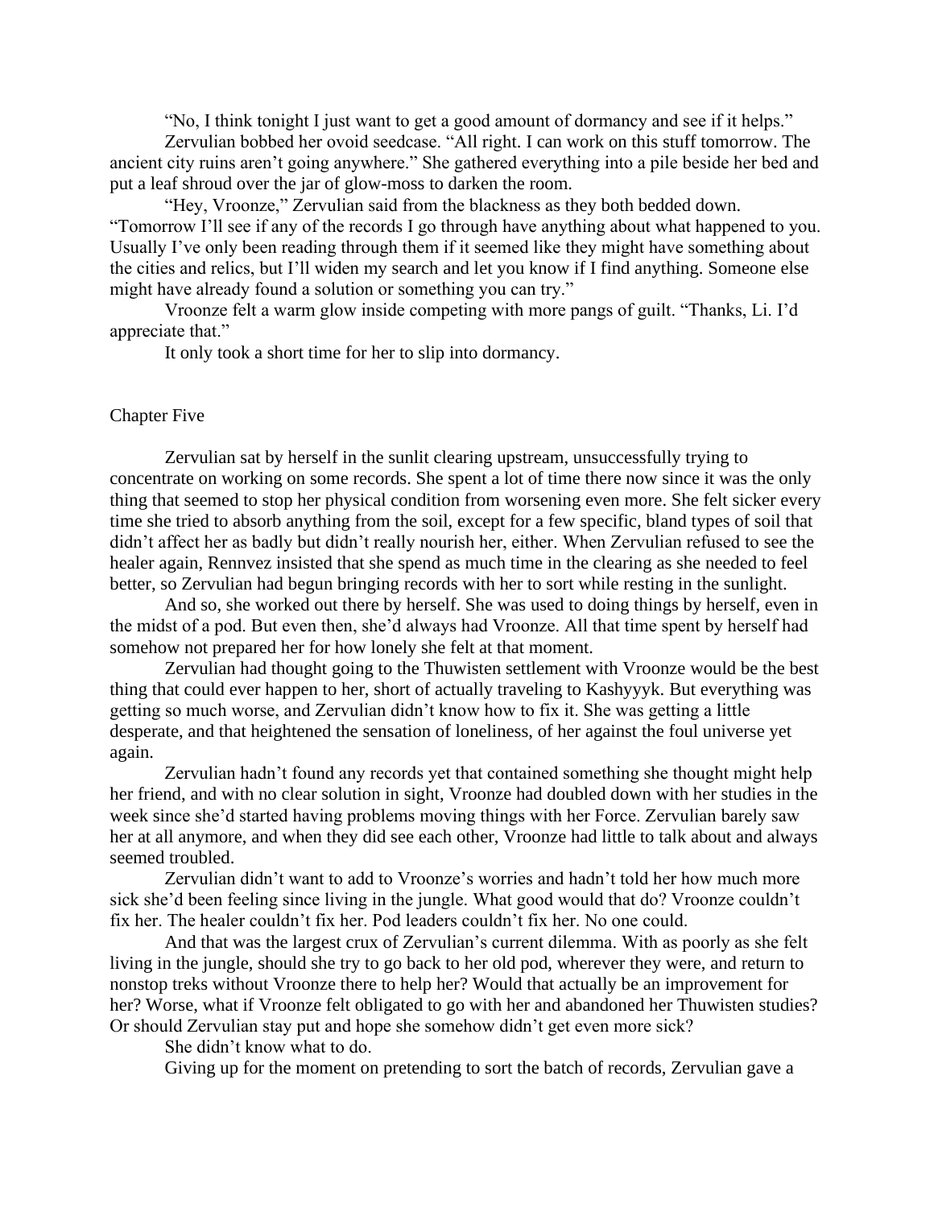"No, I think tonight I just want to get a good amount of dormancy and see if it helps."

Zervulian bobbed her ovoid seedcase. "All right. I can work on this stuff tomorrow. The ancient city ruins aren't going anywhere." She gathered everything into a pile beside her bed and put a leaf shroud over the jar of glow-moss to darken the room.

"Hey, Vroonze," Zervulian said from the blackness as they both bedded down. "Tomorrow I'll see if any of the records I go through have anything about what happened to you. Usually I've only been reading through them if it seemed like they might have something about the cities and relics, but I'll widen my search and let you know if I find anything. Someone else might have already found a solution or something you can try."

Vroonze felt a warm glow inside competing with more pangs of guilt. "Thanks, Li. I'd appreciate that."

It only took a short time for her to slip into dormancy.

## Chapter Five

Zervulian sat by herself in the sunlit clearing upstream, unsuccessfully trying to concentrate on working on some records. She spent a lot of time there now since it was the only thing that seemed to stop her physical condition from worsening even more. She felt sicker every time she tried to absorb anything from the soil, except for a few specific, bland types of soil that didn't affect her as badly but didn't really nourish her, either. When Zervulian refused to see the healer again, Rennvez insisted that she spend as much time in the clearing as she needed to feel better, so Zervulian had begun bringing records with her to sort while resting in the sunlight.

And so, she worked out there by herself. She was used to doing things by herself, even in the midst of a pod. But even then, she'd always had Vroonze. All that time spent by herself had somehow not prepared her for how lonely she felt at that moment.

Zervulian had thought going to the Thuwisten settlement with Vroonze would be the best thing that could ever happen to her, short of actually traveling to Kashyyyk. But everything was getting so much worse, and Zervulian didn't know how to fix it. She was getting a little desperate, and that heightened the sensation of loneliness, of her against the foul universe yet again.

Zervulian hadn't found any records yet that contained something she thought might help her friend, and with no clear solution in sight, Vroonze had doubled down with her studies in the week since she'd started having problems moving things with her Force. Zervulian barely saw her at all anymore, and when they did see each other, Vroonze had little to talk about and always seemed troubled.

Zervulian didn't want to add to Vroonze's worries and hadn't told her how much more sick she'd been feeling since living in the jungle. What good would that do? Vroonze couldn't fix her. The healer couldn't fix her. Pod leaders couldn't fix her. No one could.

And that was the largest crux of Zervulian's current dilemma. With as poorly as she felt living in the jungle, should she try to go back to her old pod, wherever they were, and return to nonstop treks without Vroonze there to help her? Would that actually be an improvement for her? Worse, what if Vroonze felt obligated to go with her and abandoned her Thuwisten studies? Or should Zervulian stay put and hope she somehow didn't get even more sick?

She didn't know what to do.

Giving up for the moment on pretending to sort the batch of records, Zervulian gave a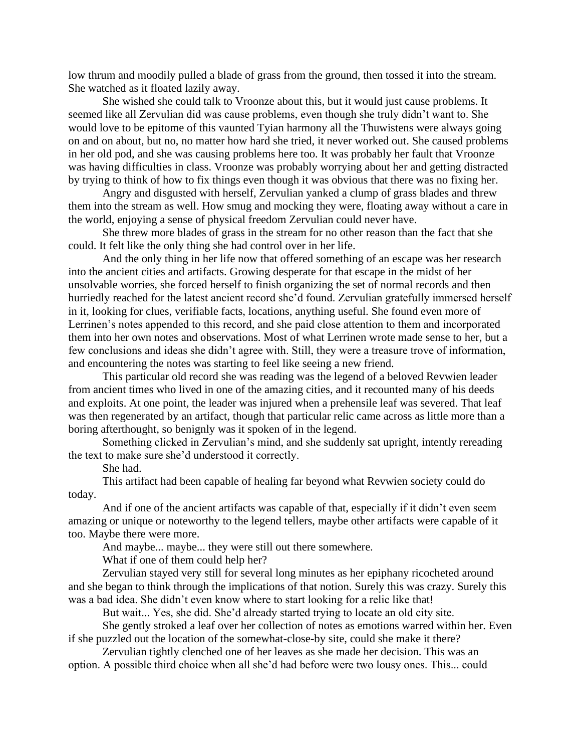low thrum and moodily pulled a blade of grass from the ground, then tossed it into the stream. She watched as it floated lazily away.

She wished she could talk to Vroonze about this, but it would just cause problems. It seemed like all Zervulian did was cause problems, even though she truly didn't want to. She would love to be epitome of this vaunted Tyian harmony all the Thuwistens were always going on and on about, but no, no matter how hard she tried, it never worked out. She caused problems in her old pod, and she was causing problems here too. It was probably her fault that Vroonze was having difficulties in class. Vroonze was probably worrying about her and getting distracted by trying to think of how to fix things even though it was obvious that there was no fixing her.

Angry and disgusted with herself, Zervulian yanked a clump of grass blades and threw them into the stream as well. How smug and mocking they were, floating away without a care in the world, enjoying a sense of physical freedom Zervulian could never have.

She threw more blades of grass in the stream for no other reason than the fact that she could. It felt like the only thing she had control over in her life.

And the only thing in her life now that offered something of an escape was her research into the ancient cities and artifacts. Growing desperate for that escape in the midst of her unsolvable worries, she forced herself to finish organizing the set of normal records and then hurriedly reached for the latest ancient record she'd found. Zervulian gratefully immersed herself in it, looking for clues, verifiable facts, locations, anything useful. She found even more of Lerrinen's notes appended to this record, and she paid close attention to them and incorporated them into her own notes and observations. Most of what Lerrinen wrote made sense to her, but a few conclusions and ideas she didn't agree with. Still, they were a treasure trove of information, and encountering the notes was starting to feel like seeing a new friend.

This particular old record she was reading was the legend of a beloved Revwien leader from ancient times who lived in one of the amazing cities, and it recounted many of his deeds and exploits. At one point, the leader was injured when a prehensile leaf was severed. That leaf was then regenerated by an artifact, though that particular relic came across as little more than a boring afterthought, so benignly was it spoken of in the legend.

Something clicked in Zervulian's mind, and she suddenly sat upright, intently rereading the text to make sure she'd understood it correctly.

She had.

This artifact had been capable of healing far beyond what Revwien society could do today.

And if one of the ancient artifacts was capable of that, especially if it didn't even seem amazing or unique or noteworthy to the legend tellers, maybe other artifacts were capable of it too. Maybe there were more.

And maybe... maybe... they were still out there somewhere.

What if one of them could help her?

Zervulian stayed very still for several long minutes as her epiphany ricocheted around and she began to think through the implications of that notion. Surely this was crazy. Surely this was a bad idea. She didn't even know where to start looking for a relic like that!

But wait... Yes, she did. She'd already started trying to locate an old city site.

She gently stroked a leaf over her collection of notes as emotions warred within her. Even if she puzzled out the location of the somewhat-close-by site, could she make it there?

Zervulian tightly clenched one of her leaves as she made her decision. This was an option. A possible third choice when all she'd had before were two lousy ones. This... could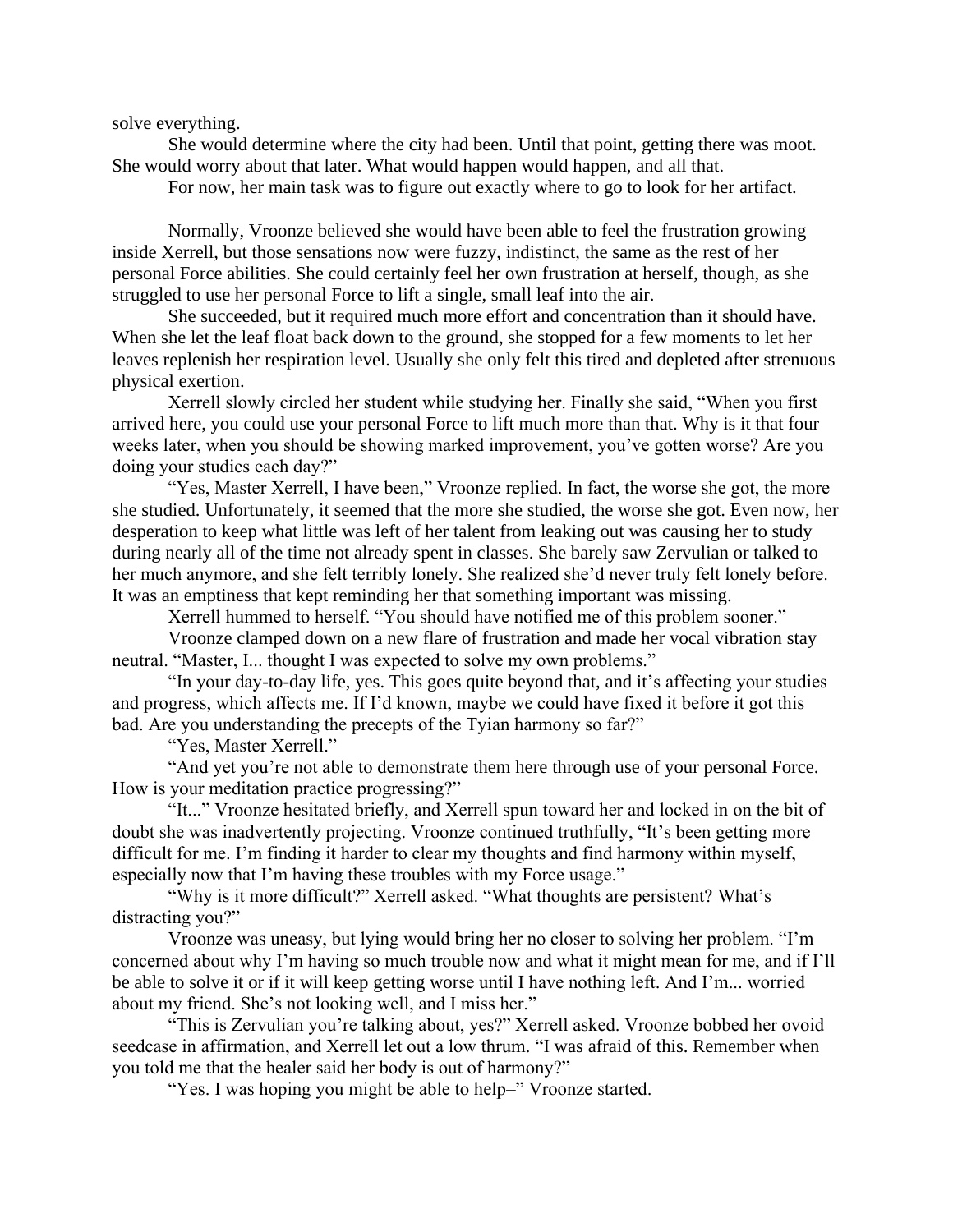solve everything.

She would determine where the city had been. Until that point, getting there was moot. She would worry about that later. What would happen would happen, and all that.

For now, her main task was to figure out exactly where to go to look for her artifact.

Normally, Vroonze believed she would have been able to feel the frustration growing inside Xerrell, but those sensations now were fuzzy, indistinct, the same as the rest of her personal Force abilities. She could certainly feel her own frustration at herself, though, as she struggled to use her personal Force to lift a single, small leaf into the air.

She succeeded, but it required much more effort and concentration than it should have. When she let the leaf float back down to the ground, she stopped for a few moments to let her leaves replenish her respiration level. Usually she only felt this tired and depleted after strenuous physical exertion.

Xerrell slowly circled her student while studying her. Finally she said, "When you first arrived here, you could use your personal Force to lift much more than that. Why is it that four weeks later, when you should be showing marked improvement, you've gotten worse? Are you doing your studies each day?"

"Yes, Master Xerrell, I have been," Vroonze replied. In fact, the worse she got, the more she studied. Unfortunately, it seemed that the more she studied, the worse she got. Even now, her desperation to keep what little was left of her talent from leaking out was causing her to study during nearly all of the time not already spent in classes. She barely saw Zervulian or talked to her much anymore, and she felt terribly lonely. She realized she'd never truly felt lonely before. It was an emptiness that kept reminding her that something important was missing.

Xerrell hummed to herself. "You should have notified me of this problem sooner."

Vroonze clamped down on a new flare of frustration and made her vocal vibration stay neutral. "Master, I... thought I was expected to solve my own problems."

"In your day-to-day life, yes. This goes quite beyond that, and it's affecting your studies and progress, which affects me. If I'd known, maybe we could have fixed it before it got this bad. Are you understanding the precepts of the Tyian harmony so far?"

"Yes, Master Xerrell."

"And yet you're not able to demonstrate them here through use of your personal Force. How is your meditation practice progressing?"

"It..." Vroonze hesitated briefly, and Xerrell spun toward her and locked in on the bit of doubt she was inadvertently projecting. Vroonze continued truthfully, "It's been getting more difficult for me. I'm finding it harder to clear my thoughts and find harmony within myself, especially now that I'm having these troubles with my Force usage."

"Why is it more difficult?" Xerrell asked. "What thoughts are persistent? What's distracting you?"

Vroonze was uneasy, but lying would bring her no closer to solving her problem. "I'm concerned about why I'm having so much trouble now and what it might mean for me, and if I'll be able to solve it or if it will keep getting worse until I have nothing left. And I'm... worried about my friend. She's not looking well, and I miss her."

"This is Zervulian you're talking about, yes?" Xerrell asked. Vroonze bobbed her ovoid seedcase in affirmation, and Xerrell let out a low thrum. "I was afraid of this. Remember when you told me that the healer said her body is out of harmony?"

"Yes. I was hoping you might be able to help–" Vroonze started.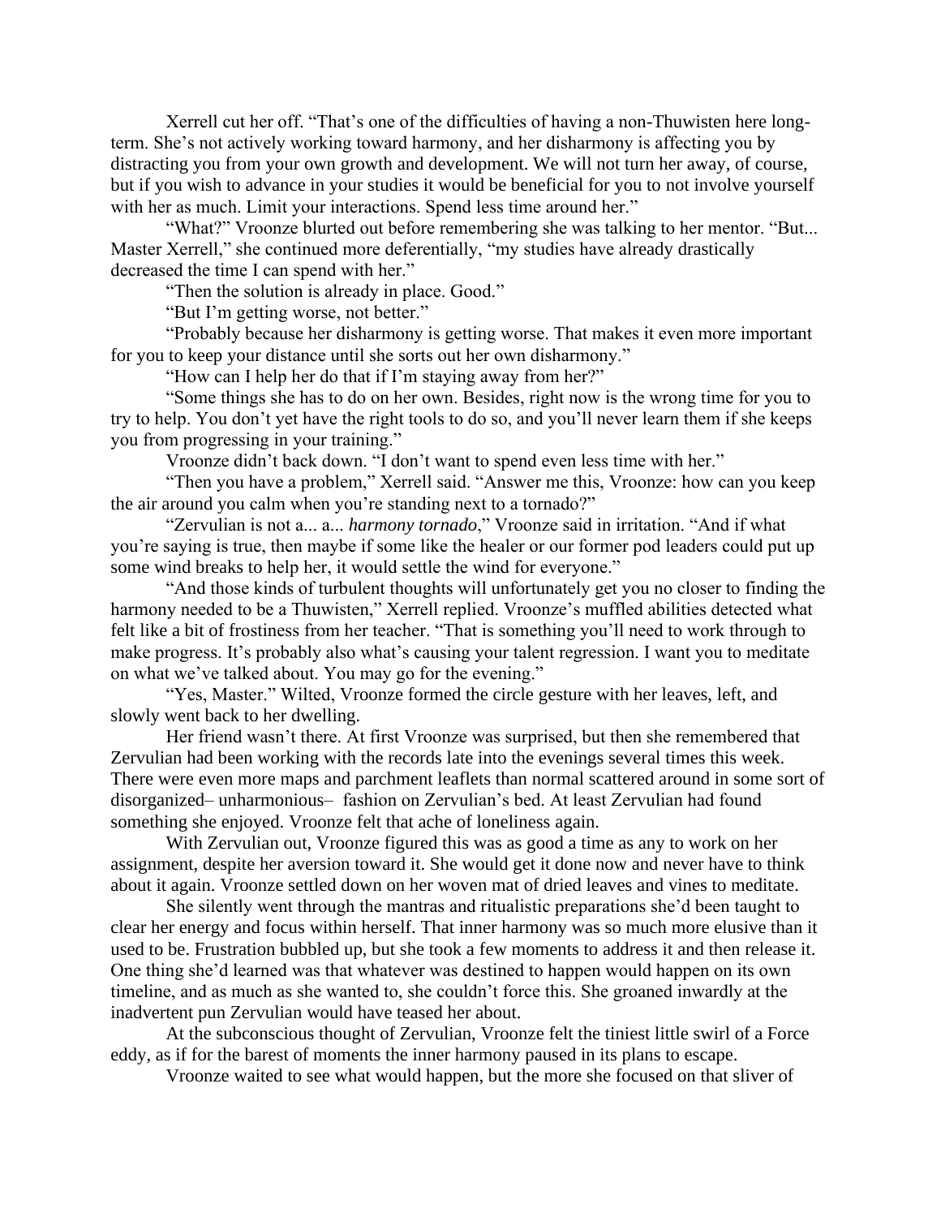Xerrell cut her off. “That’s one of the difficulties of having a non-Thuwisten here long-term. She’s not actively working toward harmony, and her disharmony is affecting you by distracting you from your own growth and development. We will not turn her away, of course, but if you wish to advance in your studies it would be beneficial for you to not involve yourself with her as much. Limit your interactions. Spend less time around her.”

“What?” Vroonze blurted out before remembering she was talking to her mentor. “But... Master Xerrell,” she continued more deferentially, “my studies have already drastically decreased the time I can spend with her.”

“Then the solution is already in place. Good.”

“But I’m getting worse, not better.”

“Probably because her disharmony is getting worse. That makes it even more important for you to keep your distance until she sorts out her own disharmony.”

“How can I help her do that if I’m staying away from her?”

“Some things she has to do on her own. Besides, right now is the wrong time for you to try to help. You don’t yet have the right tools to do so, and you’ll never learn them if she keeps you from progressing in your training.”

Vroonze didn’t back down. “I don’t want to spend even less time with her.”

“Then you have a problem,” Xerrell said. “Answer me this, Vroonze: how can you keep the air around you calm when you’re standing next to a tornado?”

“Zervulian is not a... a... *harmony tornado*,” Vroonze said in irritation. “And if what you’re saying is true, then maybe if some like the healer or our former pod leaders could put up some wind breaks to help her, it would settle the wind for everyone.”

“And those kinds of turbulent thoughts will unfortunately get you no closer to finding the harmony needed to be a Thuwisten,” Xerrell replied. Vroonze’s muffled abilities detected what felt like a bit of frostiness from her teacher. “That is something you’ll need to work through to make progress. It’s probably also what’s causing your talent regression. I want you to meditate on what we’ve talked about. You may go for the evening.”

“Yes, Master.” Wilted, Vroonze formed the circle gesture with her leaves, left, and slowly went back to her dwelling.

Her friend wasn’t there. At first Vroonze was surprised, but then she remembered that Zervulian had been working with the records late into the evenings several times this week. There were even more maps and parchment leaflets than normal scattered around in some sort of disorganized– unharmonious– fashion on Zervulian’s bed. At least Zervulian had found something she enjoyed. Vroonze felt that ache of loneliness again.

With Zervulian out, Vroonze figured this was as good a time as any to work on her assignment, despite her aversion toward it. She would get it done now and never have to think about it again. Vroonze settled down on her woven mat of dried leaves and vines to meditate.

She silently went through the mantras and ritualistic preparations she’d been taught to clear her energy and focus within herself. That inner harmony was so much more elusive than it used to be. Frustration bubbled up, but she took a few moments to address it and then release it. One thing she’d learned was that whatever was destined to happen would happen on its own timeline, and as much as she wanted to, she couldn’t force this. She groaned inwardly at the inadvertent pun Zervulian would have teased her about.

At the subconscious thought of Zervulian, Vroonze felt the tiniest little swirl of a Force eddy, as if for the barest of moments the inner harmony paused in its plans to escape.

Vroonze waited to see what would happen, but the more she focused on that sliver of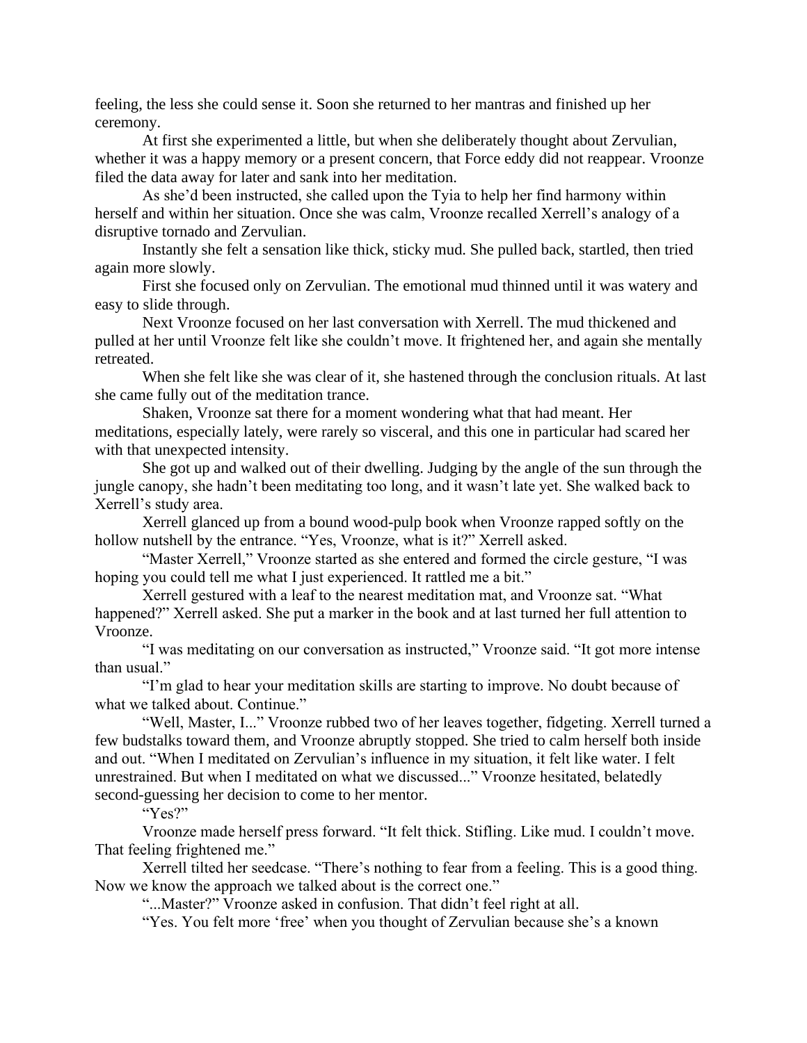feeling, the less she could sense it. Soon she returned to her mantras and finished up her ceremony.

At first she experimented a little, but when she deliberately thought about Zervulian, whether it was a happy memory or a present concern, that Force eddy did not reappear. Vroonze filed the data away for later and sank into her meditation.

As she'd been instructed, she called upon the Tyia to help her find harmony within herself and within her situation. Once she was calm, Vroonze recalled Xerrell's analogy of a disruptive tornado and Zervulian.

Instantly she felt a sensation like thick, sticky mud. She pulled back, startled, then tried again more slowly.

First she focused only on Zervulian. The emotional mud thinned until it was watery and easy to slide through.

Next Vroonze focused on her last conversation with Xerrell. The mud thickened and pulled at her until Vroonze felt like she couldn't move. It frightened her, and again she mentally retreated.

When she felt like she was clear of it, she hastened through the conclusion rituals. At last she came fully out of the meditation trance.

Shaken, Vroonze sat there for a moment wondering what that had meant. Her meditations, especially lately, were rarely so visceral, and this one in particular had scared her with that unexpected intensity.

She got up and walked out of their dwelling. Judging by the angle of the sun through the jungle canopy, she hadn't been meditating too long, and it wasn't late yet. She walked back to Xerrell's study area.

Xerrell glanced up from a bound wood-pulp book when Vroonze rapped softly on the hollow nutshell by the entrance. "Yes, Vroonze, what is it?" Xerrell asked.

"Master Xerrell," Vroonze started as she entered and formed the circle gesture, "I was hoping you could tell me what I just experienced. It rattled me a bit."

Xerrell gestured with a leaf to the nearest meditation mat, and Vroonze sat. "What happened?" Xerrell asked. She put a marker in the book and at last turned her full attention to Vroonze.

"I was meditating on our conversation as instructed," Vroonze said. "It got more intense than usual."

"I'm glad to hear your meditation skills are starting to improve. No doubt because of what we talked about. Continue."

"Well, Master, I..." Vroonze rubbed two of her leaves together, fidgeting. Xerrell turned a few budstalks toward them, and Vroonze abruptly stopped. She tried to calm herself both inside and out. "When I meditated on Zervulian's influence in my situation, it felt like water. I felt unrestrained. But when I meditated on what we discussed..." Vroonze hesitated, belatedly second-guessing her decision to come to her mentor.

"Yes?"

Vroonze made herself press forward. "It felt thick. Stifling. Like mud. I couldn't move. That feeling frightened me."

Xerrell tilted her seedcase. "There's nothing to fear from a feeling. This is a good thing. Now we know the approach we talked about is the correct one."

"...Master?" Vroonze asked in confusion. That didn't feel right at all.

"Yes. You felt more 'free' when you thought of Zervulian because she's a known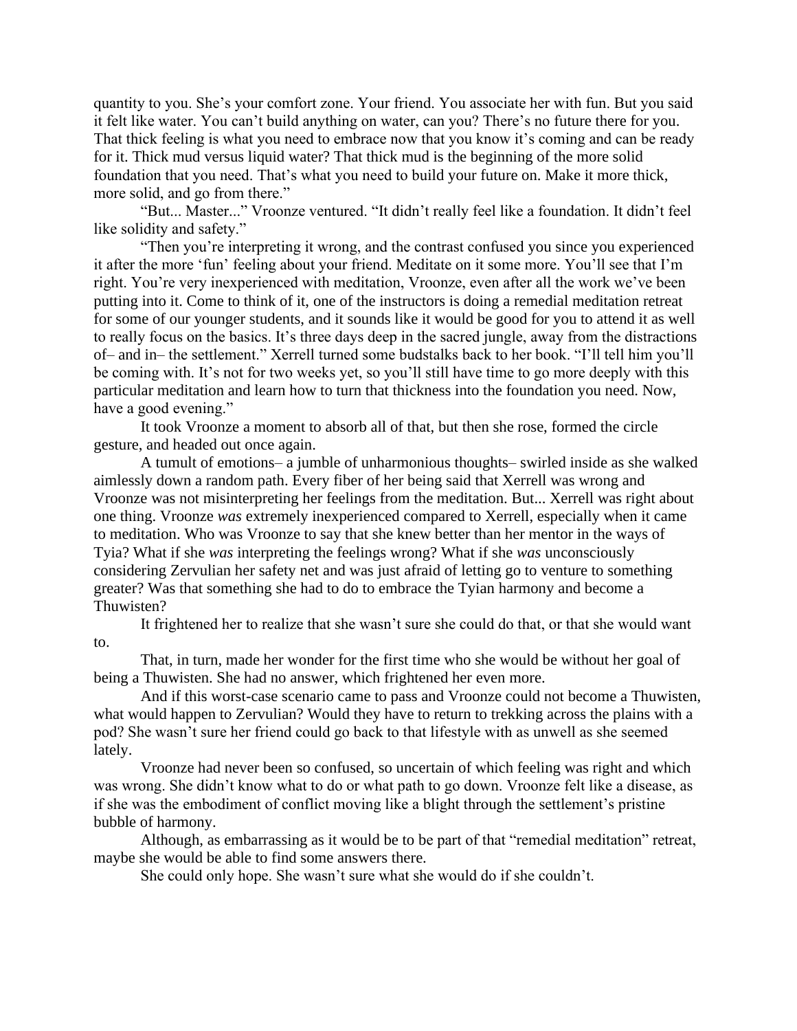quantity to you. She's your comfort zone. Your friend. You associate her with fun. But you said it felt like water. You can't build anything on water, can you? There's no future there for you. That thick feeling is what you need to embrace now that you know it's coming and can be ready for it. Thick mud versus liquid water? That thick mud is the beginning of the more solid foundation that you need. That's what you need to build your future on. Make it more thick, more solid, and go from there."

"But... Master..." Vroonze ventured. "It didn't really feel like a foundation. It didn't feel like solidity and safety."

"Then you're interpreting it wrong, and the contrast confused you since you experienced it after the more 'fun' feeling about your friend. Meditate on it some more. You'll see that I'm right. You're very inexperienced with meditation, Vroonze, even after all the work we've been putting into it. Come to think of it, one of the instructors is doing a remedial meditation retreat for some of our younger students, and it sounds like it would be good for you to attend it as well to really focus on the basics. It's three days deep in the sacred jungle, away from the distractions of– and in– the settlement." Xerrell turned some budstalks back to her book. "I'll tell him you'll be coming with. It's not for two weeks yet, so you'll still have time to go more deeply with this particular meditation and learn how to turn that thickness into the foundation you need. Now, have a good evening."

It took Vroonze a moment to absorb all of that, but then she rose, formed the circle gesture, and headed out once again.

A tumult of emotions– a jumble of unharmonious thoughts– swirled inside as she walked aimlessly down a random path. Every fiber of her being said that Xerrell was wrong and Vroonze was not misinterpreting her feelings from the meditation. But... Xerrell was right about one thing. Vroonze *was* extremely inexperienced compared to Xerrell, especially when it came to meditation. Who was Vroonze to say that she knew better than her mentor in the ways of Tyia? What if she *was* interpreting the feelings wrong? What if she *was* unconsciously considering Zervulian her safety net and was just afraid of letting go to venture to something greater? Was that something she had to do to embrace the Tyian harmony and become a Thuwisten?

It frightened her to realize that she wasn't sure she could do that, or that she would want to.

That, in turn, made her wonder for the first time who she would be without her goal of being a Thuwisten. She had no answer, which frightened her even more.

And if this worst-case scenario came to pass and Vroonze could not become a Thuwisten, what would happen to Zervulian? Would they have to return to trekking across the plains with a pod? She wasn't sure her friend could go back to that lifestyle with as unwell as she seemed lately.

Vroonze had never been so confused, so uncertain of which feeling was right and which was wrong. She didn't know what to do or what path to go down. Vroonze felt like a disease, as if she was the embodiment of conflict moving like a blight through the settlement's pristine bubble of harmony.

Although, as embarrassing as it would be to be part of that "remedial meditation" retreat, maybe she would be able to find some answers there.

She could only hope. She wasn't sure what she would do if she couldn't.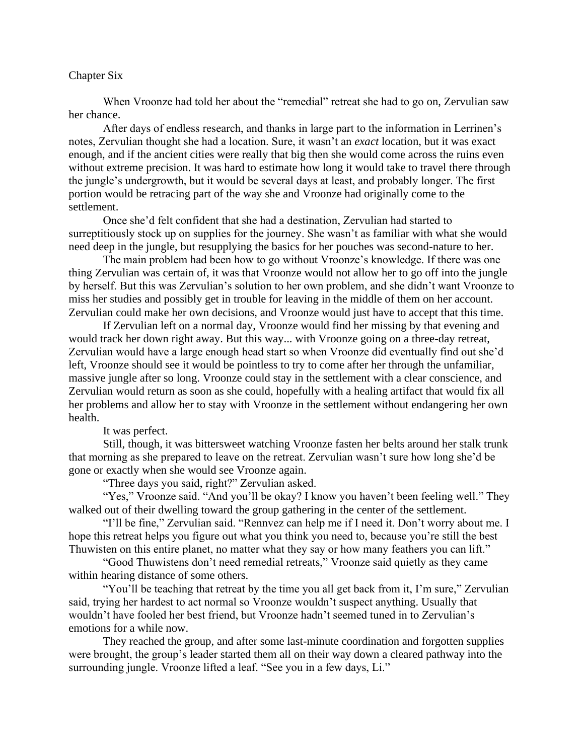# Chapter Six

When Vroonze had told her about the "remedial" retreat she had to go on, Zervulian saw her chance.

After days of endless research, and thanks in large part to the information in Lerrinen's notes, Zervulian thought she had a location. Sure, it wasn't an *exact* location, but it was exact enough, and if the ancient cities were really that big then she would come across the ruins even without extreme precision. It was hard to estimate how long it would take to travel there through the jungle's undergrowth, but it would be several days at least, and probably longer. The first portion would be retracing part of the way she and Vroonze had originally come to the settlement.

Once she'd felt confident that she had a destination, Zervulian had started to surreptitiously stock up on supplies for the journey. She wasn't as familiar with what she would need deep in the jungle, but resupplying the basics for her pouches was second-nature to her.

The main problem had been how to go without Vroonze's knowledge. If there was one thing Zervulian was certain of, it was that Vroonze would not allow her to go off into the jungle by herself. But this was Zervulian's solution to her own problem, and she didn't want Vroonze to miss her studies and possibly get in trouble for leaving in the middle of them on her account. Zervulian could make her own decisions, and Vroonze would just have to accept that this time.

If Zervulian left on a normal day, Vroonze would find her missing by that evening and would track her down right away. But this way... with Vroonze going on a three-day retreat, Zervulian would have a large enough head start so when Vroonze did eventually find out she'd left, Vroonze should see it would be pointless to try to come after her through the unfamiliar, massive jungle after so long. Vroonze could stay in the settlement with a clear conscience, and Zervulian would return as soon as she could, hopefully with a healing artifact that would fix all her problems and allow her to stay with Vroonze in the settlement without endangering her own health.

It was perfect.

Still, though, it was bittersweet watching Vroonze fasten her belts around her stalk trunk that morning as she prepared to leave on the retreat. Zervulian wasn't sure how long she'd be gone or exactly when she would see Vroonze again.

"Three days you said, right?" Zervulian asked.

"Yes," Vroonze said. "And you'll be okay? I know you haven't been feeling well." They walked out of their dwelling toward the group gathering in the center of the settlement.

"I'll be fine," Zervulian said. "Rennvez can help me if I need it. Don't worry about me. I hope this retreat helps you figure out what you think you need to, because you're still the best Thuwisten on this entire planet, no matter what they say or how many feathers you can lift."

"Good Thuwistens don't need remedial retreats," Vroonze said quietly as they came within hearing distance of some others.

"You'll be teaching that retreat by the time you all get back from it, I'm sure," Zervulian said, trying her hardest to act normal so Vroonze wouldn't suspect anything. Usually that wouldn't have fooled her best friend, but Vroonze hadn't seemed tuned in to Zervulian's emotions for a while now.

They reached the group, and after some last-minute coordination and forgotten supplies were brought, the group's leader started them all on their way down a cleared pathway into the surrounding jungle. Vroonze lifted a leaf. "See you in a few days, Li."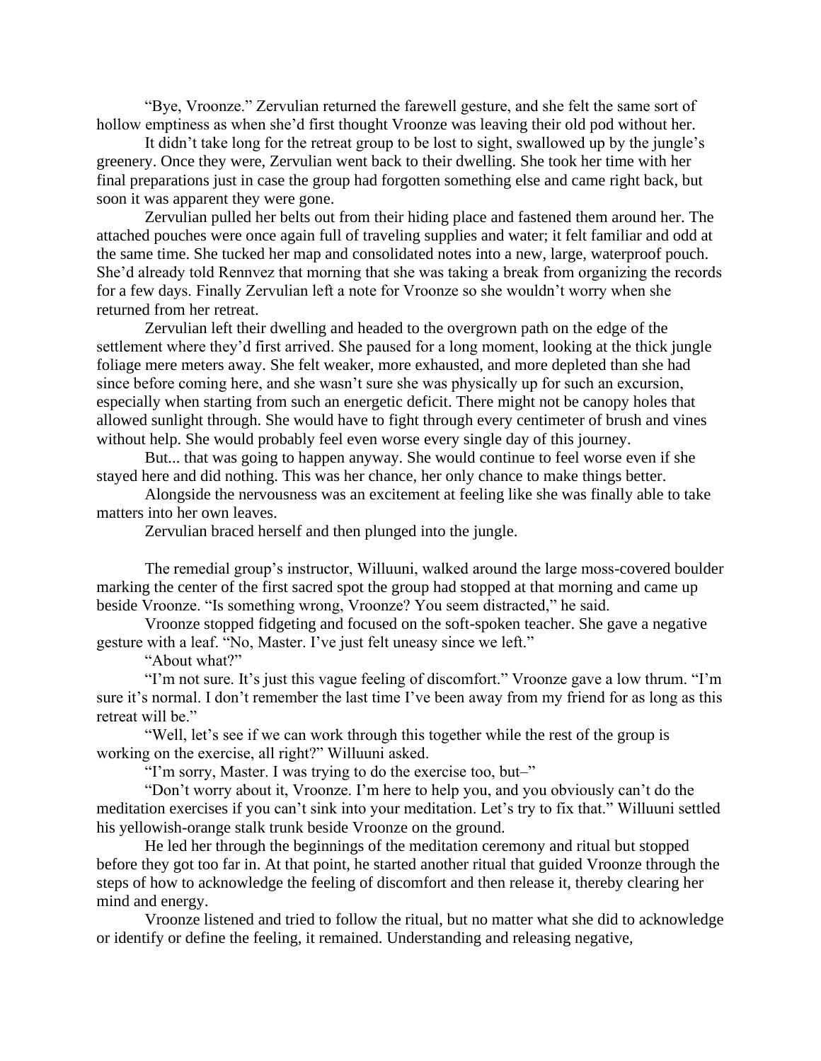"Bye, Vroonze." Zervulian returned the farewell gesture, and she felt the same sort of hollow emptiness as when she'd first thought Vroonze was leaving their old pod without her.

It didn't take long for the retreat group to be lost to sight, swallowed up by the jungle's greenery. Once they were, Zervulian went back to their dwelling. She took her time with her final preparations just in case the group had forgotten something else and came right back, but soon it was apparent they were gone.

Zervulian pulled her belts out from their hiding place and fastened them around her. The attached pouches were once again full of traveling supplies and water; it felt familiar and odd at the same time. She tucked her map and consolidated notes into a new, large, waterproof pouch. She'd already told Rennvez that morning that she was taking a break from organizing the records for a few days. Finally Zervulian left a note for Vroonze so she wouldn't worry when she returned from her retreat.

Zervulian left their dwelling and headed to the overgrown path on the edge of the settlement where they'd first arrived. She paused for a long moment, looking at the thick jungle foliage mere meters away. She felt weaker, more exhausted, and more depleted than she had since before coming here, and she wasn't sure she was physically up for such an excursion, especially when starting from such an energetic deficit. There might not be canopy holes that allowed sunlight through. She would have to fight through every centimeter of brush and vines without help. She would probably feel even worse every single day of this journey.

But... that was going to happen anyway. She would continue to feel worse even if she stayed here and did nothing. This was her chance, her only chance to make things better.

Alongside the nervousness was an excitement at feeling like she was finally able to take matters into her own leaves.

Zervulian braced herself and then plunged into the jungle.

The remedial group's instructor, Willuuni, walked around the large moss-covered boulder marking the center of the first sacred spot the group had stopped at that morning and came up beside Vroonze. "Is something wrong, Vroonze? You seem distracted," he said.

Vroonze stopped fidgeting and focused on the soft-spoken teacher. She gave a negative gesture with a leaf. "No, Master. I've just felt uneasy since we left."

"About what?"

"I'm not sure. It's just this vague feeling of discomfort." Vroonze gave a low thrum. "I'm sure it's normal. I don't remember the last time I've been away from my friend for as long as this retreat will be."

"Well, let's see if we can work through this together while the rest of the group is working on the exercise, all right?" Willuuni asked.

"I'm sorry, Master. I was trying to do the exercise too, but–"

"Don't worry about it, Vroonze. I'm here to help you, and you obviously can't do the meditation exercises if you can't sink into your meditation. Let's try to fix that." Willuuni settled his yellowish-orange stalk trunk beside Vroonze on the ground.

He led her through the beginnings of the meditation ceremony and ritual but stopped before they got too far in. At that point, he started another ritual that guided Vroonze through the steps of how to acknowledge the feeling of discomfort and then release it, thereby clearing her mind and energy.

Vroonze listened and tried to follow the ritual, but no matter what she did to acknowledge or identify or define the feeling, it remained. Understanding and releasing negative,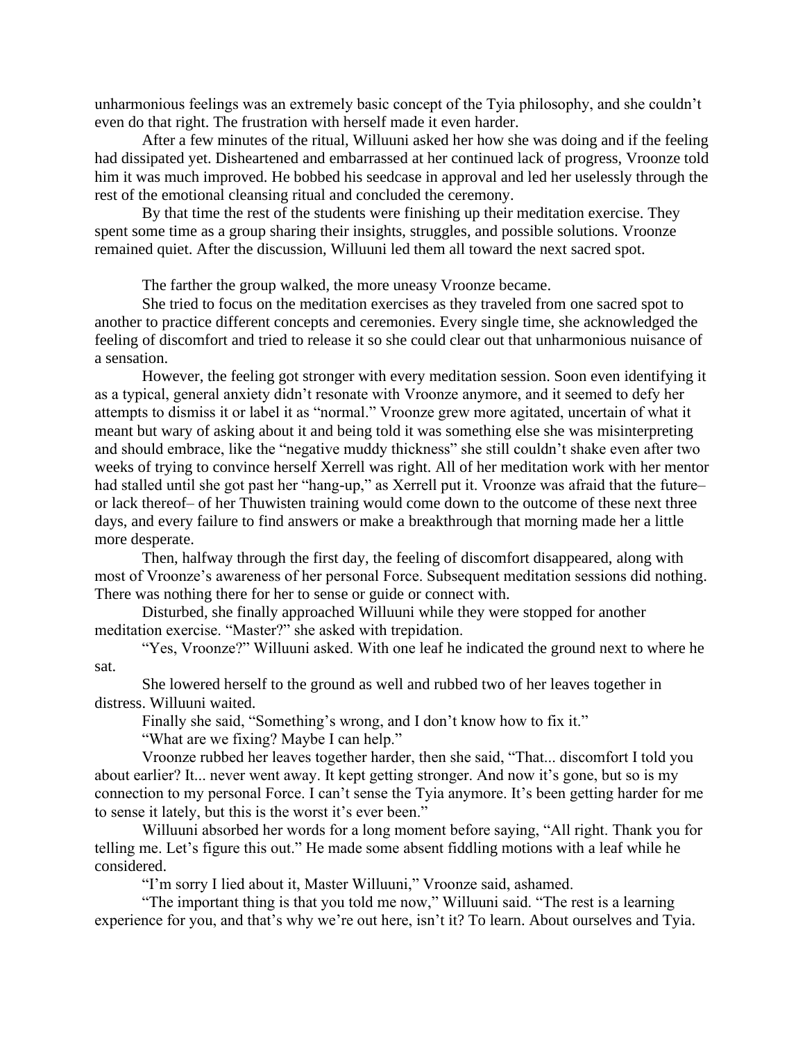unharmonious feelings was an extremely basic concept of the Tyia philosophy, and she couldn't even do that right. The frustration with herself made it even harder.

After a few minutes of the ritual, Willuuni asked her how she was doing and if the feeling had dissipated yet. Disheartened and embarrassed at her continued lack of progress, Vroonze told him it was much improved. He bobbed his seedcase in approval and led her uselessly through the rest of the emotional cleansing ritual and concluded the ceremony.

By that time the rest of the students were finishing up their meditation exercise. They spent some time as a group sharing their insights, struggles, and possible solutions. Vroonze remained quiet. After the discussion, Willuuni led them all toward the next sacred spot.

The farther the group walked, the more uneasy Vroonze became.

She tried to focus on the meditation exercises as they traveled from one sacred spot to another to practice different concepts and ceremonies. Every single time, she acknowledged the feeling of discomfort and tried to release it so she could clear out that unharmonious nuisance of a sensation.

However, the feeling got stronger with every meditation session. Soon even identifying it as a typical, general anxiety didn't resonate with Vroonze anymore, and it seemed to defy her attempts to dismiss it or label it as "normal." Vroonze grew more agitated, uncertain of what it meant but wary of asking about it and being told it was something else she was misinterpreting and should embrace, like the "negative muddy thickness" she still couldn't shake even after two weeks of trying to convince herself Xerrell was right. All of her meditation work with her mentor had stalled until she got past her "hang-up," as Xerrell put it. Vroonze was afraid that the future– or lack thereof– of her Thuwisten training would come down to the outcome of these next three days, and every failure to find answers or make a breakthrough that morning made her a little more desperate.

Then, halfway through the first day, the feeling of discomfort disappeared, along with most of Vroonze's awareness of her personal Force. Subsequent meditation sessions did nothing. There was nothing there for her to sense or guide or connect with.

Disturbed, she finally approached Willuuni while they were stopped for another meditation exercise. "Master?" she asked with trepidation.

"Yes, Vroonze?" Willuuni asked. With one leaf he indicated the ground next to where he sat.

She lowered herself to the ground as well and rubbed two of her leaves together in distress. Willuuni waited.

Finally she said, "Something's wrong, and I don't know how to fix it."

"What are we fixing? Maybe I can help."

Vroonze rubbed her leaves together harder, then she said, "That... discomfort I told you about earlier? It... never went away. It kept getting stronger. And now it's gone, but so is my connection to my personal Force. I can't sense the Tyia anymore. It's been getting harder for me to sense it lately, but this is the worst it's ever been."

Willuuni absorbed her words for a long moment before saying, "All right. Thank you for telling me. Let's figure this out." He made some absent fiddling motions with a leaf while he considered.

"I'm sorry I lied about it, Master Willuuni," Vroonze said, ashamed.

"The important thing is that you told me now," Willuuni said. "The rest is a learning experience for you, and that's why we're out here, isn't it? To learn. About ourselves and Tyia.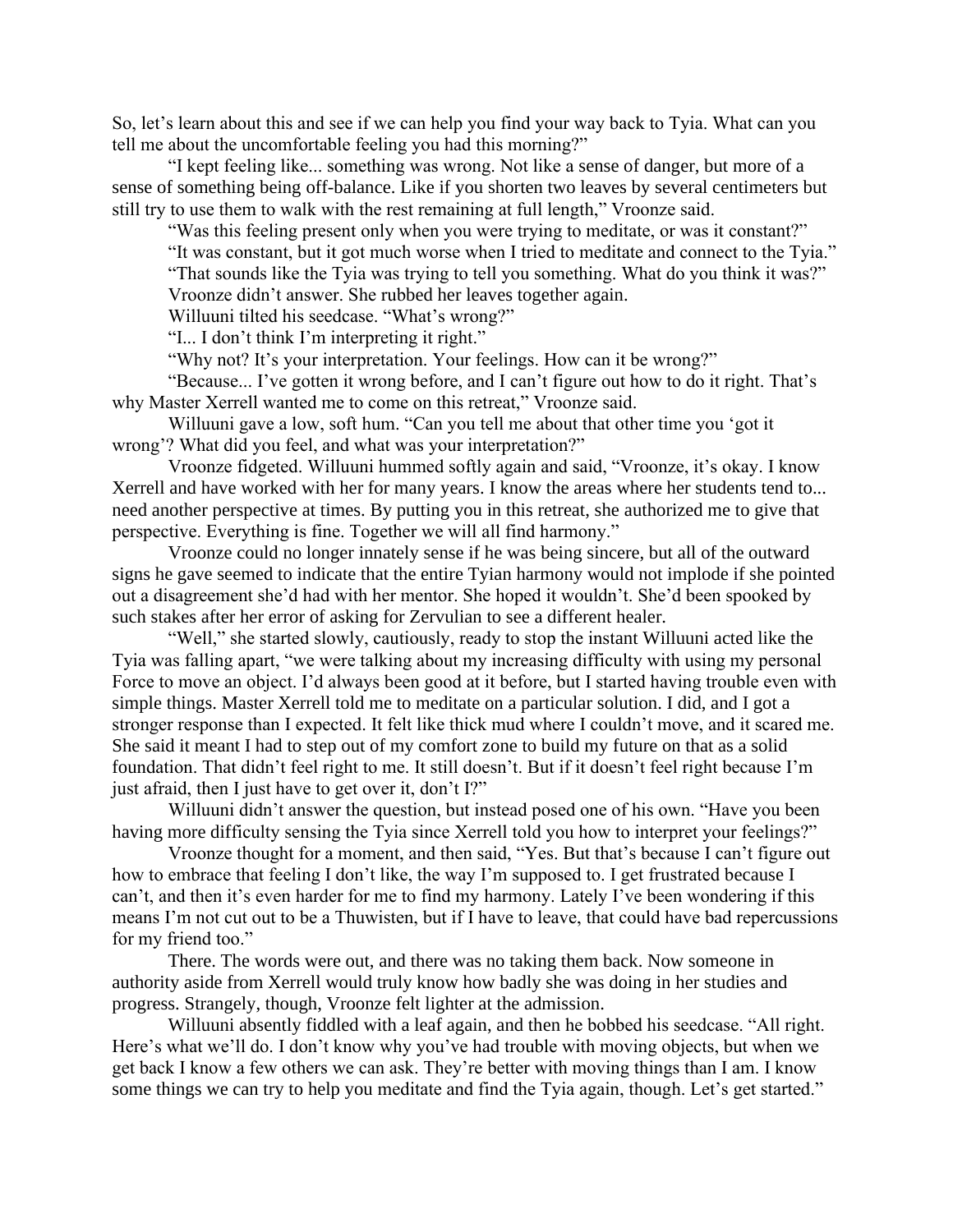So, let's learn about this and see if we can help you find your way back to Tyia. What can you tell me about the uncomfortable feeling you had this morning?"

"I kept feeling like... something was wrong. Not like a sense of danger, but more of a sense of something being off-balance. Like if you shorten two leaves by several centimeters but still try to use them to walk with the rest remaining at full length," Vroonze said.

"Was this feeling present only when you were trying to meditate, or was it constant?"

"It was constant, but it got much worse when I tried to meditate and connect to the Tyia."

"That sounds like the Tyia was trying to tell you something. What do you think it was?"

Vroonze didn't answer. She rubbed her leaves together again.

Willuuni tilted his seedcase. "What's wrong?"

"I... I don't think I'm interpreting it right."

"Why not? It's your interpretation. Your feelings. How can it be wrong?"

"Because... I've gotten it wrong before, and I can't figure out how to do it right. That's why Master Xerrell wanted me to come on this retreat," Vroonze said.

Willuuni gave a low, soft hum. "Can you tell me about that other time you 'got it wrong'? What did you feel, and what was your interpretation?"

Vroonze fidgeted. Willuuni hummed softly again and said, "Vroonze, it's okay. I know Xerrell and have worked with her for many years. I know the areas where her students tend to... need another perspective at times. By putting you in this retreat, she authorized me to give that perspective. Everything is fine. Together we will all find harmony."

Vroonze could no longer innately sense if he was being sincere, but all of the outward signs he gave seemed to indicate that the entire Tyian harmony would not implode if she pointed out a disagreement she'd had with her mentor. She hoped it wouldn't. She'd been spooked by such stakes after her error of asking for Zervulian to see a different healer.

"Well," she started slowly, cautiously, ready to stop the instant Willuuni acted like the Tyia was falling apart, "we were talking about my increasing difficulty with using my personal Force to move an object. I'd always been good at it before, but I started having trouble even with simple things. Master Xerrell told me to meditate on a particular solution. I did, and I got a stronger response than I expected. It felt like thick mud where I couldn't move, and it scared me. She said it meant I had to step out of my comfort zone to build my future on that as a solid foundation. That didn't feel right to me. It still doesn't. But if it doesn't feel right because I'm just afraid, then I just have to get over it, don't I?"

Willuuni didn't answer the question, but instead posed one of his own. "Have you been having more difficulty sensing the Tyia since Xerrell told you how to interpret your feelings?"

Vroonze thought for a moment, and then said, "Yes. But that's because I can't figure out how to embrace that feeling I don't like, the way I'm supposed to. I get frustrated because I can't, and then it's even harder for me to find my harmony. Lately I've been wondering if this means I'm not cut out to be a Thuwisten, but if I have to leave, that could have bad repercussions for my friend too."

There. The words were out, and there was no taking them back. Now someone in authority aside from Xerrell would truly know how badly she was doing in her studies and progress. Strangely, though, Vroonze felt lighter at the admission.

Willuuni absently fiddled with a leaf again, and then he bobbed his seedcase. "All right. Here's what we'll do. I don't know why you've had trouble with moving objects, but when we get back I know a few others we can ask. They're better with moving things than I am. I know some things we can try to help you meditate and find the Tyia again, though. Let's get started."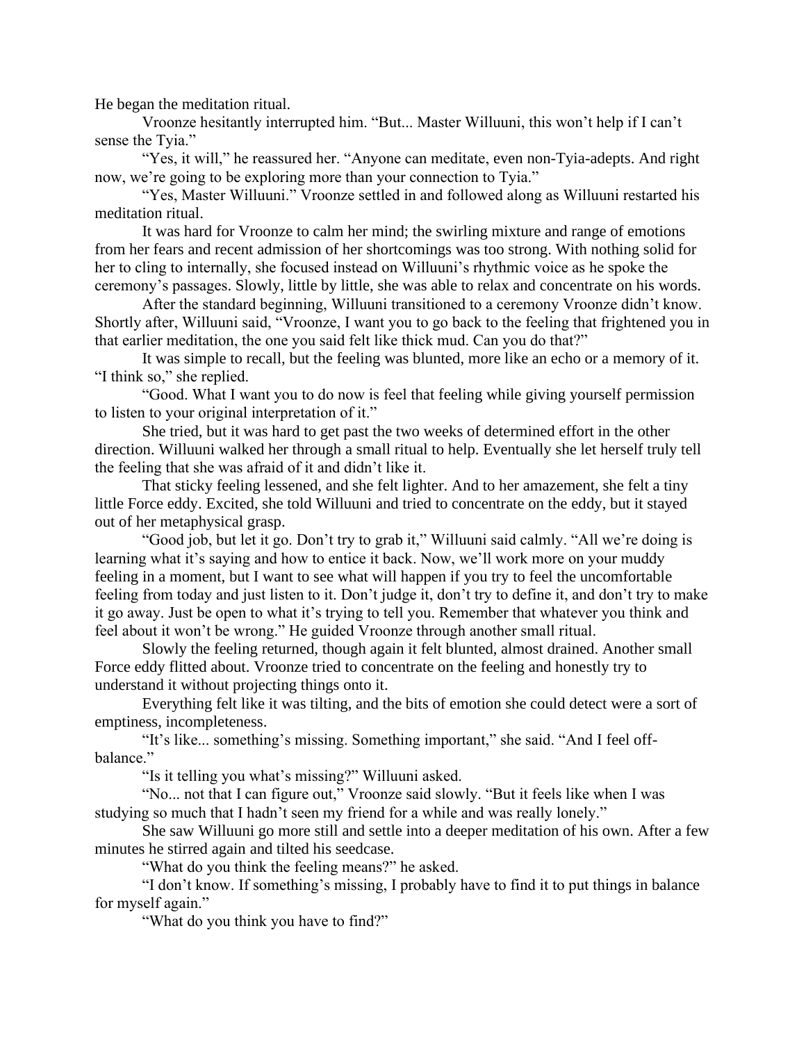He began the meditation ritual.

Vroonze hesitantly interrupted him. "But... Master Willuuni, this won't help if I can't sense the Tyia."

"Yes, it will," he reassured her. "Anyone can meditate, even non-Tyia-adepts. And right now, we're going to be exploring more than your connection to Tyia."

"Yes, Master Willuuni." Vroonze settled in and followed along as Willuuni restarted his meditation ritual.

It was hard for Vroonze to calm her mind; the swirling mixture and range of emotions from her fears and recent admission of her shortcomings was too strong. With nothing solid for her to cling to internally, she focused instead on Willuuni's rhythmic voice as he spoke the ceremony's passages. Slowly, little by little, she was able to relax and concentrate on his words.

After the standard beginning, Willuuni transitioned to a ceremony Vroonze didn't know. Shortly after, Willuuni said, "Vroonze, I want you to go back to the feeling that frightened you in that earlier meditation, the one you said felt like thick mud. Can you do that?"

It was simple to recall, but the feeling was blunted, more like an echo or a memory of it. "I think so," she replied.

"Good. What I want you to do now is feel that feeling while giving yourself permission to listen to your original interpretation of it."

She tried, but it was hard to get past the two weeks of determined effort in the other direction. Willuuni walked her through a small ritual to help. Eventually she let herself truly tell the feeling that she was afraid of it and didn't like it.

That sticky feeling lessened, and she felt lighter. And to her amazement, she felt a tiny little Force eddy. Excited, she told Willuuni and tried to concentrate on the eddy, but it stayed out of her metaphysical grasp.

"Good job, but let it go. Don't try to grab it," Willuuni said calmly. "All we're doing is learning what it's saying and how to entice it back. Now, we'll work more on your muddy feeling in a moment, but I want to see what will happen if you try to feel the uncomfortable feeling from today and just listen to it. Don't judge it, don't try to define it, and don't try to make it go away. Just be open to what it's trying to tell you. Remember that whatever you think and feel about it won't be wrong." He guided Vroonze through another small ritual.

Slowly the feeling returned, though again it felt blunted, almost drained. Another small Force eddy flitted about. Vroonze tried to concentrate on the feeling and honestly try to understand it without projecting things onto it.

Everything felt like it was tilting, and the bits of emotion she could detect were a sort of emptiness, incompleteness.

"It's like... something's missing. Something important," she said. "And I feel off-balance."

"Is it telling you what's missing?" Willuuni asked.

"No... not that I can figure out," Vroonze said slowly. "But it feels like when I was studying so much that I hadn't seen my friend for a while and was really lonely."

She saw Willuuni go more still and settle into a deeper meditation of his own. After a few minutes he stirred again and tilted his seedcase.

"What do you think the feeling means?" he asked.

"I don't know. If something's missing, I probably have to find it to put things in balance for myself again."

"What do you think you have to find?"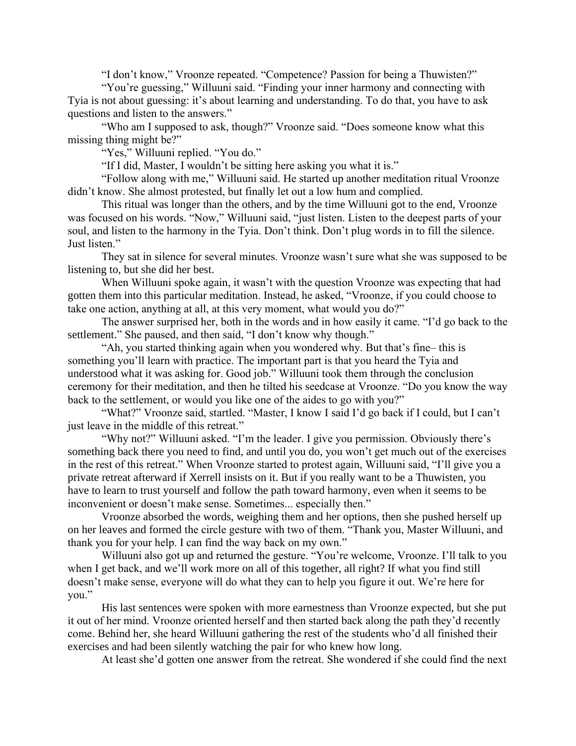"I don't know," Vroonze repeated. "Competence? Passion for being a Thuwisten?"

"You're guessing," Willuuni said. "Finding your inner harmony and connecting with Tyia is not about guessing: it's about learning and understanding. To do that, you have to ask questions and listen to the answers."

"Who am I supposed to ask, though?" Vroonze said. "Does someone know what this missing thing might be?"

"Yes," Willuuni replied. "You do."

"If I did, Master, I wouldn't be sitting here asking you what it is."

"Follow along with me," Willuuni said. He started up another meditation ritual Vroonze didn't know. She almost protested, but finally let out a low hum and complied.

This ritual was longer than the others, and by the time Willuuni got to the end, Vroonze was focused on his words. "Now," Willuuni said, "just listen. Listen to the deepest parts of your soul, and listen to the harmony in the Tyia. Don't think. Don't plug words in to fill the silence. Just listen."

They sat in silence for several minutes. Vroonze wasn't sure what she was supposed to be listening to, but she did her best.

When Willuuni spoke again, it wasn't with the question Vroonze was expecting that had gotten them into this particular meditation. Instead, he asked, "Vroonze, if you could choose to take one action, anything at all, at this very moment, what would you do?"

The answer surprised her, both in the words and in how easily it came. "I'd go back to the settlement." She paused, and then said, "I don't know why though."

"Ah, you started thinking again when you wondered why. But that's fine– this is something you'll learn with practice. The important part is that you heard the Tyia and understood what it was asking for. Good job." Willuuni took them through the conclusion ceremony for their meditation, and then he tilted his seedcase at Vroonze. "Do you know the way back to the settlement, or would you like one of the aides to go with you?"

"What?" Vroonze said, startled. "Master, I know I said I'd go back if I could, but I can't just leave in the middle of this retreat."

"Why not?" Willuuni asked. "I'm the leader. I give you permission. Obviously there's something back there you need to find, and until you do, you won't get much out of the exercises in the rest of this retreat." When Vroonze started to protest again, Willuuni said, "I'll give you a private retreat afterward if Xerrell insists on it. But if you really want to be a Thuwisten, you have to learn to trust yourself and follow the path toward harmony, even when it seems to be inconvenient or doesn't make sense. Sometimes... especially then."

Vroonze absorbed the words, weighing them and her options, then she pushed herself up on her leaves and formed the circle gesture with two of them. "Thank you, Master Willuuni, and thank you for your help. I can find the way back on my own."

Willuuni also got up and returned the gesture. "You're welcome, Vroonze. I'll talk to you when I get back, and we'll work more on all of this together, all right? If what you find still doesn't make sense, everyone will do what they can to help you figure it out. We're here for you."

His last sentences were spoken with more earnestness than Vroonze expected, but she put it out of her mind. Vroonze oriented herself and then started back along the path they'd recently come. Behind her, she heard Willuuni gathering the rest of the students who'd all finished their exercises and had been silently watching the pair for who knew how long.

At least she'd gotten one answer from the retreat. She wondered if she could find the next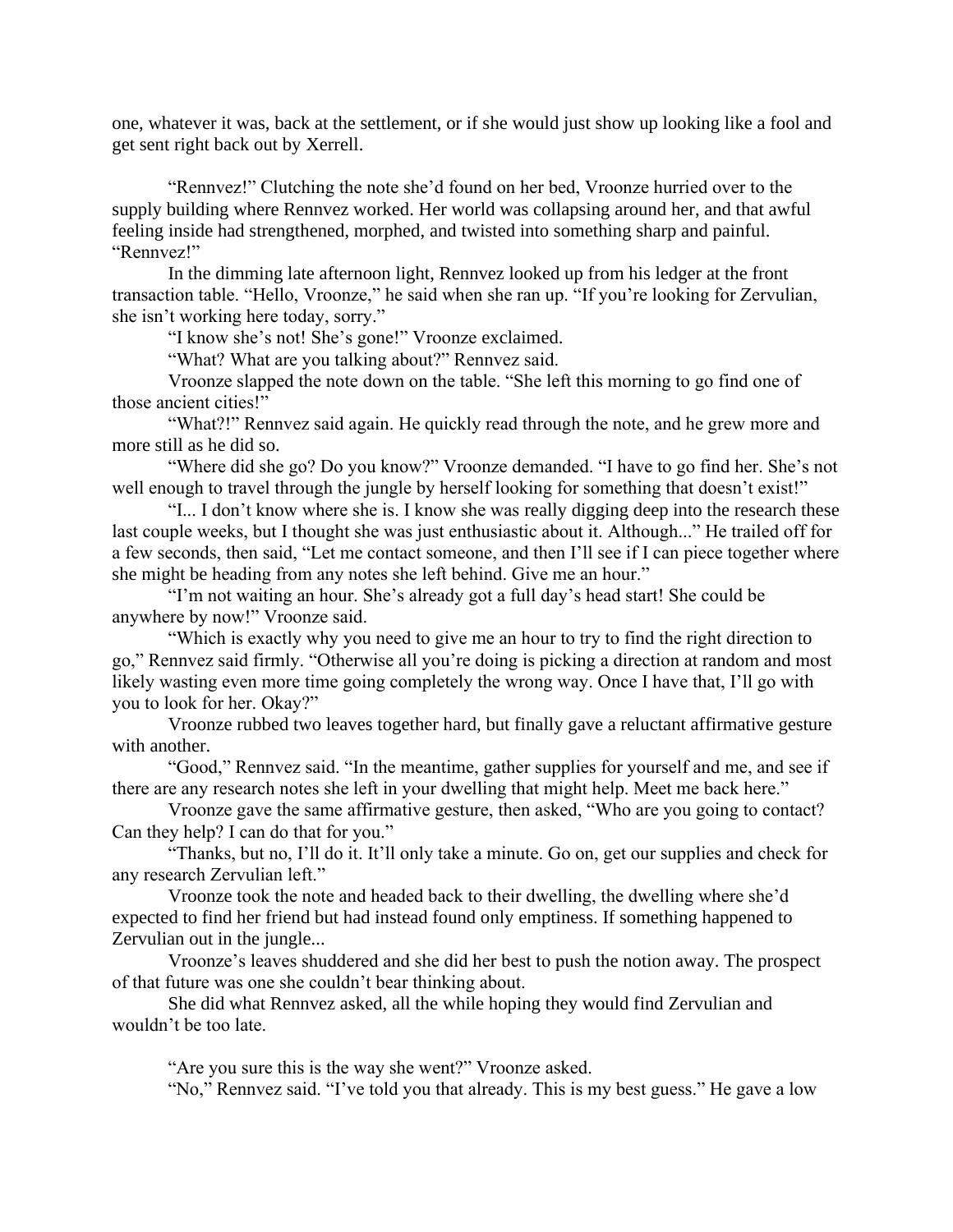one, whatever it was, back at the settlement, or if she would just show up looking like a fool and get sent right back out by Xerrell.

"Rennvez!" Clutching the note she'd found on her bed, Vroonze hurried over to the supply building where Rennvez worked. Her world was collapsing around her, and that awful feeling inside had strengthened, morphed, and twisted into something sharp and painful. "Rennvez!"

In the dimming late afternoon light, Rennvez looked up from his ledger at the front transaction table. "Hello, Vroonze," he said when she ran up. "If you're looking for Zervulian, she isn't working here today, sorry."

"I know she's not! She's gone!" Vroonze exclaimed.

"What? What are you talking about?" Rennvez said.

Vroonze slapped the note down on the table. "She left this morning to go find one of those ancient cities!"

"What?!" Rennvez said again. He quickly read through the note, and he grew more and more still as he did so.

"Where did she go? Do you know?" Vroonze demanded. "I have to go find her. She's not well enough to travel through the jungle by herself looking for something that doesn't exist!"

"I... I don't know where she is. I know she was really digging deep into the research these last couple weeks, but I thought she was just enthusiastic about it. Although..." He trailed off for a few seconds, then said, "Let me contact someone, and then I'll see if I can piece together where she might be heading from any notes she left behind. Give me an hour."

"I'm not waiting an hour. She's already got a full day's head start! She could be anywhere by now!" Vroonze said.

"Which is exactly why you need to give me an hour to try to find the right direction to go," Rennvez said firmly. "Otherwise all you're doing is picking a direction at random and most likely wasting even more time going completely the wrong way. Once I have that, I'll go with you to look for her. Okay?"

Vroonze rubbed two leaves together hard, but finally gave a reluctant affirmative gesture with another.

"Good," Rennvez said. "In the meantime, gather supplies for yourself and me, and see if there are any research notes she left in your dwelling that might help. Meet me back here."

Vroonze gave the same affirmative gesture, then asked, "Who are you going to contact? Can they help? I can do that for you."

"Thanks, but no, I'll do it. It'll only take a minute. Go on, get our supplies and check for any research Zervulian left."

Vroonze took the note and headed back to their dwelling, the dwelling where she'd expected to find her friend but had instead found only emptiness. If something happened to Zervulian out in the jungle...

Vroonze's leaves shuddered and she did her best to push the notion away. The prospect of that future was one she couldn't bear thinking about.

She did what Rennvez asked, all the while hoping they would find Zervulian and wouldn't be too late.

"Are you sure this is the way she went?" Vroonze asked.

"No," Rennvez said. "I've told you that already. This is my best guess." He gave a low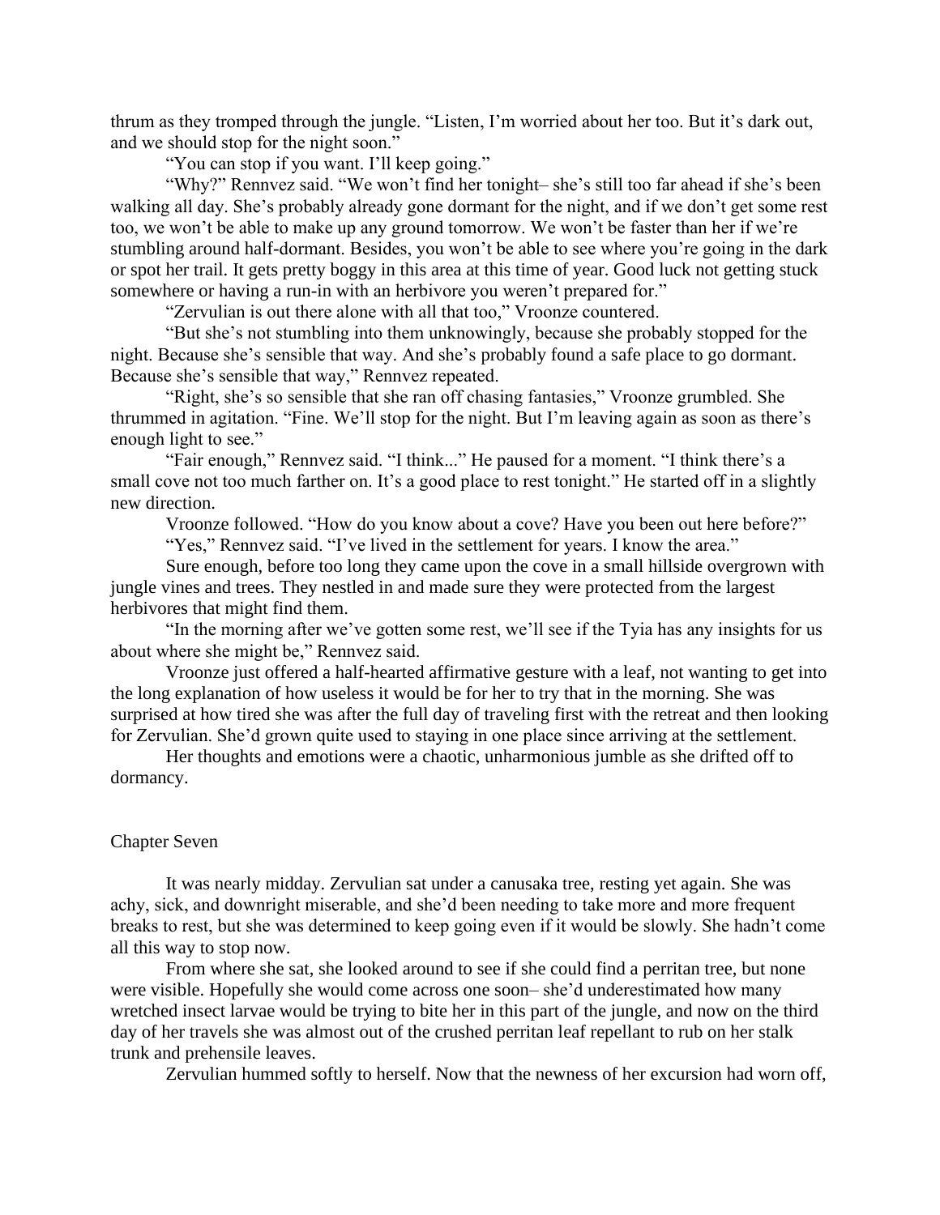thrum as they tromped through the jungle. "Listen, I'm worried about her too. But it's dark out, and we should stop for the night soon."

"You can stop if you want. I'll keep going."

"Why?" Rennvez said. "We won't find her tonight– she's still too far ahead if she's been walking all day. She's probably already gone dormant for the night, and if we don't get some rest too, we won't be able to make up any ground tomorrow. We won't be faster than her if we're stumbling around half-dormant. Besides, you won't be able to see where you're going in the dark or spot her trail. It gets pretty boggy in this area at this time of year. Good luck not getting stuck somewhere or having a run-in with an herbivore you weren't prepared for."

"Zervulian is out there alone with all that too," Vroonze countered.

"But she's not stumbling into them unknowingly, because she probably stopped for the night. Because she's sensible that way. And she's probably found a safe place to go dormant. Because she's sensible that way," Rennvez repeated.

"Right, she's so sensible that she ran off chasing fantasies," Vroonze grumbled. She thrummed in agitation. "Fine. We'll stop for the night. But I'm leaving again as soon as there's enough light to see."

"Fair enough," Rennvez said. "I think..." He paused for a moment. "I think there's a small cove not too much farther on. It's a good place to rest tonight." He started off in a slightly new direction.

Vroonze followed. "How do you know about a cove? Have you been out here before?"

"Yes," Rennvez said. "I've lived in the settlement for years. I know the area."

Sure enough, before too long they came upon the cove in a small hillside overgrown with jungle vines and trees. They nestled in and made sure they were protected from the largest herbivores that might find them.

"In the morning after we've gotten some rest, we'll see if the Tyia has any insights for us about where she might be," Rennvez said.

Vroonze just offered a half-hearted affirmative gesture with a leaf, not wanting to get into the long explanation of how useless it would be for her to try that in the morning. She was surprised at how tired she was after the full day of traveling first with the retreat and then looking for Zervulian. She'd grown quite used to staying in one place since arriving at the settlement.

Her thoughts and emotions were a chaotic, unharmonious jumble as she drifted off to dormancy.

## Chapter Seven

It was nearly midday. Zervulian sat under a canusaka tree, resting yet again. She was achy, sick, and downright miserable, and she'd been needing to take more and more frequent breaks to rest, but she was determined to keep going even if it would be slowly. She hadn't come all this way to stop now.

From where she sat, she looked around to see if she could find a perritan tree, but none were visible. Hopefully she would come across one soon– she'd underestimated how many wretched insect larvae would be trying to bite her in this part of the jungle, and now on the third day of her travels she was almost out of the crushed perritan leaf repellant to rub on her stalk trunk and prehensile leaves.

Zervulian hummed softly to herself. Now that the newness of her excursion had worn off,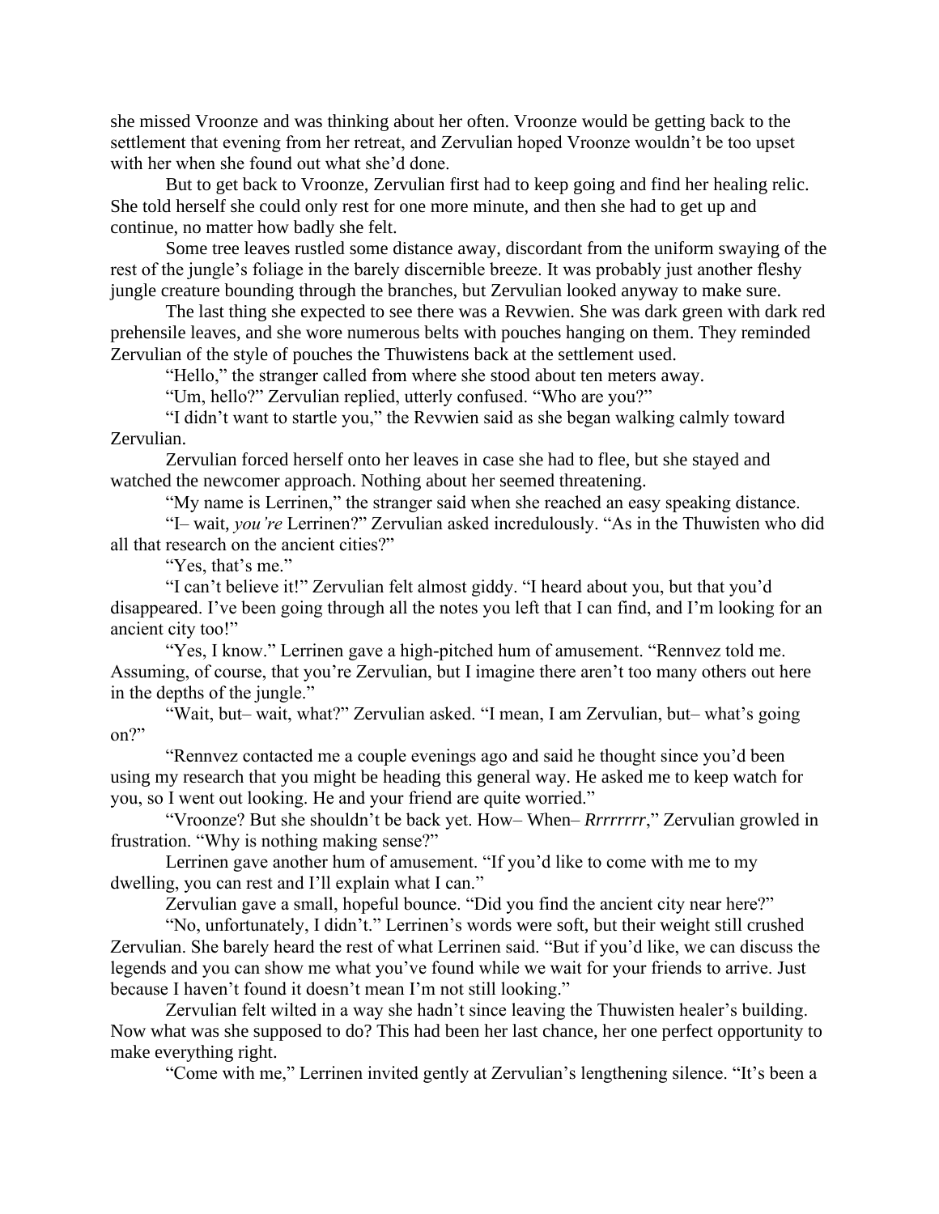she missed Vroonze and was thinking about her often. Vroonze would be getting back to the settlement that evening from her retreat, and Zervulian hoped Vroonze wouldn't be too upset with her when she found out what she'd done.

But to get back to Vroonze, Zervulian first had to keep going and find her healing relic. She told herself she could only rest for one more minute, and then she had to get up and continue, no matter how badly she felt.

Some tree leaves rustled some distance away, discordant from the uniform swaying of the rest of the jungle's foliage in the barely discernible breeze. It was probably just another fleshy jungle creature bounding through the branches, but Zervulian looked anyway to make sure.

The last thing she expected to see there was a Revwien. She was dark green with dark red prehensile leaves, and she wore numerous belts with pouches hanging on them. They reminded Zervulian of the style of pouches the Thuwistens back at the settlement used.

"Hello," the stranger called from where she stood about ten meters away.

"Um, hello?" Zervulian replied, utterly confused. "Who are you?"

"I didn't want to startle you," the Revwien said as she began walking calmly toward Zervulian.

Zervulian forced herself onto her leaves in case she had to flee, but she stayed and watched the newcomer approach. Nothing about her seemed threatening.

"My name is Lerrinen," the stranger said when she reached an easy speaking distance.

"I– wait, *you're* Lerrinen?" Zervulian asked incredulously. "As in the Thuwisten who did all that research on the ancient cities?"

"Yes, that's me."

"I can't believe it!" Zervulian felt almost giddy. "I heard about you, but that you'd disappeared. I've been going through all the notes you left that I can find, and I'm looking for an ancient city too!"

"Yes, I know." Lerrinen gave a high-pitched hum of amusement. "Rennvez told me. Assuming, of course, that you're Zervulian, but I imagine there aren't too many others out here in the depths of the jungle."

"Wait, but– wait, what?" Zervulian asked. "I mean, I am Zervulian, but– what's going on?"

"Rennvez contacted me a couple evenings ago and said he thought since you'd been using my research that you might be heading this general way. He asked me to keep watch for you, so I went out looking. He and your friend are quite worried."

"Vroonze? But she shouldn't be back yet. How– When– *Rrrrrrrr*," Zervulian growled in frustration. "Why is nothing making sense?"

Lerrinen gave another hum of amusement. "If you'd like to come with me to my dwelling, you can rest and I'll explain what I can."

Zervulian gave a small, hopeful bounce. "Did you find the ancient city near here?"

"No, unfortunately, I didn't." Lerrinen's words were soft, but their weight still crushed Zervulian. She barely heard the rest of what Lerrinen said. "But if you'd like, we can discuss the legends and you can show me what you've found while we wait for your friends to arrive. Just because I haven't found it doesn't mean I'm not still looking."

Zervulian felt wilted in a way she hadn't since leaving the Thuwisten healer's building. Now what was she supposed to do? This had been her last chance, her one perfect opportunity to make everything right.

"Come with me," Lerrinen invited gently at Zervulian's lengthening silence. "It's been a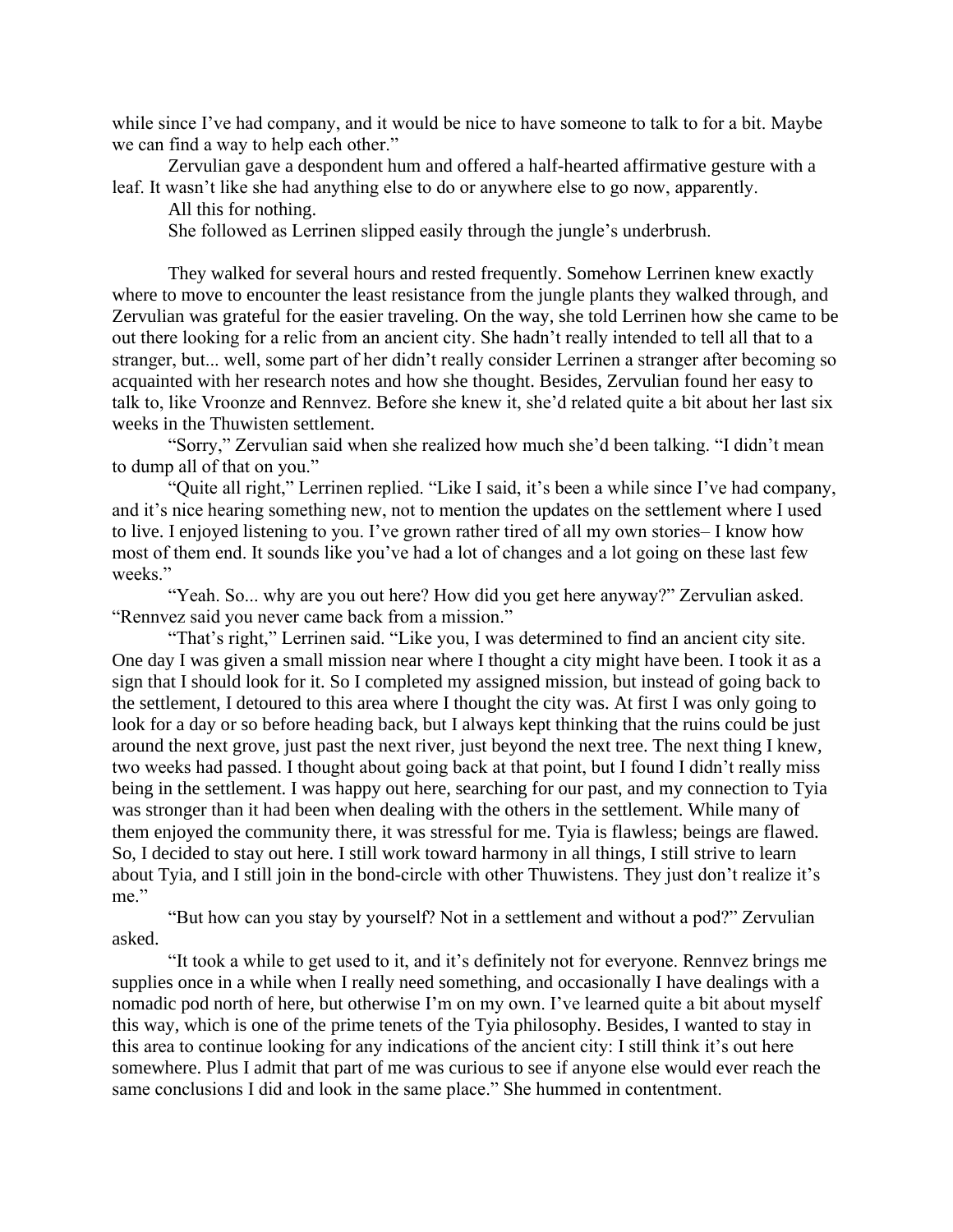while since I've had company, and it would be nice to have someone to talk to for a bit. Maybe we can find a way to help each other."

Zervulian gave a despondent hum and offered a half-hearted affirmative gesture with a leaf. It wasn't like she had anything else to do or anywhere else to go now, apparently.

All this for nothing.

She followed as Lerrinen slipped easily through the jungle's underbrush.

They walked for several hours and rested frequently. Somehow Lerrinen knew exactly where to move to encounter the least resistance from the jungle plants they walked through, and Zervulian was grateful for the easier traveling. On the way, she told Lerrinen how she came to be out there looking for a relic from an ancient city. She hadn't really intended to tell all that to a stranger, but... well, some part of her didn't really consider Lerrinen a stranger after becoming so acquainted with her research notes and how she thought. Besides, Zervulian found her easy to talk to, like Vroonze and Rennvez. Before she knew it, she'd related quite a bit about her last six weeks in the Thuwisten settlement.

"Sorry," Zervulian said when she realized how much she'd been talking. "I didn't mean to dump all of that on you."

"Quite all right," Lerrinen replied. "Like I said, it's been a while since I've had company, and it's nice hearing something new, not to mention the updates on the settlement where I used to live. I enjoyed listening to you. I've grown rather tired of all my own stories– I know how most of them end. It sounds like you've had a lot of changes and a lot going on these last few weeks."

"Yeah. So... why are you out here? How did you get here anyway?" Zervulian asked. "Rennvez said you never came back from a mission."

"That's right," Lerrinen said. "Like you, I was determined to find an ancient city site. One day I was given a small mission near where I thought a city might have been. I took it as a sign that I should look for it. So I completed my assigned mission, but instead of going back to the settlement, I detoured to this area where I thought the city was. At first I was only going to look for a day or so before heading back, but I always kept thinking that the ruins could be just around the next grove, just past the next river, just beyond the next tree. The next thing I knew, two weeks had passed. I thought about going back at that point, but I found I didn't really miss being in the settlement. I was happy out here, searching for our past, and my connection to Tyia was stronger than it had been when dealing with the others in the settlement. While many of them enjoyed the community there, it was stressful for me. Tyia is flawless; beings are flawed. So, I decided to stay out here. I still work toward harmony in all things, I still strive to learn about Tyia, and I still join in the bond-circle with other Thuwistens. They just don't realize it's me."

"But how can you stay by yourself? Not in a settlement and without a pod?" Zervulian asked.

"It took a while to get used to it, and it's definitely not for everyone. Rennvez brings me supplies once in a while when I really need something, and occasionally I have dealings with a nomadic pod north of here, but otherwise I'm on my own. I've learned quite a bit about myself this way, which is one of the prime tenets of the Tyia philosophy. Besides, I wanted to stay in this area to continue looking for any indications of the ancient city: I still think it's out here somewhere. Plus I admit that part of me was curious to see if anyone else would ever reach the same conclusions I did and look in the same place." She hummed in contentment.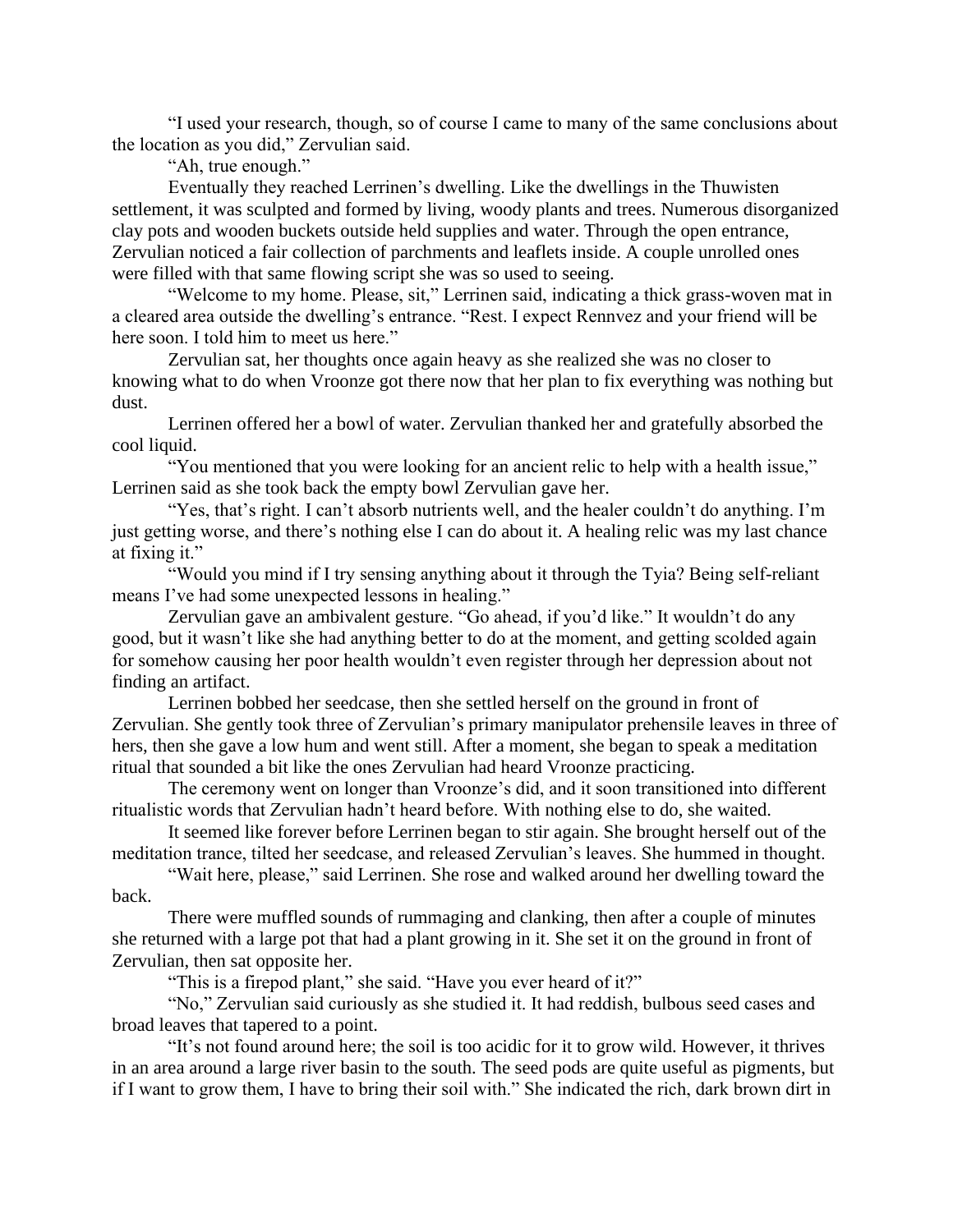"I used your research, though, so of course I came to many of the same conclusions about the location as you did," Zervulian said.

"Ah, true enough."

Eventually they reached Lerrinen's dwelling. Like the dwellings in the Thuwisten settlement, it was sculpted and formed by living, woody plants and trees. Numerous disorganized clay pots and wooden buckets outside held supplies and water. Through the open entrance, Zervulian noticed a fair collection of parchments and leaflets inside. A couple unrolled ones were filled with that same flowing script she was so used to seeing.

"Welcome to my home. Please, sit," Lerrinen said, indicating a thick grass-woven mat in a cleared area outside the dwelling's entrance. "Rest. I expect Rennvez and your friend will be here soon. I told him to meet us here."

Zervulian sat, her thoughts once again heavy as she realized she was no closer to knowing what to do when Vroonze got there now that her plan to fix everything was nothing but dust.

Lerrinen offered her a bowl of water. Zervulian thanked her and gratefully absorbed the cool liquid.

"You mentioned that you were looking for an ancient relic to help with a health issue," Lerrinen said as she took back the empty bowl Zervulian gave her.

"Yes, that's right. I can't absorb nutrients well, and the healer couldn't do anything. I'm just getting worse, and there's nothing else I can do about it. A healing relic was my last chance at fixing it."

"Would you mind if I try sensing anything about it through the Tyia? Being self-reliant means I've had some unexpected lessons in healing."

Zervulian gave an ambivalent gesture. "Go ahead, if you'd like." It wouldn't do any good, but it wasn't like she had anything better to do at the moment, and getting scolded again for somehow causing her poor health wouldn't even register through her depression about not finding an artifact.

Lerrinen bobbed her seedcase, then she settled herself on the ground in front of Zervulian. She gently took three of Zervulian's primary manipulator prehensile leaves in three of hers, then she gave a low hum and went still. After a moment, she began to speak a meditation ritual that sounded a bit like the ones Zervulian had heard Vroonze practicing.

The ceremony went on longer than Vroonze's did, and it soon transitioned into different ritualistic words that Zervulian hadn't heard before. With nothing else to do, she waited.

It seemed like forever before Lerrinen began to stir again. She brought herself out of the meditation trance, tilted her seedcase, and released Zervulian's leaves. She hummed in thought.

"Wait here, please," said Lerrinen. She rose and walked around her dwelling toward the back.

There were muffled sounds of rummaging and clanking, then after a couple of minutes she returned with a large pot that had a plant growing in it. She set it on the ground in front of Zervulian, then sat opposite her.

"This is a firepod plant," she said. "Have you ever heard of it?"

"No," Zervulian said curiously as she studied it. It had reddish, bulbous seed cases and broad leaves that tapered to a point.

"It's not found around here; the soil is too acidic for it to grow wild. However, it thrives in an area around a large river basin to the south. The seed pods are quite useful as pigments, but if I want to grow them, I have to bring their soil with." She indicated the rich, dark brown dirt in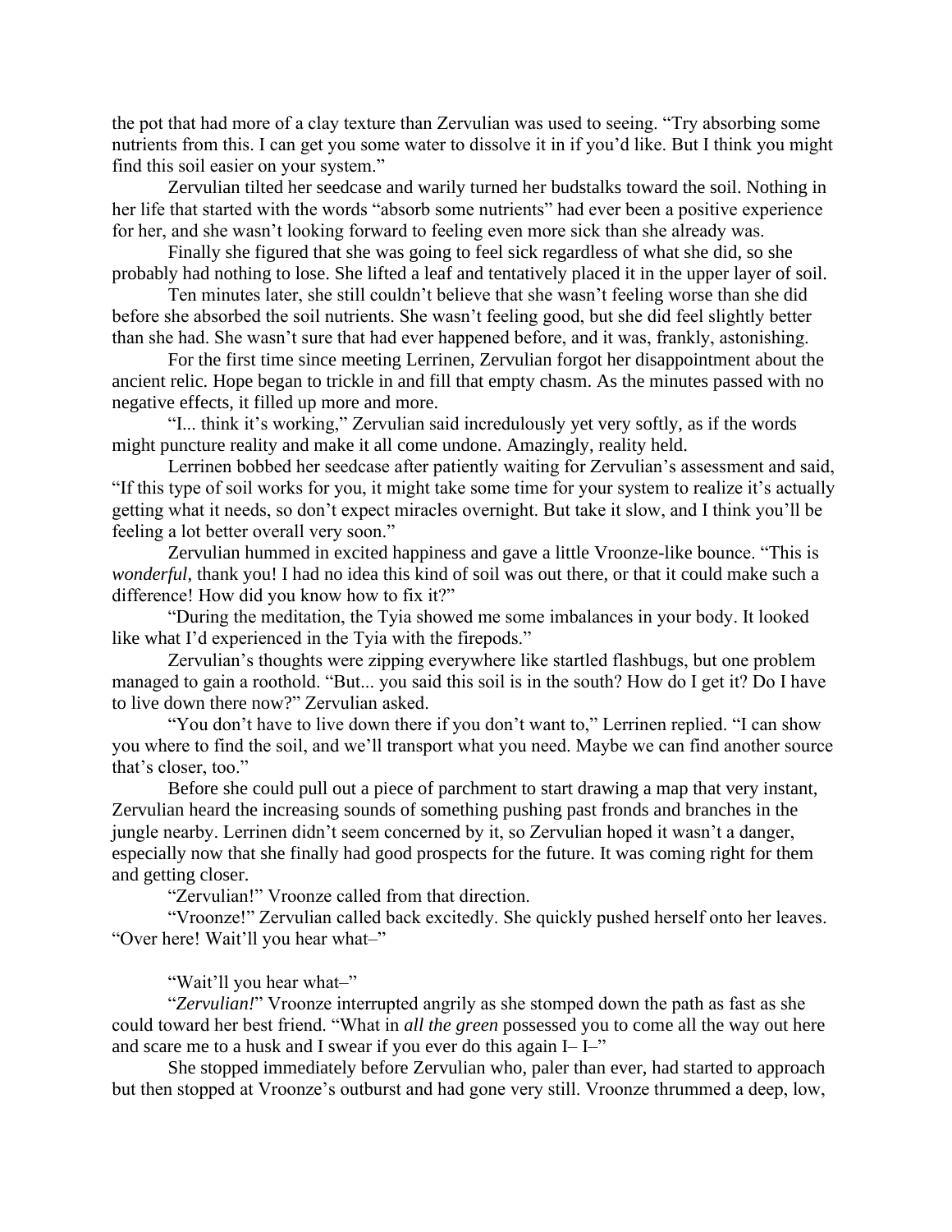the pot that had more of a clay texture than Zervulian was used to seeing. "Try absorbing some nutrients from this. I can get you some water to dissolve it in if you'd like. But I think you might find this soil easier on your system."

Zervulian tilted her seedcase and warily turned her budstalks toward the soil. Nothing in her life that started with the words "absorb some nutrients" had ever been a positive experience for her, and she wasn't looking forward to feeling even more sick than she already was.

Finally she figured that she was going to feel sick regardless of what she did, so she probably had nothing to lose. She lifted a leaf and tentatively placed it in the upper layer of soil.

Ten minutes later, she still couldn't believe that she wasn't feeling worse than she did before she absorbed the soil nutrients. She wasn't feeling good, but she did feel slightly better than she had. She wasn't sure that had ever happened before, and it was, frankly, astonishing.

For the first time since meeting Lerrinen, Zervulian forgot her disappointment about the ancient relic. Hope began to trickle in and fill that empty chasm. As the minutes passed with no negative effects, it filled up more and more.

"I... think it's working," Zervulian said incredulously yet very softly, as if the words might puncture reality and make it all come undone. Amazingly, reality held.

Lerrinen bobbed her seedcase after patiently waiting for Zervulian's assessment and said, "If this type of soil works for you, it might take some time for your system to realize it's actually getting what it needs, so don't expect miracles overnight. But take it slow, and I think you'll be feeling a lot better overall very soon."

Zervulian hummed in excited happiness and gave a little Vroonze-like bounce. "This is *wonderful*, thank you! I had no idea this kind of soil was out there, or that it could make such a difference! How did you know how to fix it?"

"During the meditation, the Tyia showed me some imbalances in your body. It looked like what I'd experienced in the Tyia with the firepods."

Zervulian's thoughts were zipping everywhere like startled flashbugs, but one problem managed to gain a roothold. "But... you said this soil is in the south? How do I get it? Do I have to live down there now?" Zervulian asked.

"You don't have to live down there if you don't want to," Lerrinen replied. "I can show you where to find the soil, and we'll transport what you need. Maybe we can find another source that's closer, too."

Before she could pull out a piece of parchment to start drawing a map that very instant, Zervulian heard the increasing sounds of something pushing past fronds and branches in the jungle nearby. Lerrinen didn't seem concerned by it, so Zervulian hoped it wasn't a danger, especially now that she finally had good prospects for the future. It was coming right for them and getting closer.

"Zervulian!" Vroonze called from that direction.

"Vroonze!" Zervulian called back excitedly. She quickly pushed herself onto her leaves. "Over here! Wait'll you hear what–"

"Wait'll you hear what–"

"*Zervulian!*" Vroonze interrupted angrily as she stomped down the path as fast as she could toward her best friend. "What in *all the green* possessed you to come all the way out here and scare me to a husk and I swear if you ever do this again I– I–"

She stopped immediately before Zervulian who, paler than ever, had started to approach but then stopped at Vroonze's outburst and had gone very still. Vroonze thrummed a deep, low,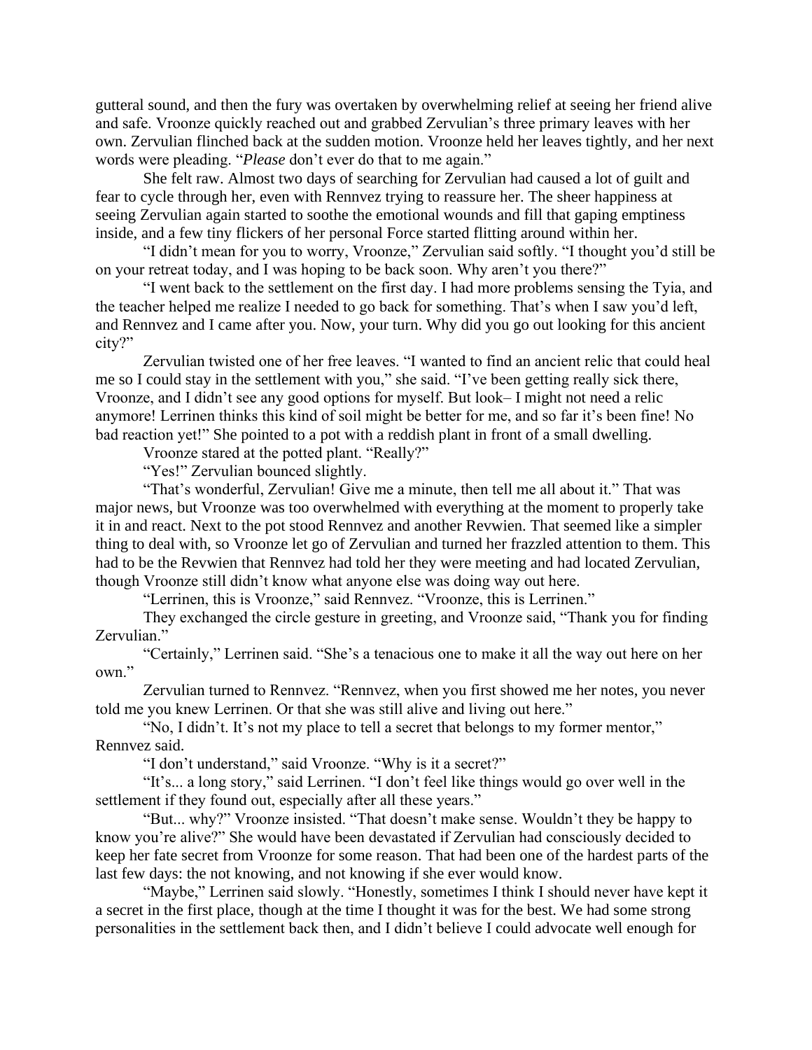gutteral sound, and then the fury was overtaken by overwhelming relief at seeing her friend alive and safe. Vroonze quickly reached out and grabbed Zervulian's three primary leaves with her own. Zervulian flinched back at the sudden motion. Vroonze held her leaves tightly, and her next words were pleading. "*Please* don't ever do that to me again."

She felt raw. Almost two days of searching for Zervulian had caused a lot of guilt and fear to cycle through her, even with Rennvez trying to reassure her. The sheer happiness at seeing Zervulian again started to soothe the emotional wounds and fill that gaping emptiness inside, and a few tiny flickers of her personal Force started flitting around within her.

"I didn't mean for you to worry, Vroonze," Zervulian said softly. "I thought you'd still be on your retreat today, and I was hoping to be back soon. Why aren't you there?"

"I went back to the settlement on the first day. I had more problems sensing the Tyia, and the teacher helped me realize I needed to go back for something. That's when I saw you'd left, and Rennvez and I came after you. Now, your turn. Why did you go out looking for this ancient city?"

Zervulian twisted one of her free leaves. "I wanted to find an ancient relic that could heal me so I could stay in the settlement with you," she said. "I've been getting really sick there, Vroonze, and I didn't see any good options for myself. But look– I might not need a relic anymore! Lerrinen thinks this kind of soil might be better for me, and so far it's been fine! No bad reaction yet!" She pointed to a pot with a reddish plant in front of a small dwelling.

Vroonze stared at the potted plant. "Really?"

"Yes!" Zervulian bounced slightly.

"That's wonderful, Zervulian! Give me a minute, then tell me all about it." That was major news, but Vroonze was too overwhelmed with everything at the moment to properly take it in and react. Next to the pot stood Rennvez and another Revwien. That seemed like a simpler thing to deal with, so Vroonze let go of Zervulian and turned her frazzled attention to them. This had to be the Revwien that Rennvez had told her they were meeting and had located Zervulian, though Vroonze still didn't know what anyone else was doing way out here.

"Lerrinen, this is Vroonze," said Rennvez. "Vroonze, this is Lerrinen."

They exchanged the circle gesture in greeting, and Vroonze said, "Thank you for finding Zervulian."

"Certainly," Lerrinen said. "She's a tenacious one to make it all the way out here on her own."

Zervulian turned to Rennvez. "Rennvez, when you first showed me her notes, you never told me you knew Lerrinen. Or that she was still alive and living out here."

"No, I didn't. It's not my place to tell a secret that belongs to my former mentor," Rennvez said.

"I don't understand," said Vroonze. "Why is it a secret?"

"It's... a long story," said Lerrinen. "I don't feel like things would go over well in the settlement if they found out, especially after all these years."

"But... why?" Vroonze insisted. "That doesn't make sense. Wouldn't they be happy to know you're alive?" She would have been devastated if Zervulian had consciously decided to keep her fate secret from Vroonze for some reason. That had been one of the hardest parts of the last few days: the not knowing, and not knowing if she ever would know.

"Maybe," Lerrinen said slowly. "Honestly, sometimes I think I should never have kept it a secret in the first place, though at the time I thought it was for the best. We had some strong personalities in the settlement back then, and I didn't believe I could advocate well enough for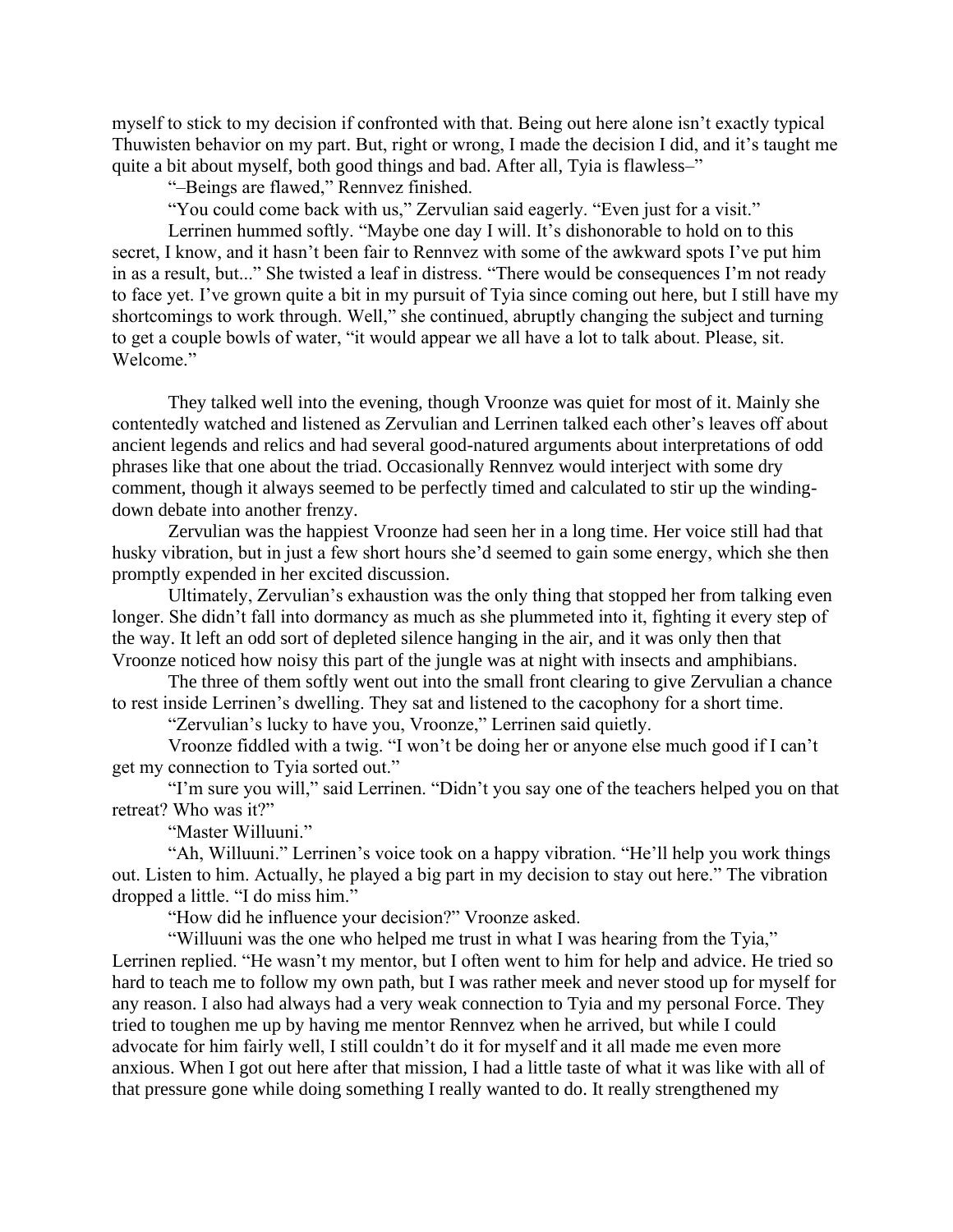myself to stick to my decision if confronted with that. Being out here alone isn't exactly typical Thuwisten behavior on my part. But, right or wrong, I made the decision I did, and it's taught me quite a bit about myself, both good things and bad. After all, Tyia is flawless–"

"–Beings are flawed," Rennvez finished.

"You could come back with us," Zervulian said eagerly. "Even just for a visit."

Lerrinen hummed softly. "Maybe one day I will. It's dishonorable to hold on to this secret, I know, and it hasn't been fair to Rennvez with some of the awkward spots I've put him in as a result, but..." She twisted a leaf in distress. "There would be consequences I'm not ready to face yet. I've grown quite a bit in my pursuit of Tyia since coming out here, but I still have my shortcomings to work through. Well," she continued, abruptly changing the subject and turning to get a couple bowls of water, "it would appear we all have a lot to talk about. Please, sit. Welcome."

They talked well into the evening, though Vroonze was quiet for most of it. Mainly she contentedly watched and listened as Zervulian and Lerrinen talked each other's leaves off about ancient legends and relics and had several good-natured arguments about interpretations of odd phrases like that one about the triad. Occasionally Rennvez would interject with some dry comment, though it always seemed to be perfectly timed and calculated to stir up the winding-down debate into another frenzy.

Zervulian was the happiest Vroonze had seen her in a long time. Her voice still had that husky vibration, but in just a few short hours she'd seemed to gain some energy, which she then promptly expended in her excited discussion.

Ultimately, Zervulian's exhaustion was the only thing that stopped her from talking even longer. She didn't fall into dormancy as much as she plummeted into it, fighting it every step of the way. It left an odd sort of depleted silence hanging in the air, and it was only then that Vroonze noticed how noisy this part of the jungle was at night with insects and amphibians.

The three of them softly went out into the small front clearing to give Zervulian a chance to rest inside Lerrinen's dwelling. They sat and listened to the cacophony for a short time.

"Zervulian's lucky to have you, Vroonze," Lerrinen said quietly.

Vroonze fiddled with a twig. "I won't be doing her or anyone else much good if I can't get my connection to Tyia sorted out."

"I'm sure you will," said Lerrinen. "Didn't you say one of the teachers helped you on that retreat? Who was it?"

"Master Willuuni."

"Ah, Willuuni." Lerrinen's voice took on a happy vibration. "He'll help you work things out. Listen to him. Actually, he played a big part in my decision to stay out here." The vibration dropped a little. "I do miss him."

"How did he influence your decision?" Vroonze asked.

"Willuuni was the one who helped me trust in what I was hearing from the Tyia," Lerrinen replied. "He wasn't my mentor, but I often went to him for help and advice. He tried so hard to teach me to follow my own path, but I was rather meek and never stood up for myself for any reason. I also had always had a very weak connection to Tyia and my personal Force. They tried to toughen me up by having me mentor Rennvez when he arrived, but while I could advocate for him fairly well, I still couldn't do it for myself and it all made me even more anxious. When I got out here after that mission, I had a little taste of what it was like with all of that pressure gone while doing something I really wanted to do. It really strengthened my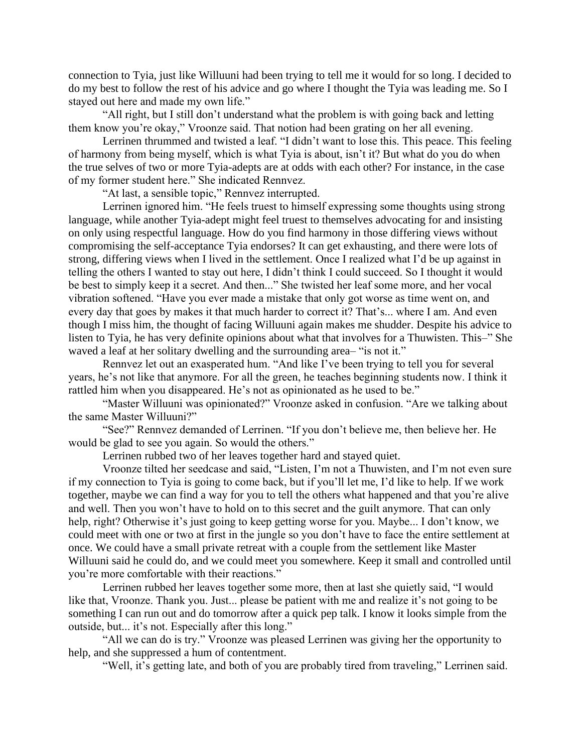connection to Tyia, just like Willuuni had been trying to tell me it would for so long. I decided to do my best to follow the rest of his advice and go where I thought the Tyia was leading me. So I stayed out here and made my own life."

"All right, but I still don't understand what the problem is with going back and letting them know you're okay," Vroonze said. That notion had been grating on her all evening.

Lerrinen thrummed and twisted a leaf. "I didn't want to lose this. This peace. This feeling of harmony from being myself, which is what Tyia is about, isn't it? But what do you do when the true selves of two or more Tyia-adepts are at odds with each other? For instance, in the case of my former student here." She indicated Rennvez.

"At last, a sensible topic," Rennvez interrupted.

Lerrinen ignored him. "He feels truest to himself expressing some thoughts using strong language, while another Tyia-adept might feel truest to themselves advocating for and insisting on only using respectful language. How do you find harmony in those differing views without compromising the self-acceptance Tyia endorses? It can get exhausting, and there were lots of strong, differing views when I lived in the settlement. Once I realized what I'd be up against in telling the others I wanted to stay out here, I didn't think I could succeed. So I thought it would be best to simply keep it a secret. And then..." She twisted her leaf some more, and her vocal vibration softened. "Have you ever made a mistake that only got worse as time went on, and every day that goes by makes it that much harder to correct it? That's... where I am. And even though I miss him, the thought of facing Willuuni again makes me shudder. Despite his advice to listen to Tyia, he has very definite opinions about what that involves for a Thuwisten. This–" She waved a leaf at her solitary dwelling and the surrounding area– "is not it."

Rennvez let out an exasperated hum. "And like I've been trying to tell you for several years, he's not like that anymore. For all the green, he teaches beginning students now. I think it rattled him when you disappeared. He's not as opinionated as he used to be."

"Master Willuuni was opinionated?" Vroonze asked in confusion. "Are we talking about the same Master Willuuni?"

"See?" Rennvez demanded of Lerrinen. "If you don't believe me, then believe her. He would be glad to see you again. So would the others."

Lerrinen rubbed two of her leaves together hard and stayed quiet.

Vroonze tilted her seedcase and said, "Listen, I'm not a Thuwisten, and I'm not even sure if my connection to Tyia is going to come back, but if you'll let me, I'd like to help. If we work together, maybe we can find a way for you to tell the others what happened and that you're alive and well. Then you won't have to hold on to this secret and the guilt anymore. That can only help, right? Otherwise it's just going to keep getting worse for you. Maybe... I don't know, we could meet with one or two at first in the jungle so you don't have to face the entire settlement at once. We could have a small private retreat with a couple from the settlement like Master Willuuni said he could do, and we could meet you somewhere. Keep it small and controlled until you're more comfortable with their reactions."

Lerrinen rubbed her leaves together some more, then at last she quietly said, "I would like that, Vroonze. Thank you. Just... please be patient with me and realize it's not going to be something I can run out and do tomorrow after a quick pep talk. I know it looks simple from the outside, but... it's not. Especially after this long."

"All we can do is try." Vroonze was pleased Lerrinen was giving her the opportunity to help, and she suppressed a hum of contentment.

"Well, it's getting late, and both of you are probably tired from traveling," Lerrinen said.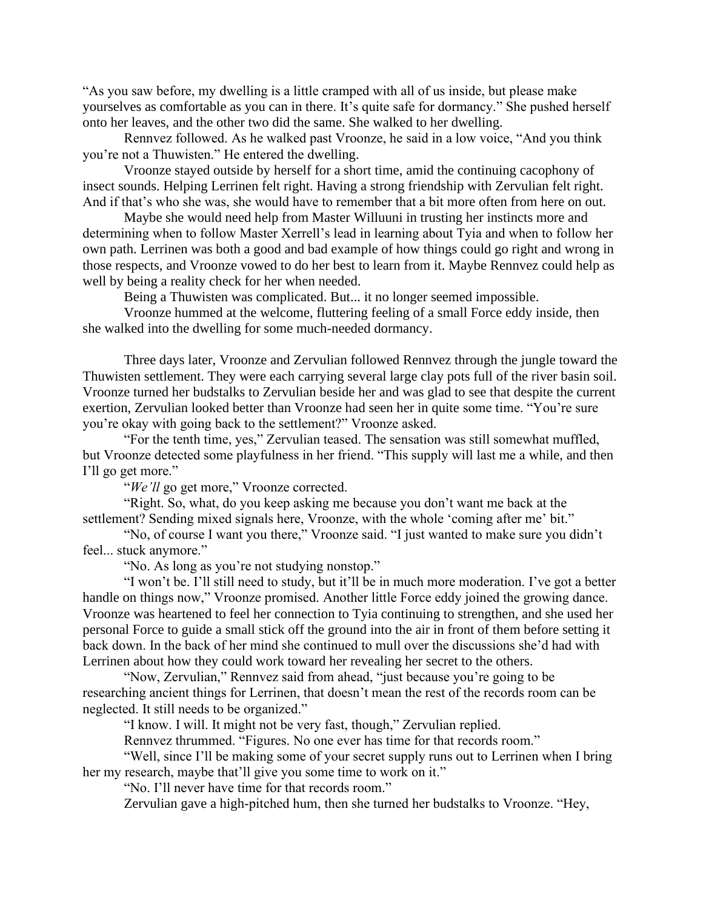"As you saw before, my dwelling is a little cramped with all of us inside, but please make yourselves as comfortable as you can in there. It's quite safe for dormancy." She pushed herself onto her leaves, and the other two did the same. She walked to her dwelling.

Rennvez followed. As he walked past Vroonze, he said in a low voice, "And you think you're not a Thuwisten." He entered the dwelling.

Vroonze stayed outside by herself for a short time, amid the continuing cacophony of insect sounds. Helping Lerrinen felt right. Having a strong friendship with Zervulian felt right. And if that's who she was, she would have to remember that a bit more often from here on out.

Maybe she would need help from Master Willuuni in trusting her instincts more and determining when to follow Master Xerrell's lead in learning about Tyia and when to follow her own path. Lerrinen was both a good and bad example of how things could go right and wrong in those respects, and Vroonze vowed to do her best to learn from it. Maybe Rennvez could help as well by being a reality check for her when needed.

Being a Thuwisten was complicated. But... it no longer seemed impossible.

Vroonze hummed at the welcome, fluttering feeling of a small Force eddy inside, then she walked into the dwelling for some much-needed dormancy.

Three days later, Vroonze and Zervulian followed Rennvez through the jungle toward the Thuwisten settlement. They were each carrying several large clay pots full of the river basin soil. Vroonze turned her budstalks to Zervulian beside her and was glad to see that despite the current exertion, Zervulian looked better than Vroonze had seen her in quite some time. "You're sure you're okay with going back to the settlement?" Vroonze asked.

"For the tenth time, yes," Zervulian teased. The sensation was still somewhat muffled, but Vroonze detected some playfulness in her friend. "This supply will last me a while, and then I'll go get more."

"*We'll* go get more," Vroonze corrected.

"Right. So, what, do you keep asking me because you don't want me back at the settlement? Sending mixed signals here, Vroonze, with the whole 'coming after me' bit."

"No, of course I want you there," Vroonze said. "I just wanted to make sure you didn't feel... stuck anymore."

"No. As long as you're not studying nonstop."

"I won't be. I'll still need to study, but it'll be in much more moderation. I've got a better handle on things now," Vroonze promised. Another little Force eddy joined the growing dance. Vroonze was heartened to feel her connection to Tyia continuing to strengthen, and she used her personal Force to guide a small stick off the ground into the air in front of them before setting it back down. In the back of her mind she continued to mull over the discussions she'd had with Lerrinen about how they could work toward her revealing her secret to the others.

"Now, Zervulian," Rennvez said from ahead, "just because you're going to be researching ancient things for Lerrinen, that doesn't mean the rest of the records room can be neglected. It still needs to be organized."

"I know. I will. It might not be very fast, though," Zervulian replied.

Rennvez thrummed. "Figures. No one ever has time for that records room."

"Well, since I'll be making some of your secret supply runs out to Lerrinen when I bring her my research, maybe that'll give you some time to work on it."

"No. I'll never have time for that records room."

Zervulian gave a high-pitched hum, then she turned her budstalks to Vroonze. "Hey,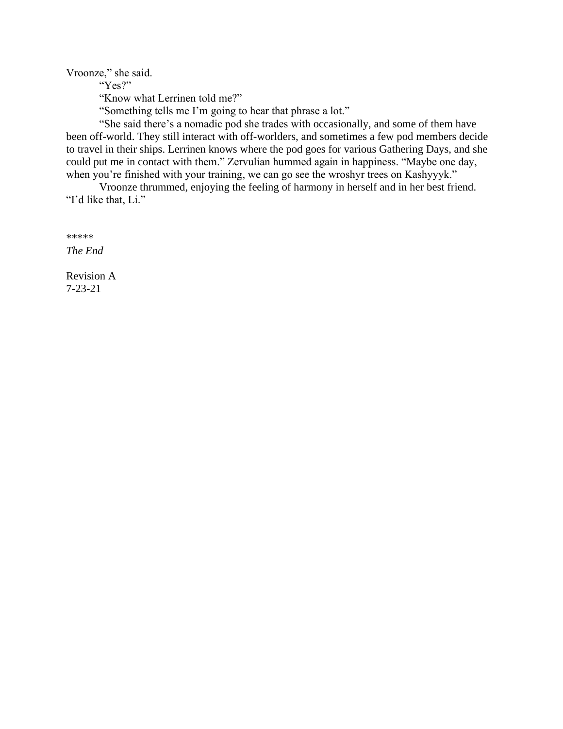Vroonze," she said.

"Yes?"

"Know what Lerrinen told me?"

"Something tells me I'm going to hear that phrase a lot."

"She said there's a nomadic pod she trades with occasionally, and some of them have been off-world. They still interact with off-worlders, and sometimes a few pod members decide to travel in their ships. Lerrinen knows where the pod goes for various Gathering Days, and she could put me in contact with them." Zervulian hummed again in happiness. "Maybe one day, when you're finished with your training, we can go see the wroshyr trees on Kashyyyk."

Vroonze thrummed, enjoying the feeling of harmony in herself and in her best friend. "I'd like that, Li."

*****

*The End*

Revision A
7-23-21